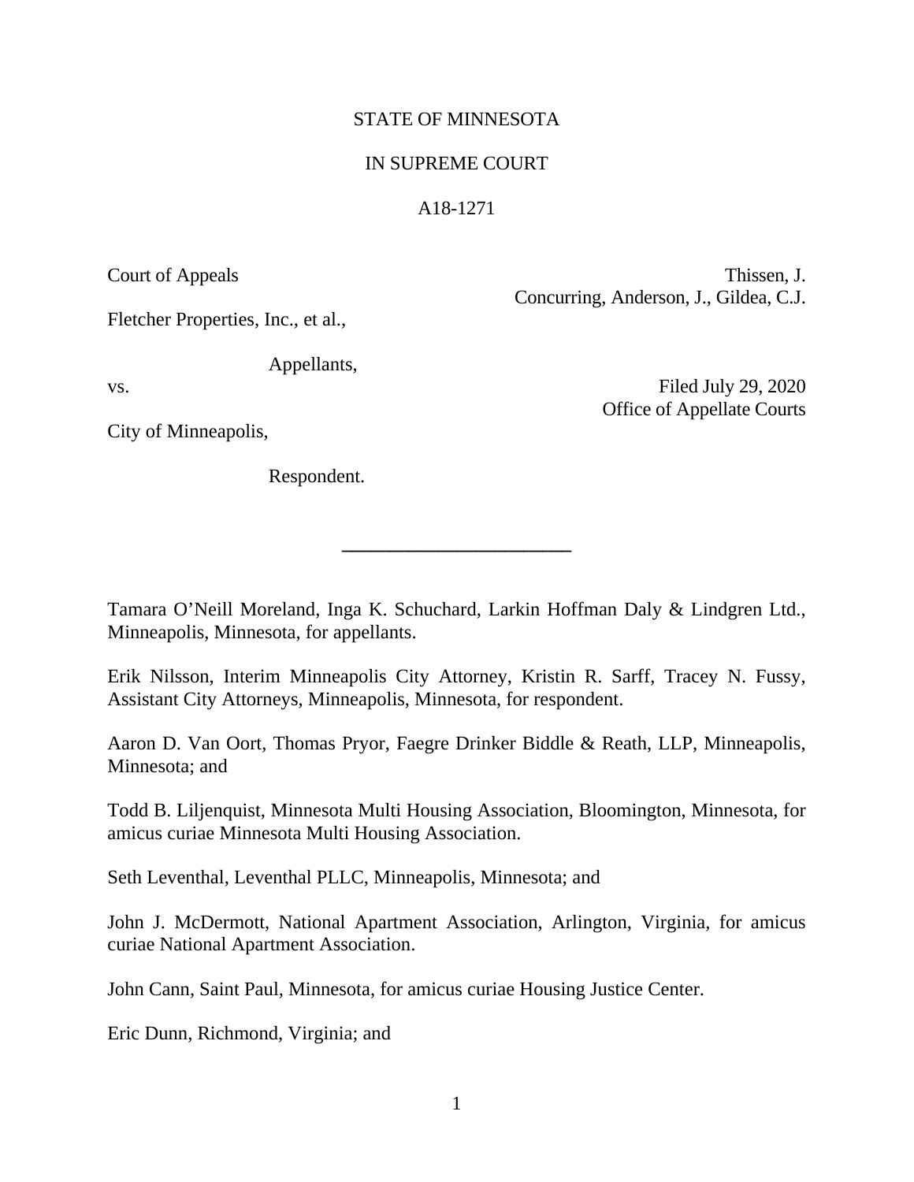STATE OF MINNESOTA

IN SUPREME COURT

A18-1271

Court of Appeals

Thissen, J.
Concurring, Anderson, J., Gildea, C.J.

Fletcher Properties, Inc., et al.,

Appellants,

vs.

Filed July 29, 2020
Office of Appellate Courts

City of Minneapolis,

Respondent.

________________________

Tamara O'Neill Moreland, Inga K. Schuchard, Larkin Hoffman Daly & Lindgren Ltd., Minneapolis, Minnesota, for appellants.

Erik Nilsson, Interim Minneapolis City Attorney, Kristin R. Sarff, Tracey N. Fussy, Assistant City Attorneys, Minneapolis, Minnesota, for respondent.

Aaron D. Van Oort, Thomas Pryor, Faegre Drinker Biddle & Reath, LLP, Minneapolis, Minnesota; and

Todd B. Liljenquist, Minnesota Multi Housing Association, Bloomington, Minnesota, for amicus curiae Minnesota Multi Housing Association.

Seth Leventhal, Leventhal PLLC, Minneapolis, Minnesota; and

John J. McDermott, National Apartment Association, Arlington, Virginia, for amicus curiae National Apartment Association.

John Cann, Saint Paul, Minnesota, for amicus curiae Housing Justice Center.

Eric Dunn, Richmond, Virginia; and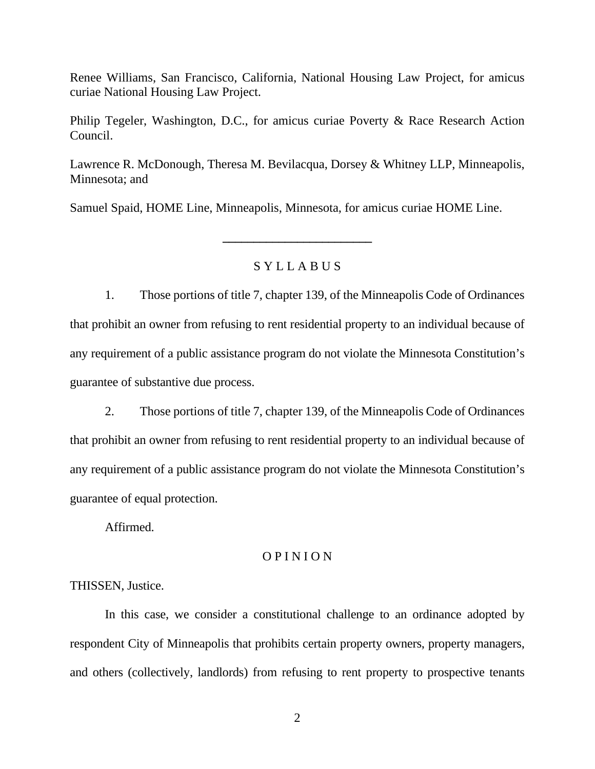Renee Williams, San Francisco, California, National Housing Law Project, for amicus curiae National Housing Law Project.

Philip Tegeler, Washington, D.C., for amicus curiae Poverty & Race Research Action Council.

Lawrence R. McDonough, Theresa M. Bevilacqua, Dorsey & Whitney LLP, Minneapolis, Minnesota; and

Samuel Spaid, HOME Line, Minneapolis, Minnesota, for amicus curiae HOME Line.

---

S Y L L A B U S

1. Those portions of title 7, chapter 139, of the Minneapolis Code of Ordinances that prohibit an owner from refusing to rent residential property to an individual because of any requirement of a public assistance program do not violate the Minnesota Constitution's guarantee of substantive due process.

2. Those portions of title 7, chapter 139, of the Minneapolis Code of Ordinances that prohibit an owner from refusing to rent residential property to an individual because of any requirement of a public assistance program do not violate the Minnesota Constitution's guarantee of equal protection.

Affirmed.

O P I N I O N

THISSEN, Justice.

In this case, we consider a constitutional challenge to an ordinance adopted by respondent City of Minneapolis that prohibits certain property owners, property managers, and others (collectively, landlords) from refusing to rent property to prospective tenants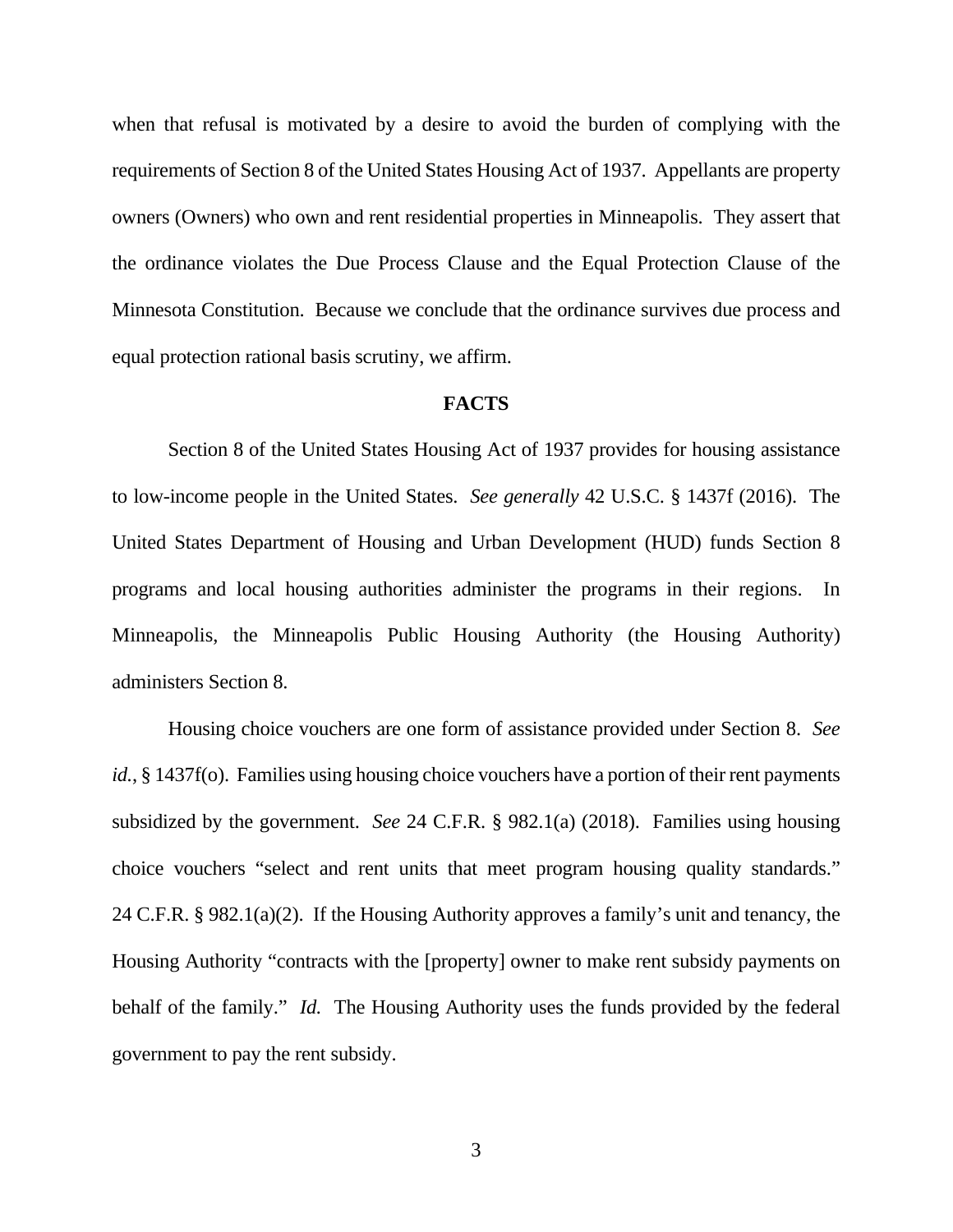when that refusal is motivated by a desire to avoid the burden of complying with the requirements of Section 8 of the United States Housing Act of 1937. Appellants are property owners (Owners) who own and rent residential properties in Minneapolis. They assert that the ordinance violates the Due Process Clause and the Equal Protection Clause of the Minnesota Constitution. Because we conclude that the ordinance survives due process and equal protection rational basis scrutiny, we affirm.

## FACTS

Section 8 of the United States Housing Act of 1937 provides for housing assistance to low-income people in the United States. *See generally* 42 U.S.C. § 1437f (2016). The United States Department of Housing and Urban Development (HUD) funds Section 8 programs and local housing authorities administer the programs in their regions. In Minneapolis, the Minneapolis Public Housing Authority (the Housing Authority) administers Section 8.

Housing choice vouchers are one form of assistance provided under Section 8. *See id.*, § 1437f(o). Families using housing choice vouchers have a portion of their rent payments subsidized by the government. *See* 24 C.F.R. § 982.1(a) (2018). Families using housing choice vouchers "select and rent units that meet program housing quality standards." 24 C.F.R. § 982.1(a)(2). If the Housing Authority approves a family's unit and tenancy, the Housing Authority "contracts with the [property] owner to make rent subsidy payments on behalf of the family." *Id.* The Housing Authority uses the funds provided by the federal government to pay the rent subsidy.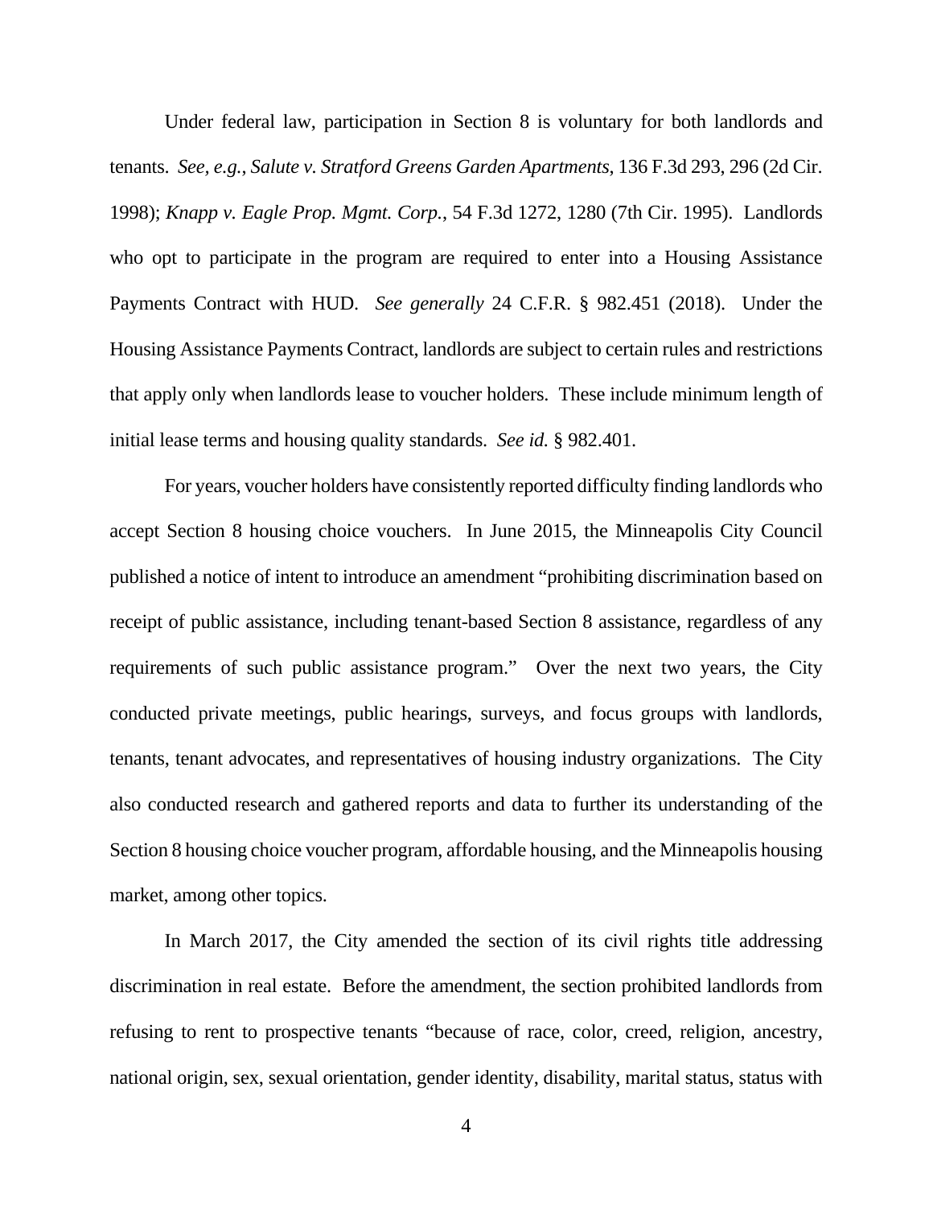Under federal law, participation in Section 8 is voluntary for both landlords and tenants. *See, e.g.*, *Salute v. Stratford Greens Garden Apartments*, 136 F.3d 293, 296 (2d Cir. 1998); *Knapp v. Eagle Prop. Mgmt. Corp.*, 54 F.3d 1272, 1280 (7th Cir. 1995). Landlords who opt to participate in the program are required to enter into a Housing Assistance Payments Contract with HUD. *See generally* 24 C.F.R. § 982.451 (2018). Under the Housing Assistance Payments Contract, landlords are subject to certain rules and restrictions that apply only when landlords lease to voucher holders. These include minimum length of initial lease terms and housing quality standards. *See id.* § 982.401.

For years, voucher holders have consistently reported difficulty finding landlords who accept Section 8 housing choice vouchers. In June 2015, the Minneapolis City Council published a notice of intent to introduce an amendment "prohibiting discrimination based on receipt of public assistance, including tenant-based Section 8 assistance, regardless of any requirements of such public assistance program." Over the next two years, the City conducted private meetings, public hearings, surveys, and focus groups with landlords, tenants, tenant advocates, and representatives of housing industry organizations. The City also conducted research and gathered reports and data to further its understanding of the Section 8 housing choice voucher program, affordable housing, and the Minneapolis housing market, among other topics.

In March 2017, the City amended the section of its civil rights title addressing discrimination in real estate. Before the amendment, the section prohibited landlords from refusing to rent to prospective tenants "because of race, color, creed, religion, ancestry, national origin, sex, sexual orientation, gender identity, disability, marital status, status with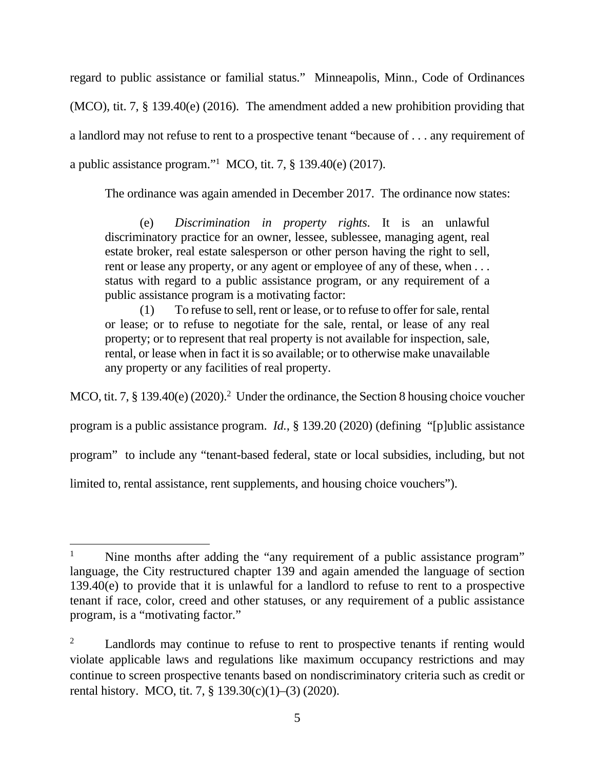regard to public assistance or familial status." Minneapolis, Minn., Code of Ordinances (MCO), tit. 7, § 139.40(e) (2016). The amendment added a new prohibition providing that a landlord may not refuse to rent to a prospective tenant "because of . . . any requirement of a public assistance program."[1] MCO, tit. 7, § 139.40(e) (2017).

The ordinance was again amended in December 2017. The ordinance now states:

> (e) *Discrimination in property rights.* It is an unlawful discriminatory practice for an owner, lessee, sublessee, managing agent, real estate broker, real estate salesperson or other person having the right to sell, rent or lease any property, or any agent or employee of any of these, when . . . status with regard to a public assistance program, or any requirement of a public assistance program is a motivating factor:
>
> (1) To refuse to sell, rent or lease, or to refuse to offer for sale, rental or lease; or to refuse to negotiate for the sale, rental, or lease of any real property; or to represent that real property is not available for inspection, sale, rental, or lease when in fact it is so available; or to otherwise make unavailable any property or any facilities of real property.

MCO, tit. 7, § 139.40(e) (2020).[2] Under the ordinance, the Section 8 housing choice voucher program is a public assistance program. *Id.*, § 139.20 (2020) (defining "[p]ublic assistance program" to include any "tenant-based federal, state or local subsidies, including, but not limited to, rental assistance, rent supplements, and housing choice vouchers").

---

[1] Nine months after adding the "any requirement of a public assistance program" language, the City restructured chapter 139 and again amended the language of section 139.40(e) to provide that it is unlawful for a landlord to refuse to rent to a prospective tenant if race, color, creed and other statuses, or any requirement of a public assistance program, is a "motivating factor."

[2] Landlords may continue to refuse to rent to prospective tenants if renting would violate applicable laws and regulations like maximum occupancy restrictions and may continue to screen prospective tenants based on nondiscriminatory criteria such as credit or rental history. MCO, tit. 7, § 139.30(c)(1)–(3) (2020).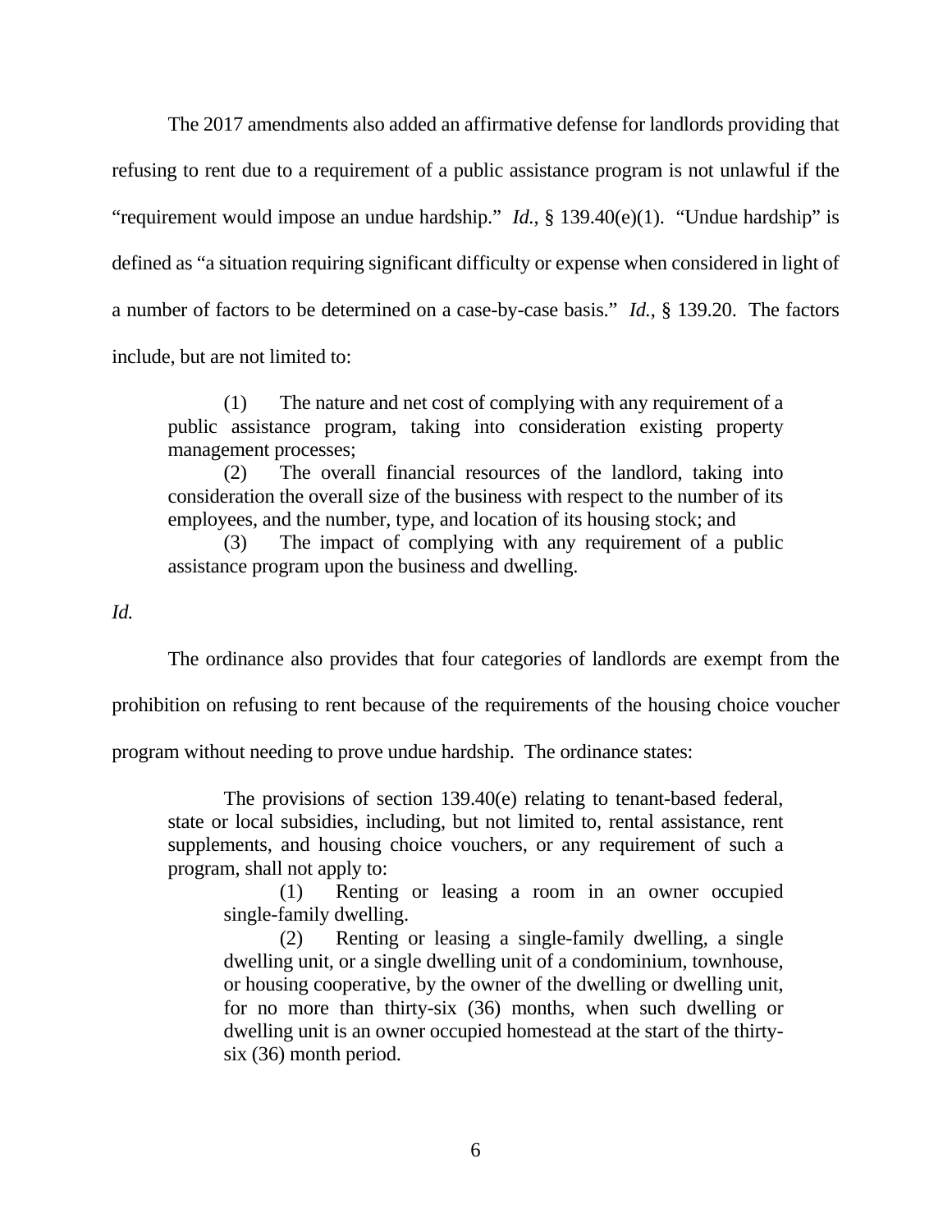The 2017 amendments also added an affirmative defense for landlords providing that refusing to rent due to a requirement of a public assistance program is not unlawful if the "requirement would impose an undue hardship." *Id.*, § 139.40(e)(1). "Undue hardship" is defined as "a situation requiring significant difficulty or expense when considered in light of a number of factors to be determined on a case-by-case basis." *Id.*, § 139.20. The factors include, but are not limited to:

> (1) The nature and net cost of complying with any requirement of a public assistance program, taking into consideration existing property management processes;
>
> (2) The overall financial resources of the landlord, taking into consideration the overall size of the business with respect to the number of its employees, and the number, type, and location of its housing stock; and
>
> (3) The impact of complying with any requirement of a public assistance program upon the business and dwelling.

*Id.*

The ordinance also provides that four categories of landlords are exempt from the prohibition on refusing to rent because of the requirements of the housing choice voucher program without needing to prove undue hardship. The ordinance states:

> The provisions of section 139.40(e) relating to tenant-based federal, state or local subsidies, including, but not limited to, rental assistance, rent supplements, and housing choice vouchers, or any requirement of such a program, shall not apply to:
>
> > (1) Renting or leasing a room in an owner occupied single-family dwelling.
> >
> > (2) Renting or leasing a single-family dwelling, a single dwelling unit, or a single dwelling unit of a condominium, townhouse, or housing cooperative, by the owner of the dwelling or dwelling unit, for no more than thirty-six (36) months, when such dwelling or dwelling unit is an owner occupied homestead at the start of the thirty-six (36) month period.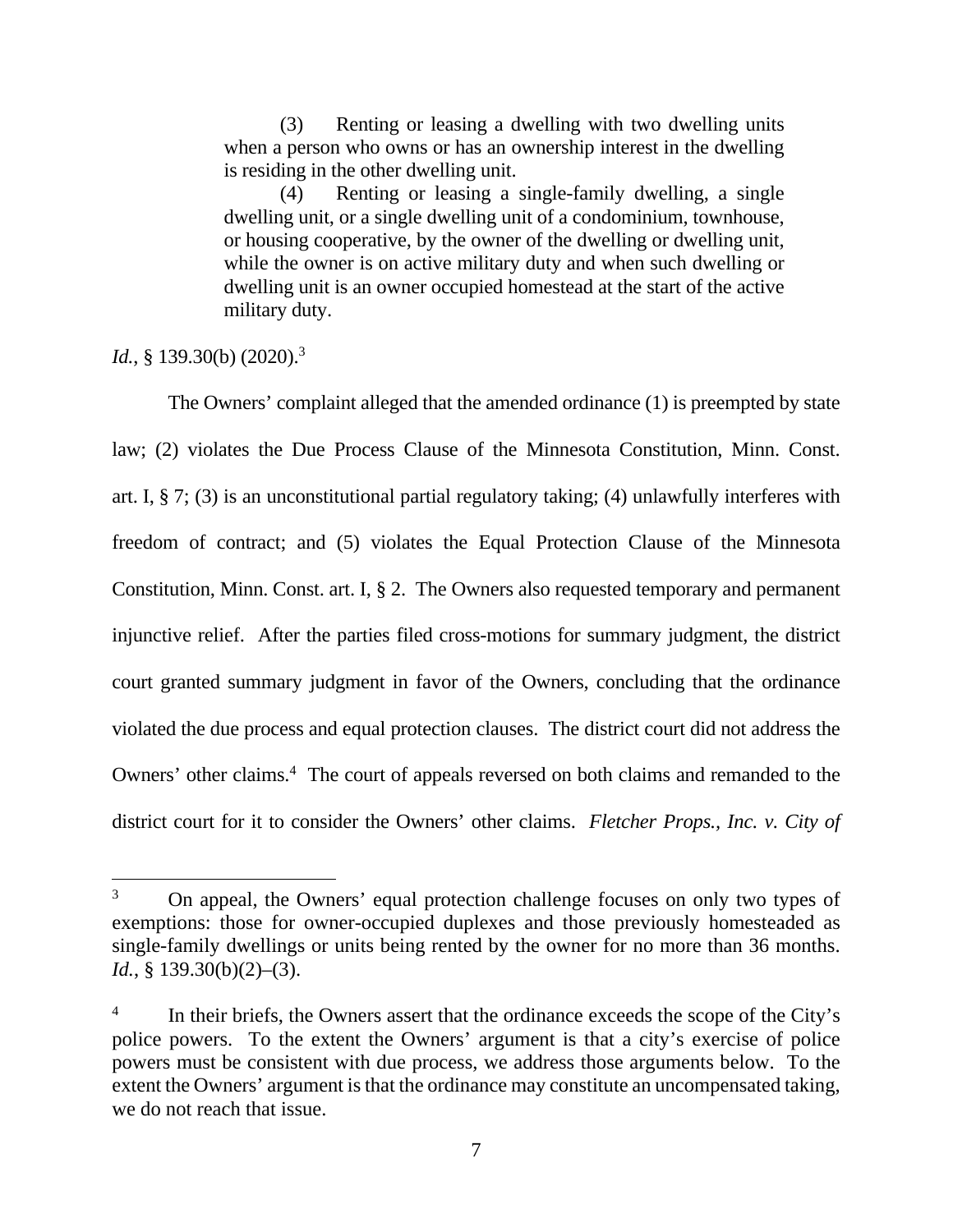> (3) Renting or leasing a dwelling with two dwelling units when a person who owns or has an ownership interest in the dwelling is residing in the other dwelling unit.
>
> (4) Renting or leasing a single-family dwelling, a single dwelling unit, or a single dwelling unit of a condominium, townhouse, or housing cooperative, by the owner of the dwelling or dwelling unit, while the owner is on active military duty and when such dwelling or dwelling unit is an owner occupied homestead at the start of the active military duty.

*Id.*, § 139.30(b) (2020).[3]

The Owners' complaint alleged that the amended ordinance (1) is preempted by state law; (2) violates the Due Process Clause of the Minnesota Constitution, Minn. Const. art. I, § 7; (3) is an unconstitutional partial regulatory taking; (4) unlawfully interferes with freedom of contract; and (5) violates the Equal Protection Clause of the Minnesota Constitution, Minn. Const. art. I, § 2. The Owners also requested temporary and permanent injunctive relief. After the parties filed cross-motions for summary judgment, the district court granted summary judgment in favor of the Owners, concluding that the ordinance violated the due process and equal protection clauses. The district court did not address the Owners' other claims.[4] The court of appeals reversed on both claims and remanded to the district court for it to consider the Owners' other claims. *Fletcher Props., Inc. v. City of*

---

[3] On appeal, the Owners' equal protection challenge focuses on only two types of exemptions: those for owner-occupied duplexes and those previously homesteaded as single-family dwellings or units being rented by the owner for no more than 36 months. *Id.*, § 139.30(b)(2)–(3).

[4] In their briefs, the Owners assert that the ordinance exceeds the scope of the City's police powers. To the extent the Owners' argument is that a city's exercise of police powers must be consistent with due process, we address those arguments below. To the extent the Owners' argument is that the ordinance may constitute an uncompensated taking, we do not reach that issue.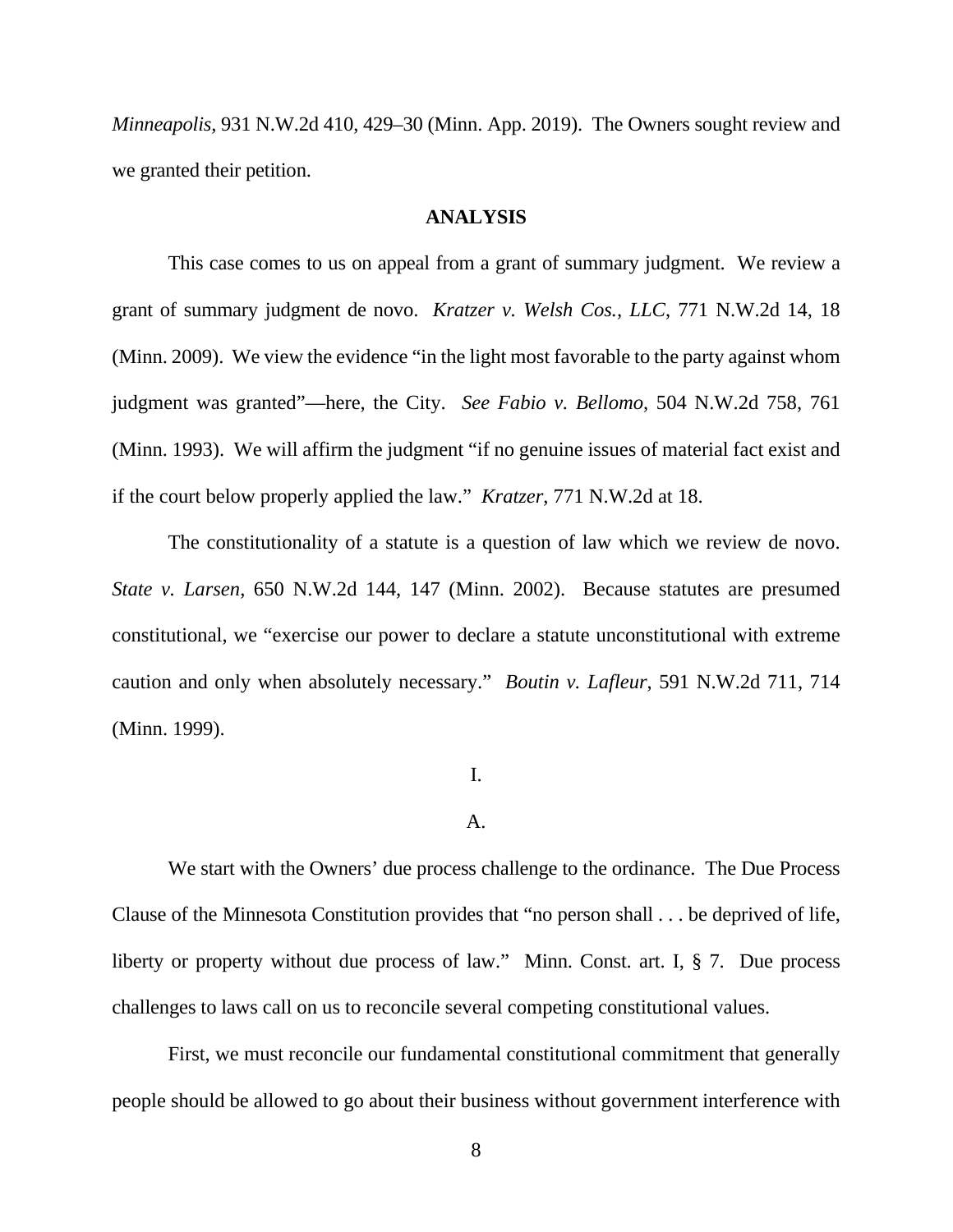*Minneapolis*, 931 N.W.2d 410, 429–30 (Minn. App. 2019). The Owners sought review and we granted their petition.

**ANALYSIS**

This case comes to us on appeal from a grant of summary judgment. We review a grant of summary judgment de novo. *Kratzer v. Welsh Cos., LLC*, 771 N.W.2d 14, 18 (Minn. 2009). We view the evidence "in the light most favorable to the party against whom judgment was granted"—here, the City. *See Fabio v. Bellomo*, 504 N.W.2d 758, 761 (Minn. 1993). We will affirm the judgment "if no genuine issues of material fact exist and if the court below properly applied the law." *Kratzer*, 771 N.W.2d at 18.

The constitutionality of a statute is a question of law which we review de novo. *State v. Larsen*, 650 N.W.2d 144, 147 (Minn. 2002). Because statutes are presumed constitutional, we "exercise our power to declare a statute unconstitutional with extreme caution and only when absolutely necessary." *Boutin v. Lafleur*, 591 N.W.2d 711, 714 (Minn. 1999).

I.

A.

We start with the Owners' due process challenge to the ordinance. The Due Process Clause of the Minnesota Constitution provides that "no person shall . . . be deprived of life, liberty or property without due process of law." Minn. Const. art. I, § 7. Due process challenges to laws call on us to reconcile several competing constitutional values.

First, we must reconcile our fundamental constitutional commitment that generally people should be allowed to go about their business without government interference with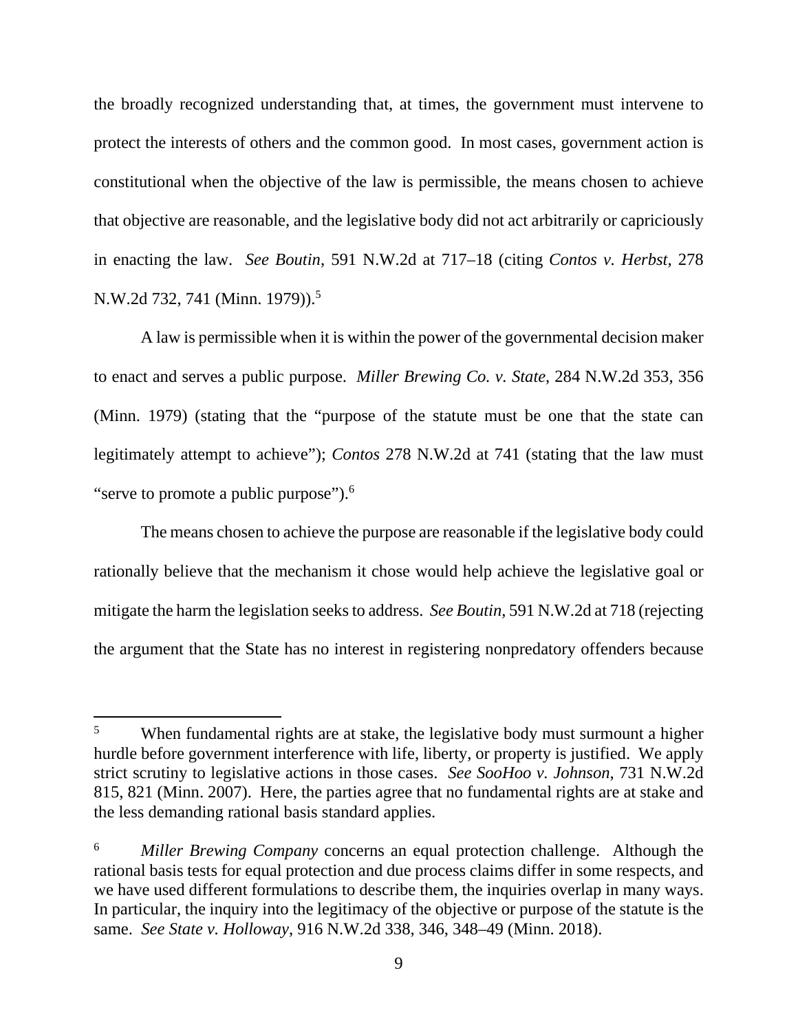the broadly recognized understanding that, at times, the government must intervene to protect the interests of others and the common good. In most cases, government action is constitutional when the objective of the law is permissible, the means chosen to achieve that objective are reasonable, and the legislative body did not act arbitrarily or capriciously in enacting the law. *See Boutin*, 591 N.W.2d at 717–18 (citing *Contos v. Herbst*, 278 N.W.2d 732, 741 (Minn. 1979)).[5]

A law is permissible when it is within the power of the governmental decision maker to enact and serves a public purpose. *Miller Brewing Co. v. State*, 284 N.W.2d 353, 356 (Minn. 1979) (stating that the "purpose of the statute must be one that the state can legitimately attempt to achieve"); *Contos* 278 N.W.2d at 741 (stating that the law must "serve to promote a public purpose").[6]

The means chosen to achieve the purpose are reasonable if the legislative body could rationally believe that the mechanism it chose would help achieve the legislative goal or mitigate the harm the legislation seeks to address. *See Boutin*, 591 N.W.2d at 718 (rejecting the argument that the State has no interest in registering nonpredatory offenders because

---

[5] When fundamental rights are at stake, the legislative body must surmount a higher hurdle before government interference with life, liberty, or property is justified. We apply strict scrutiny to legislative actions in those cases. *See SooHoo v. Johnson*, 731 N.W.2d 815, 821 (Minn. 2007). Here, the parties agree that no fundamental rights are at stake and the less demanding rational basis standard applies.

[6] *Miller Brewing Company* concerns an equal protection challenge. Although the rational basis tests for equal protection and due process claims differ in some respects, and we have used different formulations to describe them, the inquiries overlap in many ways. In particular, the inquiry into the legitimacy of the objective or purpose of the statute is the same. *See State v. Holloway*, 916 N.W.2d 338, 346, 348–49 (Minn. 2018).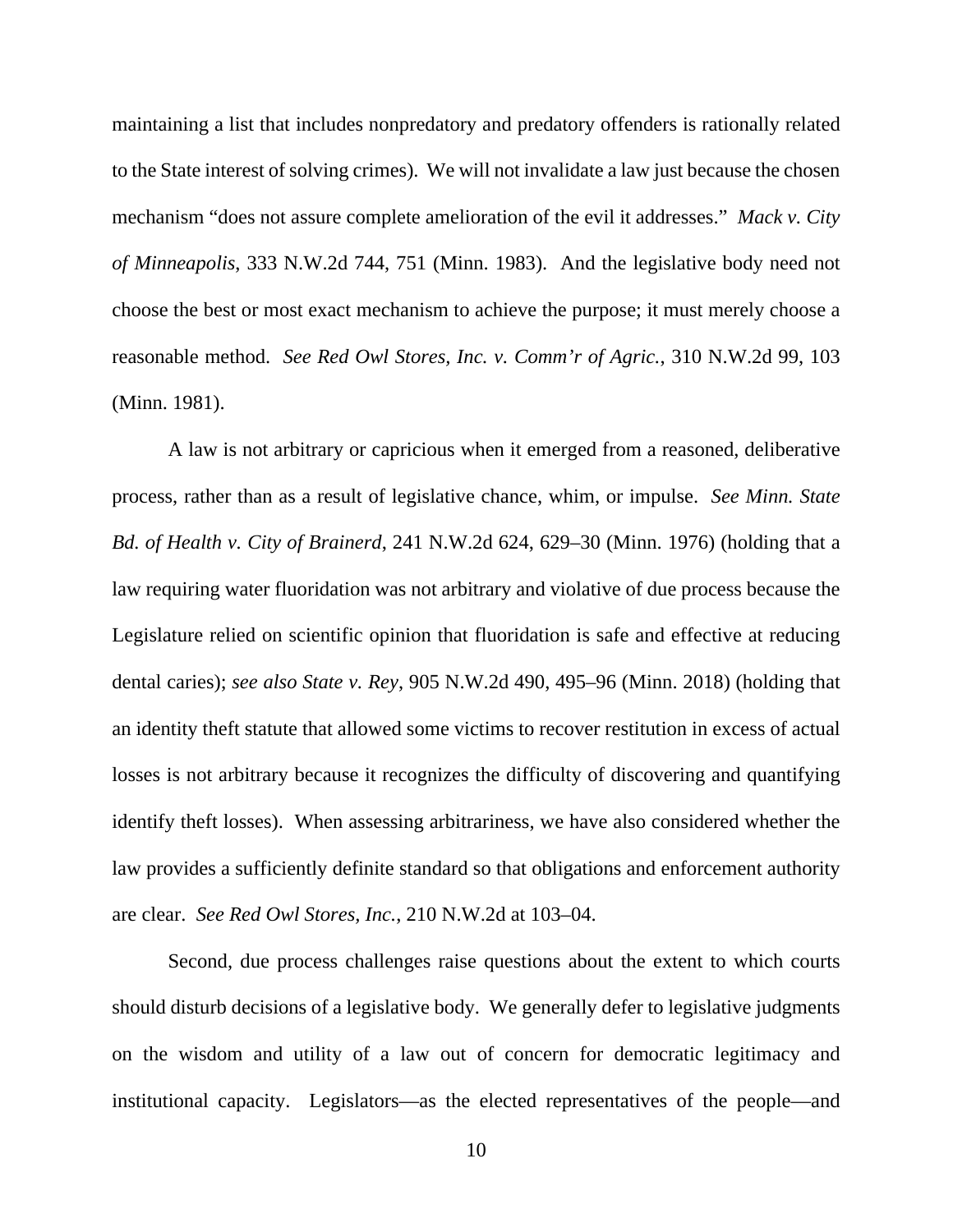maintaining a list that includes nonpredatory and predatory offenders is rationally related to the State interest of solving crimes). We will not invalidate a law just because the chosen mechanism "does not assure complete amelioration of the evil it addresses." *Mack v. City of Minneapolis*, 333 N.W.2d 744, 751 (Minn. 1983). And the legislative body need not choose the best or most exact mechanism to achieve the purpose; it must merely choose a reasonable method. *See Red Owl Stores, Inc. v. Comm'r of Agric.*, 310 N.W.2d 99, 103 (Minn. 1981).

A law is not arbitrary or capricious when it emerged from a reasoned, deliberative process, rather than as a result of legislative chance, whim, or impulse. *See Minn. State Bd. of Health v. City of Brainerd*, 241 N.W.2d 624, 629–30 (Minn. 1976) (holding that a law requiring water fluoridation was not arbitrary and violative of due process because the Legislature relied on scientific opinion that fluoridation is safe and effective at reducing dental caries); *see also State v. Rey*, 905 N.W.2d 490, 495–96 (Minn. 2018) (holding that an identity theft statute that allowed some victims to recover restitution in excess of actual losses is not arbitrary because it recognizes the difficulty of discovering and quantifying identify theft losses). When assessing arbitrariness, we have also considered whether the law provides a sufficiently definite standard so that obligations and enforcement authority are clear. *See Red Owl Stores, Inc.*, 210 N.W.2d at 103–04.

Second, due process challenges raise questions about the extent to which courts should disturb decisions of a legislative body. We generally defer to legislative judgments on the wisdom and utility of a law out of concern for democratic legitimacy and institutional capacity. Legislators—as the elected representatives of the people—and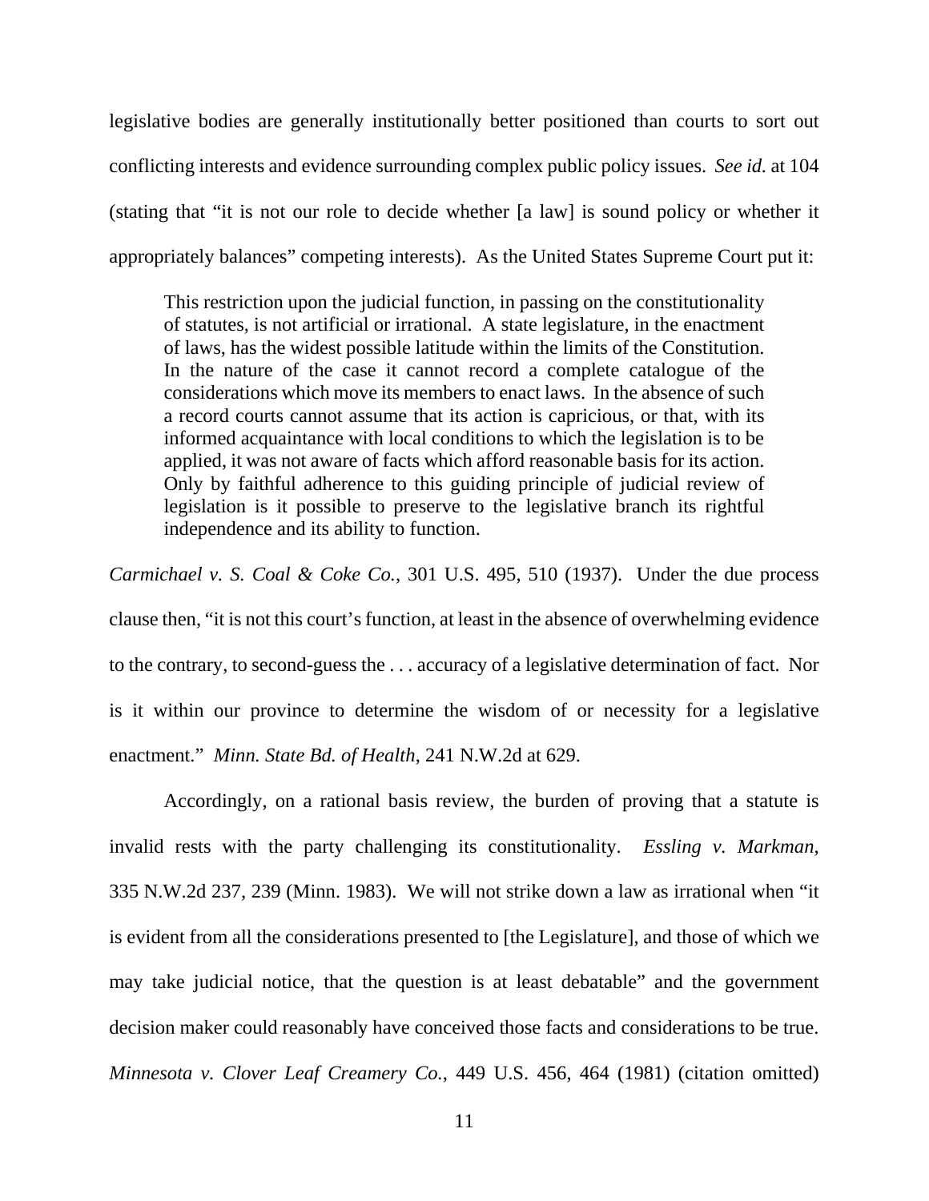legislative bodies are generally institutionally better positioned than courts to sort out conflicting interests and evidence surrounding complex public policy issues. *See id.* at 104 (stating that "it is not our role to decide whether [a law] is sound policy or whether it appropriately balances" competing interests). As the United States Supreme Court put it:

> This restriction upon the judicial function, in passing on the constitutionality of statutes, is not artificial or irrational. A state legislature, in the enactment of laws, has the widest possible latitude within the limits of the Constitution. In the nature of the case it cannot record a complete catalogue of the considerations which move its members to enact laws. In the absence of such a record courts cannot assume that its action is capricious, or that, with its informed acquaintance with local conditions to which the legislation is to be applied, it was not aware of facts which afford reasonable basis for its action. Only by faithful adherence to this guiding principle of judicial review of legislation is it possible to preserve to the legislative branch its rightful independence and its ability to function.

*Carmichael v. S. Coal & Coke Co.*, 301 U.S. 495, 510 (1937). Under the due process clause then, "it is not this court's function, at least in the absence of overwhelming evidence to the contrary, to second-guess the . . . accuracy of a legislative determination of fact. Nor is it within our province to determine the wisdom of or necessity for a legislative enactment." *Minn. State Bd. of Health*, 241 N.W.2d at 629.

Accordingly, on a rational basis review, the burden of proving that a statute is invalid rests with the party challenging its constitutionality. *Essling v. Markman*, 335 N.W.2d 237, 239 (Minn. 1983). We will not strike down a law as irrational when "it is evident from all the considerations presented to [the Legislature], and those of which we may take judicial notice, that the question is at least debatable" and the government decision maker could reasonably have conceived those facts and considerations to be true. *Minnesota v. Clover Leaf Creamery Co.*, 449 U.S. 456, 464 (1981) (citation omitted)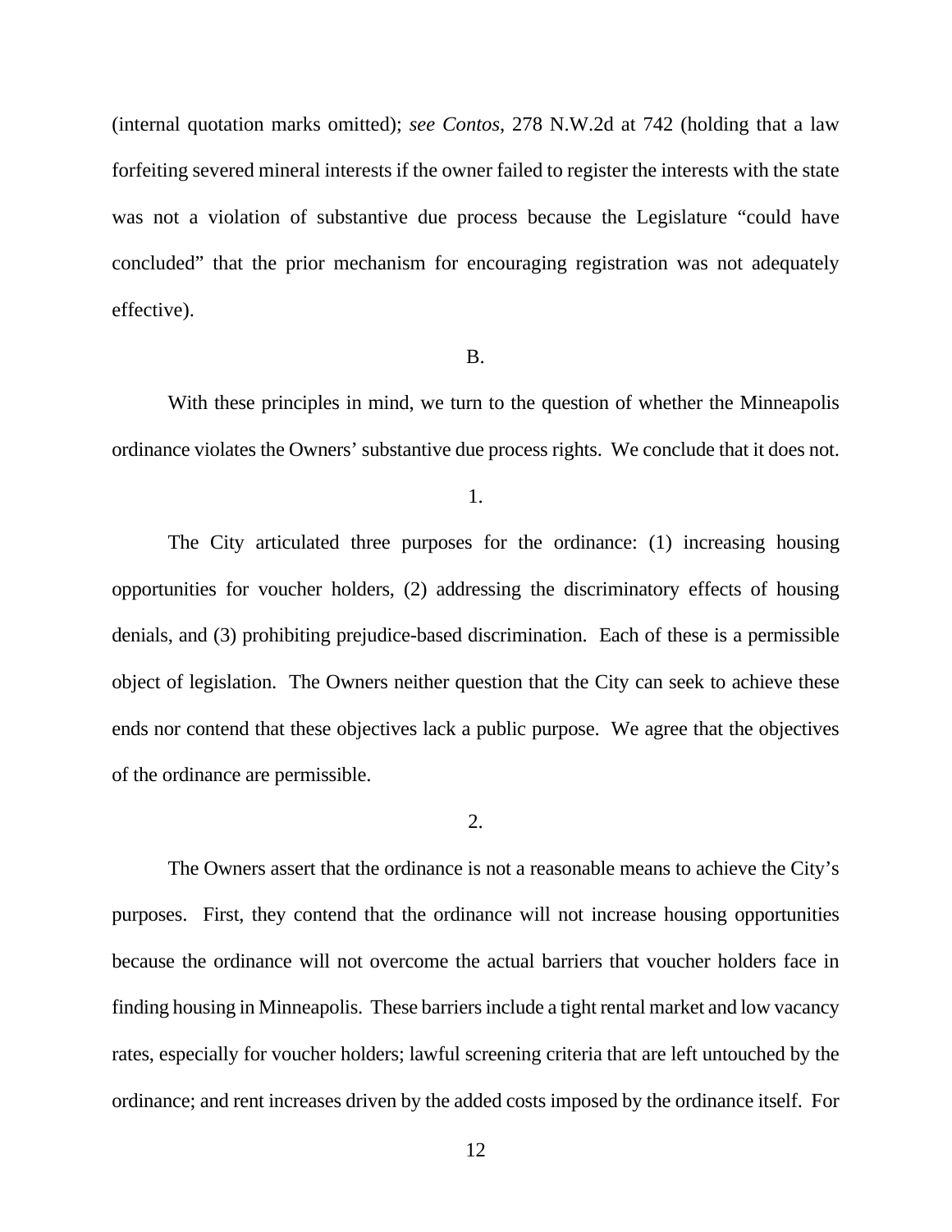(internal quotation marks omitted); *see Contos*, 278 N.W.2d at 742 (holding that a law forfeiting severed mineral interests if the owner failed to register the interests with the state was not a violation of substantive due process because the Legislature "could have concluded" that the prior mechanism for encouraging registration was not adequately effective).

B.

With these principles in mind, we turn to the question of whether the Minneapolis ordinance violates the Owners' substantive due process rights. We conclude that it does not.

1.

The City articulated three purposes for the ordinance: (1) increasing housing opportunities for voucher holders, (2) addressing the discriminatory effects of housing denials, and (3) prohibiting prejudice-based discrimination. Each of these is a permissible object of legislation. The Owners neither question that the City can seek to achieve these ends nor contend that these objectives lack a public purpose. We agree that the objectives of the ordinance are permissible.

2.

The Owners assert that the ordinance is not a reasonable means to achieve the City's purposes. First, they contend that the ordinance will not increase housing opportunities because the ordinance will not overcome the actual barriers that voucher holders face in finding housing in Minneapolis. These barriers include a tight rental market and low vacancy rates, especially for voucher holders; lawful screening criteria that are left untouched by the ordinance; and rent increases driven by the added costs imposed by the ordinance itself. For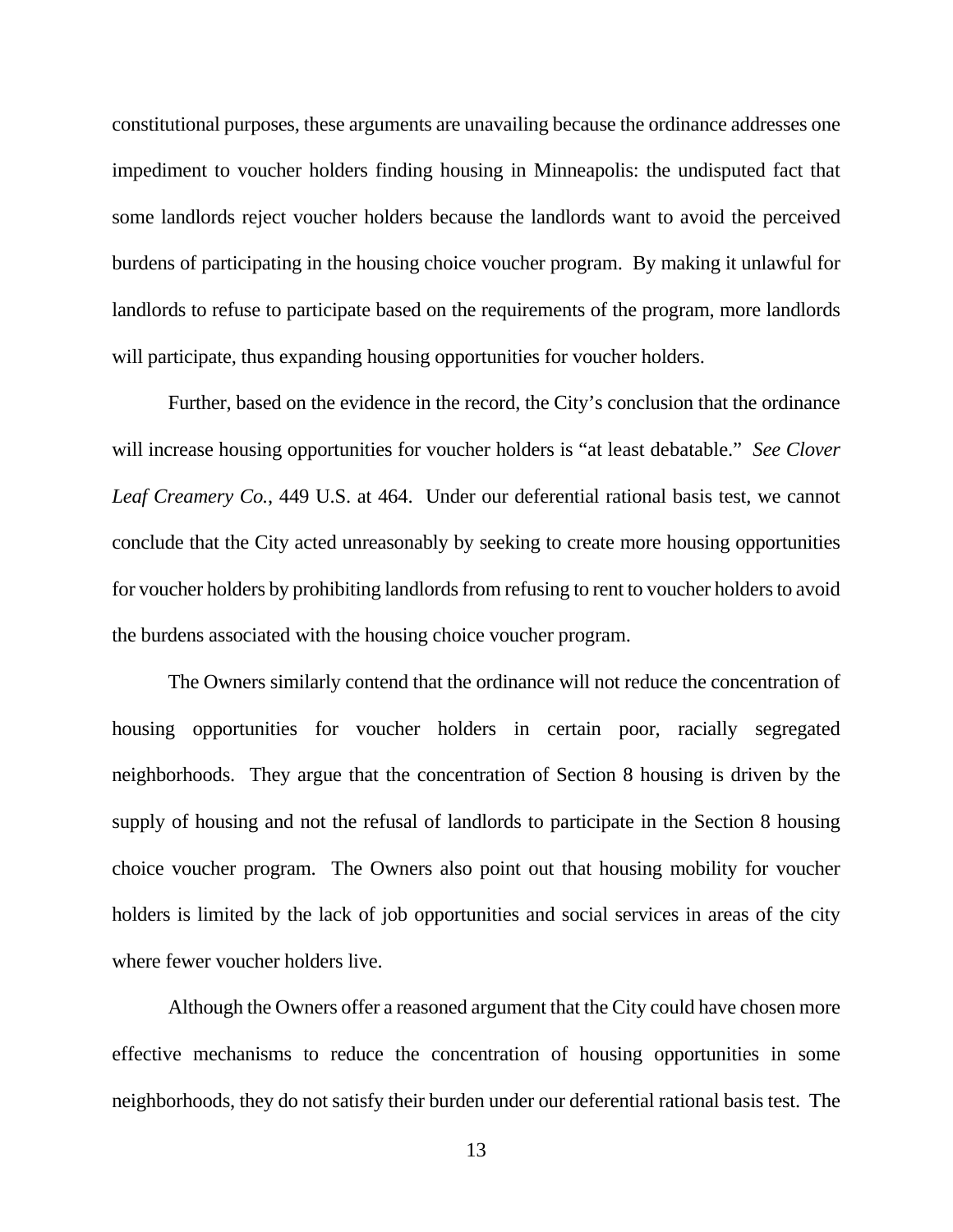constitutional purposes, these arguments are unavailing because the ordinance addresses one impediment to voucher holders finding housing in Minneapolis: the undisputed fact that some landlords reject voucher holders because the landlords want to avoid the perceived burdens of participating in the housing choice voucher program. By making it unlawful for landlords to refuse to participate based on the requirements of the program, more landlords will participate, thus expanding housing opportunities for voucher holders.

Further, based on the evidence in the record, the City's conclusion that the ordinance will increase housing opportunities for voucher holders is "at least debatable." *See Clover Leaf Creamery Co.*, 449 U.S. at 464. Under our deferential rational basis test, we cannot conclude that the City acted unreasonably by seeking to create more housing opportunities for voucher holders by prohibiting landlords from refusing to rent to voucher holders to avoid the burdens associated with the housing choice voucher program.

The Owners similarly contend that the ordinance will not reduce the concentration of housing opportunities for voucher holders in certain poor, racially segregated neighborhoods. They argue that the concentration of Section 8 housing is driven by the supply of housing and not the refusal of landlords to participate in the Section 8 housing choice voucher program. The Owners also point out that housing mobility for voucher holders is limited by the lack of job opportunities and social services in areas of the city where fewer voucher holders live.

Although the Owners offer a reasoned argument that the City could have chosen more effective mechanisms to reduce the concentration of housing opportunities in some neighborhoods, they do not satisfy their burden under our deferential rational basis test. The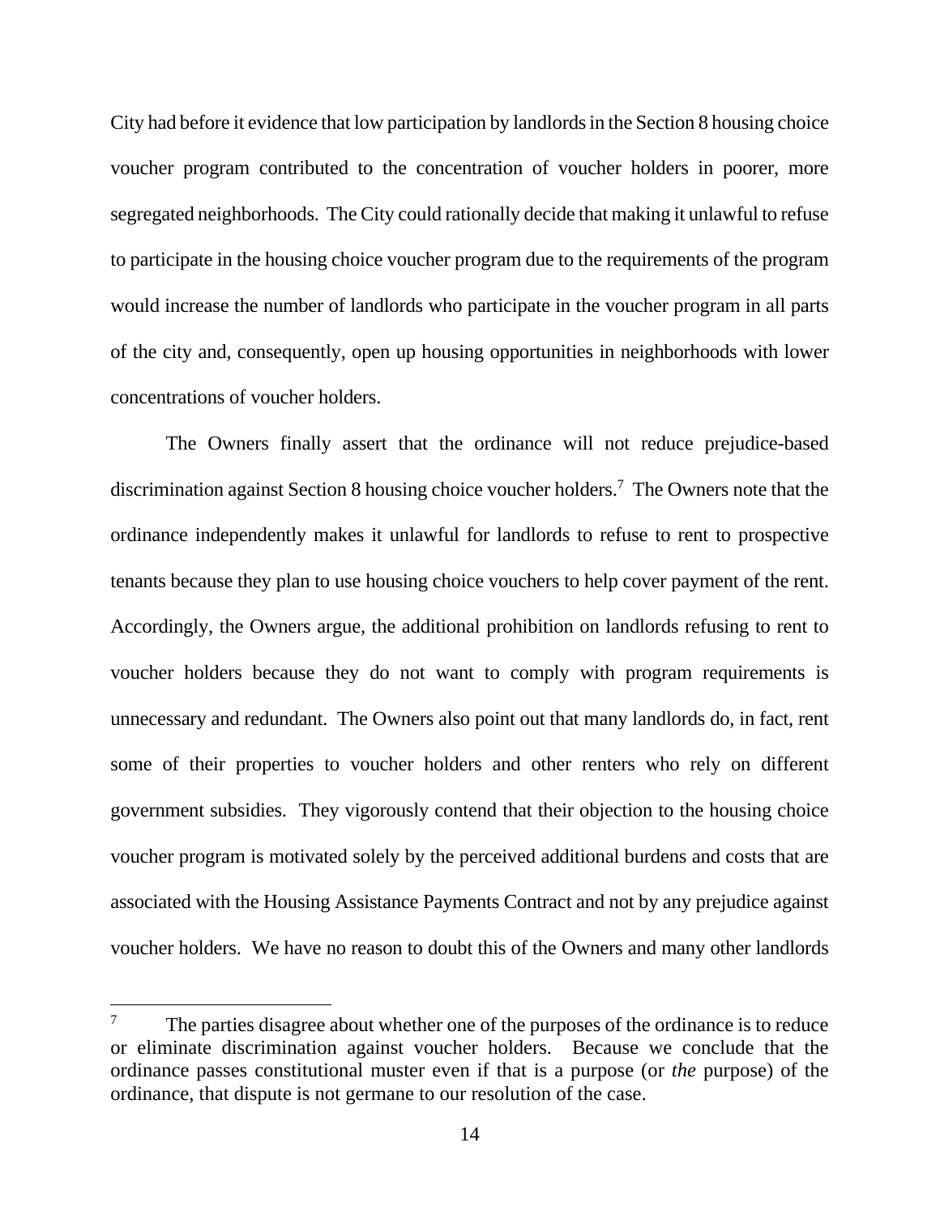City had before it evidence that low participation by landlords in the Section 8 housing choice voucher program contributed to the concentration of voucher holders in poorer, more segregated neighborhoods. The City could rationally decide that making it unlawful to refuse to participate in the housing choice voucher program due to the requirements of the program would increase the number of landlords who participate in the voucher program in all parts of the city and, consequently, open up housing opportunities in neighborhoods with lower concentrations of voucher holders.

The Owners finally assert that the ordinance will not reduce prejudice-based discrimination against Section 8 housing choice voucher holders.[7] The Owners note that the ordinance independently makes it unlawful for landlords to refuse to rent to prospective tenants because they plan to use housing choice vouchers to help cover payment of the rent. Accordingly, the Owners argue, the additional prohibition on landlords refusing to rent to voucher holders because they do not want to comply with program requirements is unnecessary and redundant. The Owners also point out that many landlords do, in fact, rent some of their properties to voucher holders and other renters who rely on different government subsidies. They vigorously contend that their objection to the housing choice voucher program is motivated solely by the perceived additional burdens and costs that are associated with the Housing Assistance Payments Contract and not by any prejudice against voucher holders. We have no reason to doubt this of the Owners and many other landlords

---

[7] The parties disagree about whether one of the purposes of the ordinance is to reduce or eliminate discrimination against voucher holders. Because we conclude that the ordinance passes constitutional muster even if that is a purpose (or *the* purpose) of the ordinance, that dispute is not germane to our resolution of the case.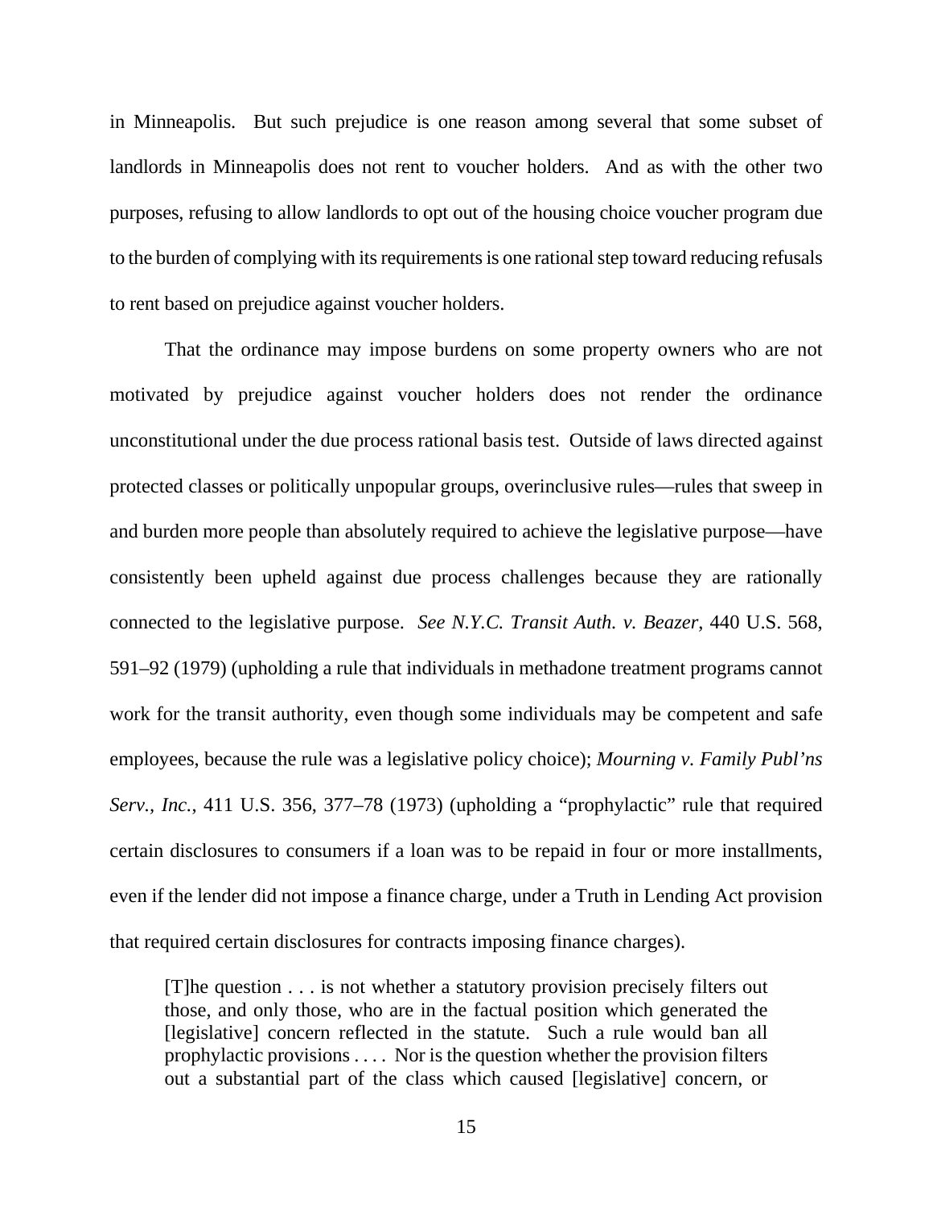in Minneapolis. But such prejudice is one reason among several that some subset of landlords in Minneapolis does not rent to voucher holders. And as with the other two purposes, refusing to allow landlords to opt out of the housing choice voucher program due to the burden of complying with its requirements is one rational step toward reducing refusals to rent based on prejudice against voucher holders.

That the ordinance may impose burdens on some property owners who are not motivated by prejudice against voucher holders does not render the ordinance unconstitutional under the due process rational basis test. Outside of laws directed against protected classes or politically unpopular groups, overinclusive rules—rules that sweep in and burden more people than absolutely required to achieve the legislative purpose—have consistently been upheld against due process challenges because they are rationally connected to the legislative purpose. *See N.Y.C. Transit Auth. v. Beazer*, 440 U.S. 568, 591–92 (1979) (upholding a rule that individuals in methadone treatment programs cannot work for the transit authority, even though some individuals may be competent and safe employees, because the rule was a legislative policy choice); *Mourning v. Family Publ'ns Serv., Inc.*, 411 U.S. 356, 377–78 (1973) (upholding a "prophylactic" rule that required certain disclosures to consumers if a loan was to be repaid in four or more installments, even if the lender did not impose a finance charge, under a Truth in Lending Act provision that required certain disclosures for contracts imposing finance charges).

> [T]he question . . . is not whether a statutory provision precisely filters out those, and only those, who are in the factual position which generated the [legislative] concern reflected in the statute. Such a rule would ban all prophylactic provisions . . . . Nor is the question whether the provision filters out a substantial part of the class which caused [legislative] concern, or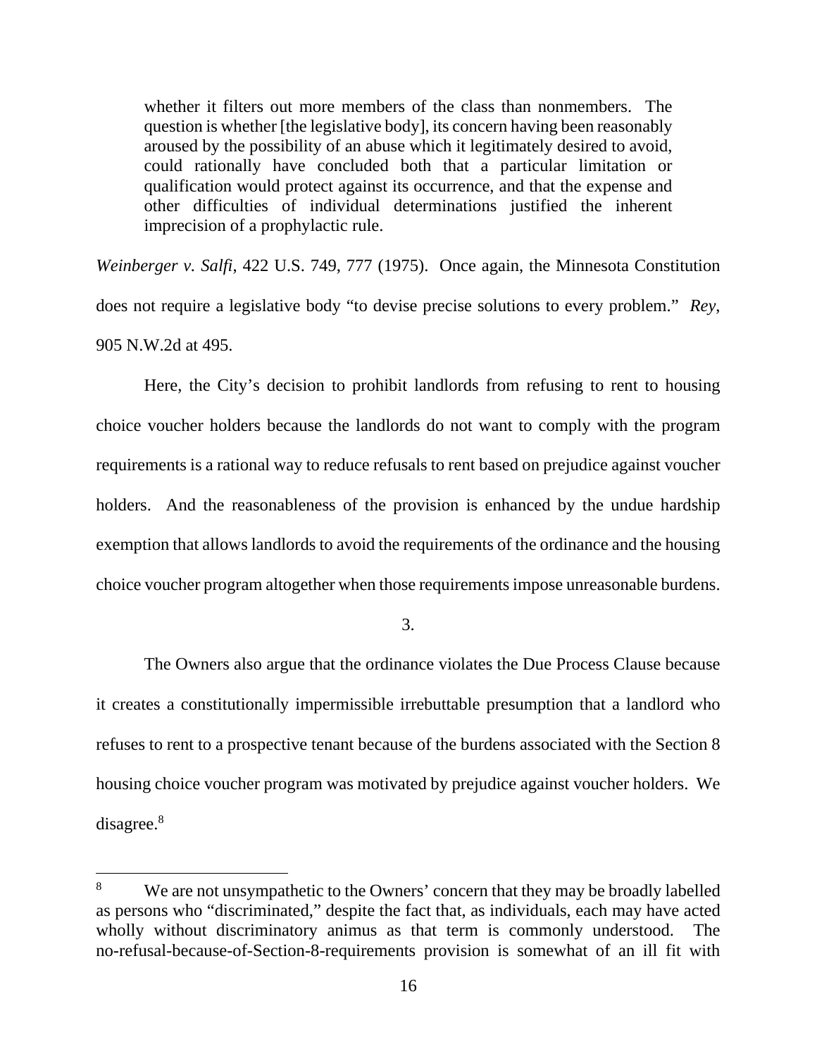> whether it filters out more members of the class than nonmembers. The question is whether [the legislative body], its concern having been reasonably aroused by the possibility of an abuse which it legitimately desired to avoid, could rationally have concluded both that a particular limitation or qualification would protect against its occurrence, and that the expense and other difficulties of individual determinations justified the inherent imprecision of a prophylactic rule.

*Weinberger v. Salfi*, 422 U.S. 749, 777 (1975). Once again, the Minnesota Constitution does not require a legislative body "to devise precise solutions to every problem." *Rey*, 905 N.W.2d at 495.

Here, the City's decision to prohibit landlords from refusing to rent to housing choice voucher holders because the landlords do not want to comply with the program requirements is a rational way to reduce refusals to rent based on prejudice against voucher holders. And the reasonableness of the provision is enhanced by the undue hardship exemption that allows landlords to avoid the requirements of the ordinance and the housing choice voucher program altogether when those requirements impose unreasonable burdens.

3.

The Owners also argue that the ordinance violates the Due Process Clause because it creates a constitutionally impermissible irrebuttable presumption that a landlord who refuses to rent to a prospective tenant because of the burdens associated with the Section 8 housing choice voucher program was motivated by prejudice against voucher holders. We disagree.[8]

---

[8] We are not unsympathetic to the Owners' concern that they may be broadly labelled as persons who "discriminated," despite the fact that, as individuals, each may have acted wholly without discriminatory animus as that term is commonly understood. The no-refusal-because-of-Section-8-requirements provision is somewhat of an ill fit with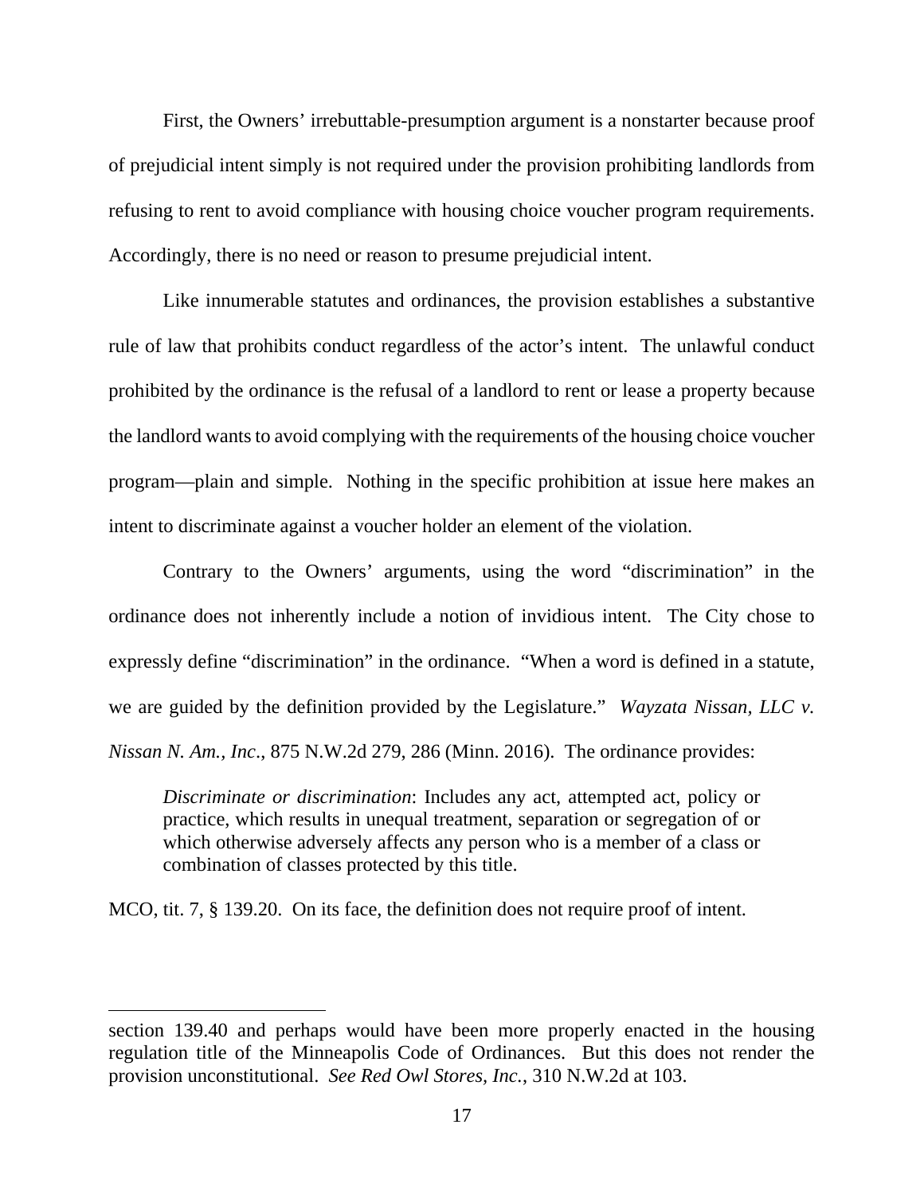First, the Owners' irrebuttable-presumption argument is a nonstarter because proof of prejudicial intent simply is not required under the provision prohibiting landlords from refusing to rent to avoid compliance with housing choice voucher program requirements. Accordingly, there is no need or reason to presume prejudicial intent.

Like innumerable statutes and ordinances, the provision establishes a substantive rule of law that prohibits conduct regardless of the actor's intent. The unlawful conduct prohibited by the ordinance is the refusal of a landlord to rent or lease a property because the landlord wants to avoid complying with the requirements of the housing choice voucher program—plain and simple. Nothing in the specific prohibition at issue here makes an intent to discriminate against a voucher holder an element of the violation.

Contrary to the Owners' arguments, using the word "discrimination" in the ordinance does not inherently include a notion of invidious intent. The City chose to expressly define "discrimination" in the ordinance. "When a word is defined in a statute, we are guided by the definition provided by the Legislature." *Wayzata Nissan, LLC v. Nissan N. Am., Inc*., 875 N.W.2d 279, 286 (Minn. 2016). The ordinance provides:

> *Discriminate or discrimination*: Includes any act, attempted act, policy or practice, which results in unequal treatment, separation or segregation of or which otherwise adversely affects any person who is a member of a class or combination of classes protected by this title.

MCO, tit. 7, § 139.20. On its face, the definition does not require proof of intent.

---

section 139.40 and perhaps would have been more properly enacted in the housing regulation title of the Minneapolis Code of Ordinances. But this does not render the provision unconstitutional. *See Red Owl Stores, Inc.*, 310 N.W.2d at 103.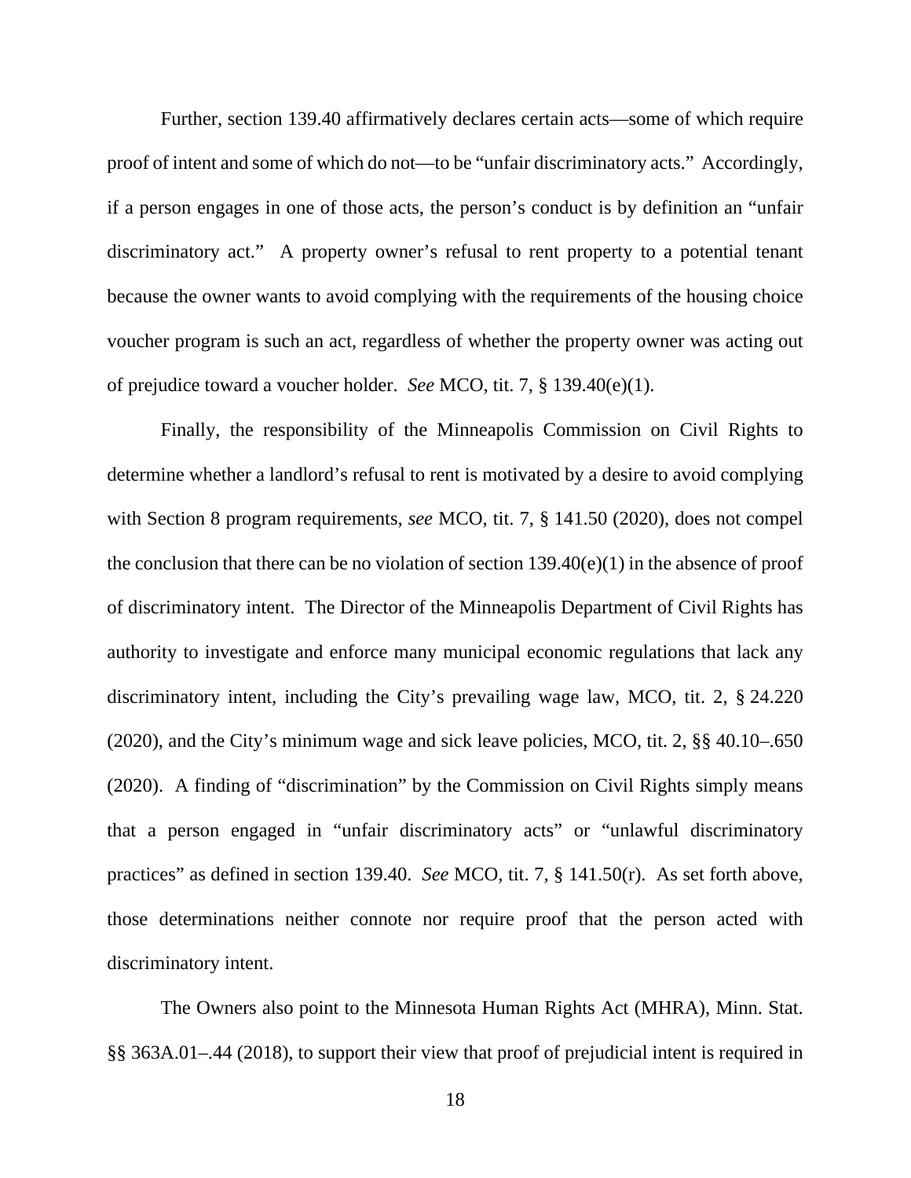Further, section 139.40 affirmatively declares certain acts—some of which require proof of intent and some of which do not—to be "unfair discriminatory acts." Accordingly, if a person engages in one of those acts, the person's conduct is by definition an "unfair discriminatory act." A property owner's refusal to rent property to a potential tenant because the owner wants to avoid complying with the requirements of the housing choice voucher program is such an act, regardless of whether the property owner was acting out of prejudice toward a voucher holder. *See* MCO, tit. 7, § 139.40(e)(1).

Finally, the responsibility of the Minneapolis Commission on Civil Rights to determine whether a landlord's refusal to rent is motivated by a desire to avoid complying with Section 8 program requirements, *see* MCO, tit. 7, § 141.50 (2020), does not compel the conclusion that there can be no violation of section 139.40(e)(1) in the absence of proof of discriminatory intent. The Director of the Minneapolis Department of Civil Rights has authority to investigate and enforce many municipal economic regulations that lack any discriminatory intent, including the City's prevailing wage law, MCO, tit. 2, § 24.220 (2020), and the City's minimum wage and sick leave policies, MCO, tit. 2, §§ 40.10–.650 (2020). A finding of "discrimination" by the Commission on Civil Rights simply means that a person engaged in "unfair discriminatory acts" or "unlawful discriminatory practices" as defined in section 139.40. *See* MCO, tit. 7, § 141.50(r). As set forth above, those determinations neither connote nor require proof that the person acted with discriminatory intent.

The Owners also point to the Minnesota Human Rights Act (MHRA), Minn. Stat. §§ 363A.01–.44 (2018), to support their view that proof of prejudicial intent is required in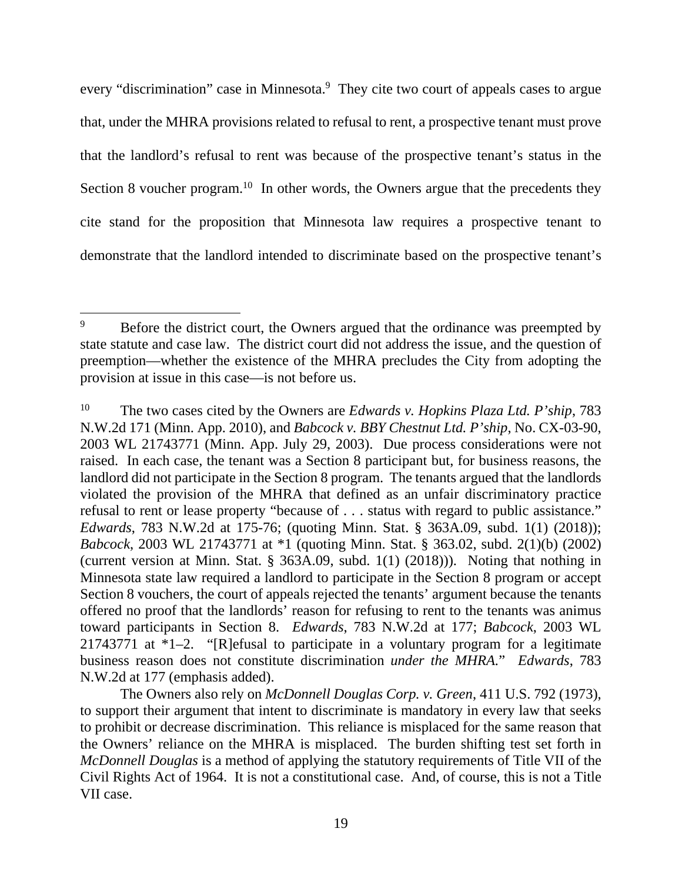every "discrimination" case in Minnesota.[9] They cite two court of appeals cases to argue that, under the MHRA provisions related to refusal to rent, a prospective tenant must prove that the landlord's refusal to rent was because of the prospective tenant's status in the Section 8 voucher program.[10] In other words, the Owners argue that the precedents they cite stand for the proposition that Minnesota law requires a prospective tenant to demonstrate that the landlord intended to discriminate based on the prospective tenant's

---

[9] Before the district court, the Owners argued that the ordinance was preempted by state statute and case law. The district court did not address the issue, and the question of preemption—whether the existence of the MHRA precludes the City from adopting the provision at issue in this case—is not before us.

[10] The two cases cited by the Owners are *Edwards v. Hopkins Plaza Ltd. P'ship*, 783 N.W.2d 171 (Minn. App. 2010), and *Babcock v. BBY Chestnut Ltd. P'ship*, No. CX-03-90, 2003 WL 21743771 (Minn. App. July 29, 2003). Due process considerations were not raised. In each case, the tenant was a Section 8 participant but, for business reasons, the landlord did not participate in the Section 8 program. The tenants argued that the landlords violated the provision of the MHRA that defined as an unfair discriminatory practice refusal to rent or lease property "because of . . . status with regard to public assistance." *Edwards*, 783 N.W.2d at 175-76; (quoting Minn. Stat. § 363A.09, subd. 1(1) (2018)); *Babcock*, 2003 WL 21743771 at *1 (quoting Minn. Stat. § 363.02, subd. 2(1)(b) (2002) (current version at Minn. Stat. § 363A.09, subd. 1(1) (2018))). Noting that nothing in Minnesota state law required a landlord to participate in the Section 8 program or accept Section 8 vouchers, the court of appeals rejected the tenants' argument because the tenants offered no proof that the landlords' reason for refusing to rent to the tenants was animus toward participants in Section 8. *Edwards*, 783 N.W.2d at 177; *Babcock*, 2003 WL 21743771 at *1–2. "[R]efusal to participate in a voluntary program for a legitimate business reason does not constitute discrimination *under the MHRA*." *Edwards*, 783 N.W.2d at 177 (emphasis added).

The Owners also rely on *McDonnell Douglas Corp. v. Green*, 411 U.S. 792 (1973), to support their argument that intent to discriminate is mandatory in every law that seeks to prohibit or decrease discrimination. This reliance is misplaced for the same reason that the Owners' reliance on the MHRA is misplaced. The burden shifting test set forth in *McDonnell Douglas* is a method of applying the statutory requirements of Title VII of the Civil Rights Act of 1964. It is not a constitutional case. And, of course, this is not a Title VII case.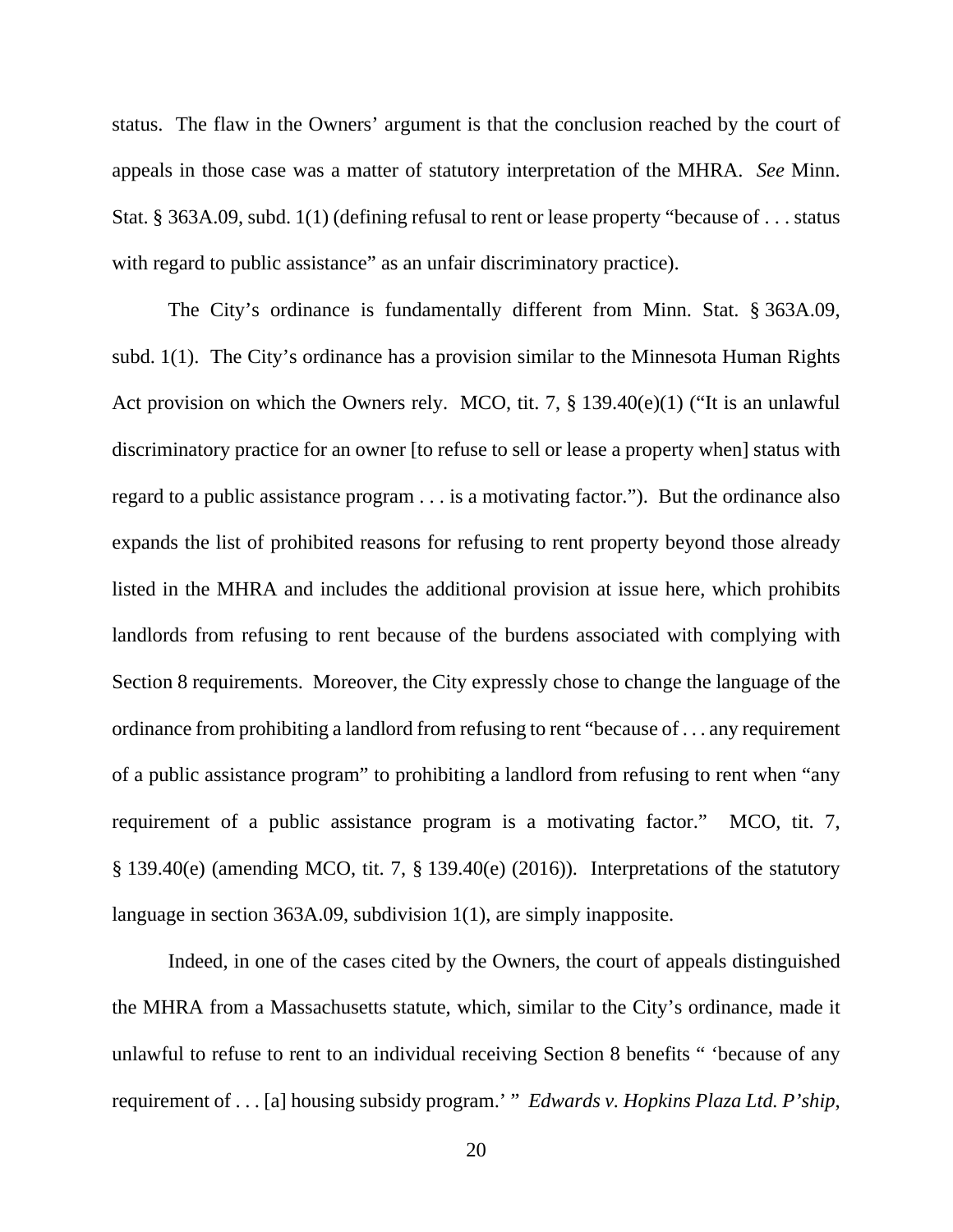status. The flaw in the Owners' argument is that the conclusion reached by the court of appeals in those case was a matter of statutory interpretation of the MHRA. *See* Minn. Stat. § 363A.09, subd. 1(1) (defining refusal to rent or lease property "because of . . . status with regard to public assistance" as an unfair discriminatory practice).

The City's ordinance is fundamentally different from Minn. Stat. § 363A.09, subd. 1(1). The City's ordinance has a provision similar to the Minnesota Human Rights Act provision on which the Owners rely. MCO, tit. 7, § 139.40(e)(1) ("It is an unlawful discriminatory practice for an owner [to refuse to sell or lease a property when] status with regard to a public assistance program . . . is a motivating factor."). But the ordinance also expands the list of prohibited reasons for refusing to rent property beyond those already listed in the MHRA and includes the additional provision at issue here, which prohibits landlords from refusing to rent because of the burdens associated with complying with Section 8 requirements. Moreover, the City expressly chose to change the language of the ordinance from prohibiting a landlord from refusing to rent "because of . . . any requirement of a public assistance program" to prohibiting a landlord from refusing to rent when "any requirement of a public assistance program is a motivating factor." MCO, tit. 7, § 139.40(e) (amending MCO, tit. 7, § 139.40(e) (2016)). Interpretations of the statutory language in section 363A.09, subdivision 1(1), are simply inapposite.

Indeed, in one of the cases cited by the Owners, the court of appeals distinguished the MHRA from a Massachusetts statute, which, similar to the City's ordinance, made it unlawful to refuse to rent to an individual receiving Section 8 benefits " 'because of any requirement of . . . [a] housing subsidy program.' " *Edwards v. Hopkins Plaza Ltd. P'ship*,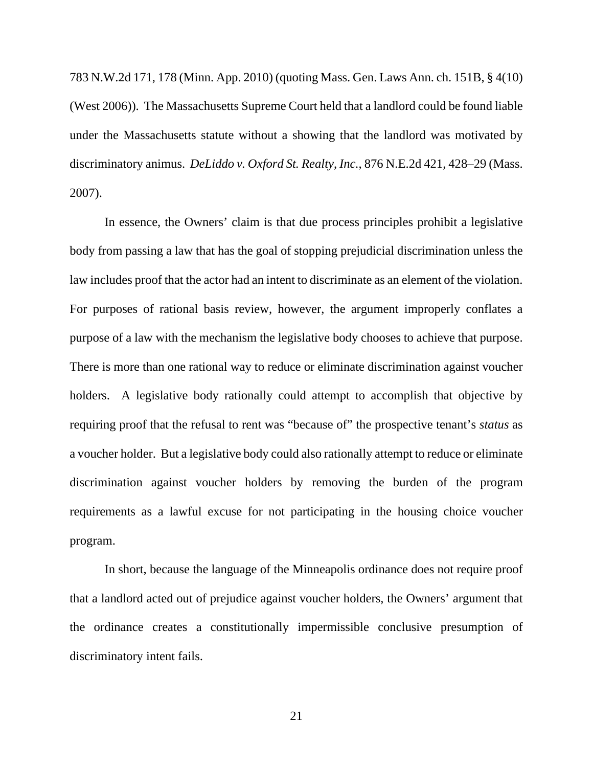783 N.W.2d 171, 178 (Minn. App. 2010) (quoting Mass. Gen. Laws Ann. ch. 151B, § 4(10) (West 2006)). The Massachusetts Supreme Court held that a landlord could be found liable under the Massachusetts statute without a showing that the landlord was motivated by discriminatory animus. *DeLiddo v. Oxford St. Realty, Inc.*, 876 N.E.2d 421, 428–29 (Mass. 2007).

In essence, the Owners' claim is that due process principles prohibit a legislative body from passing a law that has the goal of stopping prejudicial discrimination unless the law includes proof that the actor had an intent to discriminate as an element of the violation. For purposes of rational basis review, however, the argument improperly conflates a purpose of a law with the mechanism the legislative body chooses to achieve that purpose. There is more than one rational way to reduce or eliminate discrimination against voucher holders. A legislative body rationally could attempt to accomplish that objective by requiring proof that the refusal to rent was "because of" the prospective tenant's *status* as a voucher holder. But a legislative body could also rationally attempt to reduce or eliminate discrimination against voucher holders by removing the burden of the program requirements as a lawful excuse for not participating in the housing choice voucher program.

In short, because the language of the Minneapolis ordinance does not require proof that a landlord acted out of prejudice against voucher holders, the Owners' argument that the ordinance creates a constitutionally impermissible conclusive presumption of discriminatory intent fails.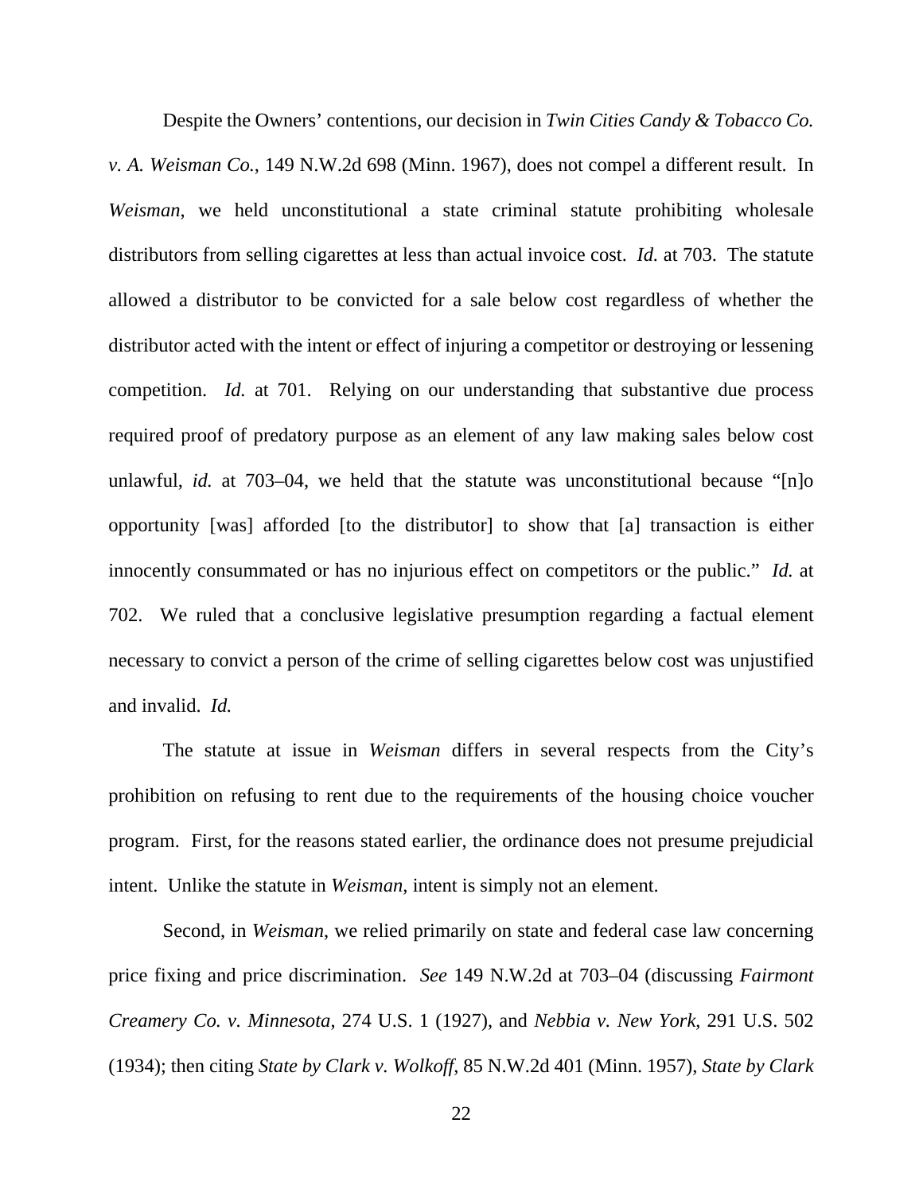Despite the Owners' contentions, our decision in *Twin Cities Candy & Tobacco Co. v. A. Weisman Co.*, 149 N.W.2d 698 (Minn. 1967), does not compel a different result. In *Weisman*, we held unconstitutional a state criminal statute prohibiting wholesale distributors from selling cigarettes at less than actual invoice cost. *Id.* at 703. The statute allowed a distributor to be convicted for a sale below cost regardless of whether the distributor acted with the intent or effect of injuring a competitor or destroying or lessening competition. *Id.* at 701. Relying on our understanding that substantive due process required proof of predatory purpose as an element of any law making sales below cost unlawful, *id.* at 703–04, we held that the statute was unconstitutional because "[n]o opportunity [was] afforded [to the distributor] to show that [a] transaction is either innocently consummated or has no injurious effect on competitors or the public." *Id.* at 702. We ruled that a conclusive legislative presumption regarding a factual element necessary to convict a person of the crime of selling cigarettes below cost was unjustified and invalid. *Id.*

The statute at issue in *Weisman* differs in several respects from the City's prohibition on refusing to rent due to the requirements of the housing choice voucher program. First, for the reasons stated earlier, the ordinance does not presume prejudicial intent. Unlike the statute in *Weisman*, intent is simply not an element.

Second, in *Weisman*, we relied primarily on state and federal case law concerning price fixing and price discrimination. *See* 149 N.W.2d at 703–04 (discussing *Fairmont Creamery Co. v. Minnesota*, 274 U.S. 1 (1927), and *Nebbia v. New York*, 291 U.S. 502 (1934); then citing *State by Clark v. Wolkoff*, 85 N.W.2d 401 (Minn. 1957), *State by Clark*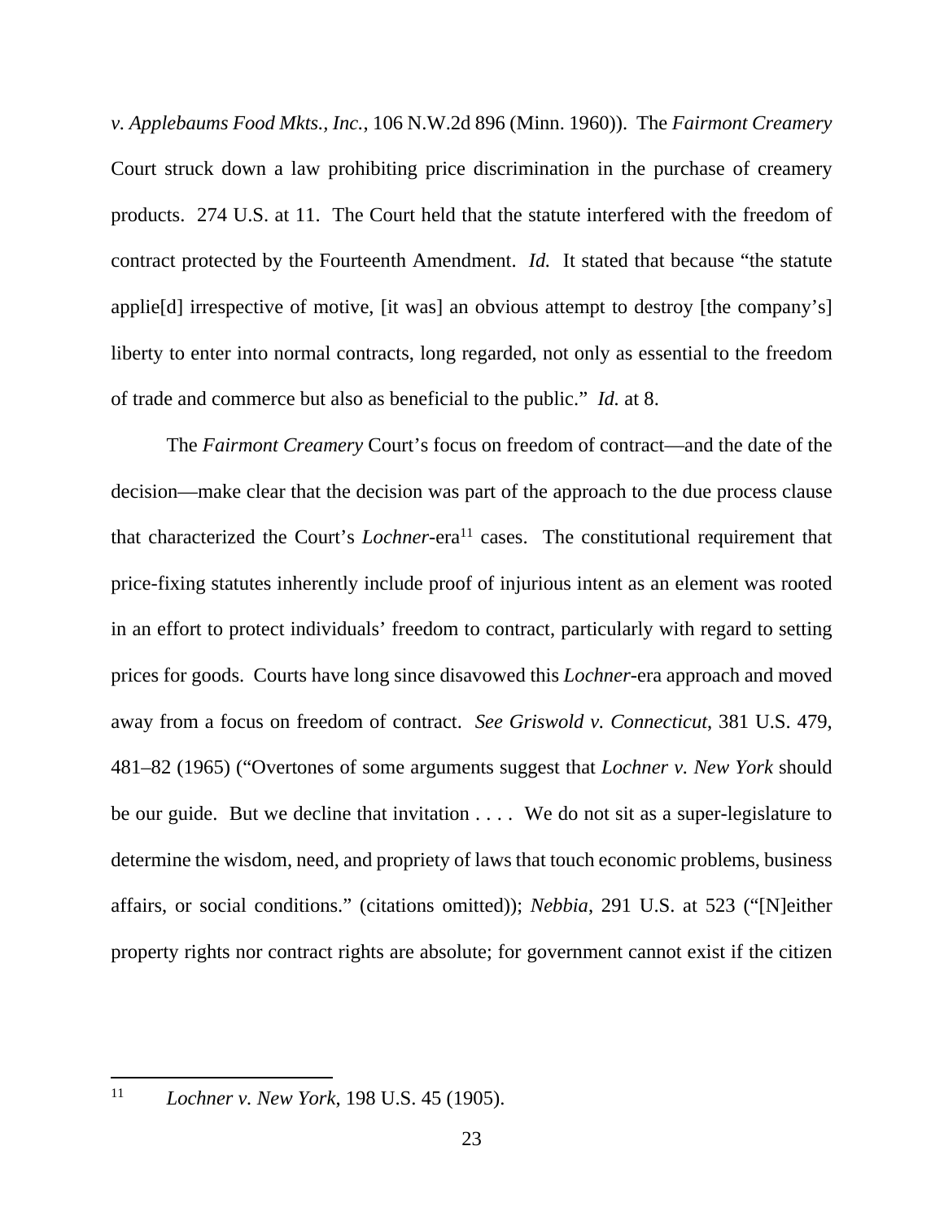*v. Applebaums Food Mkts., Inc.*, 106 N.W.2d 896 (Minn. 1960)). The *Fairmont Creamery* Court struck down a law prohibiting price discrimination in the purchase of creamery products. 274 U.S. at 11. The Court held that the statute interfered with the freedom of contract protected by the Fourteenth Amendment. *Id.* It stated that because "the statute applie[d] irrespective of motive, [it was] an obvious attempt to destroy [the company's] liberty to enter into normal contracts, long regarded, not only as essential to the freedom of trade and commerce but also as beneficial to the public." *Id.* at 8.

The *Fairmont Creamery* Court's focus on freedom of contract—and the date of the decision—make clear that the decision was part of the approach to the due process clause that characterized the Court's *Lochner*-era[11] cases. The constitutional requirement that price-fixing statutes inherently include proof of injurious intent as an element was rooted in an effort to protect individuals' freedom to contract, particularly with regard to setting prices for goods. Courts have long since disavowed this *Lochner*-era approach and moved away from a focus on freedom of contract. *See Griswold v. Connecticut*, 381 U.S. 479, 481–82 (1965) ("Overtones of some arguments suggest that *Lochner v. New York* should be our guide. But we decline that invitation . . . . We do not sit as a super-legislature to determine the wisdom, need, and propriety of laws that touch economic problems, business affairs, or social conditions." (citations omitted)); *Nebbia*, 291 U.S. at 523 ("[N]either property rights nor contract rights are absolute; for government cannot exist if the citizen

---

[11] *Lochner v. New York*, 198 U.S. 45 (1905).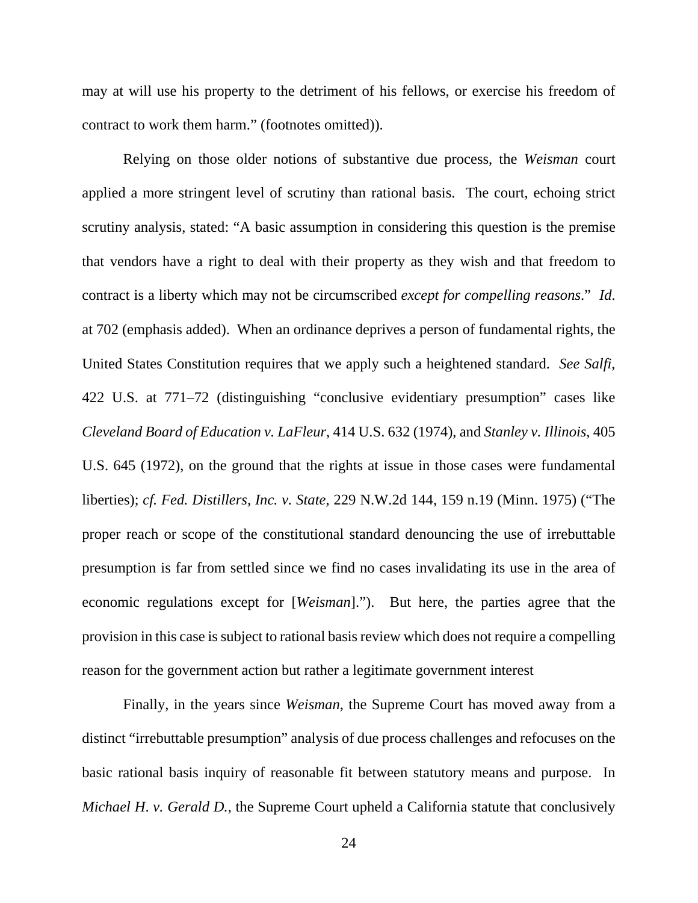may at will use his property to the detriment of his fellows, or exercise his freedom of contract to work them harm." (footnotes omitted)).

Relying on those older notions of substantive due process, the *Weisman* court applied a more stringent level of scrutiny than rational basis. The court, echoing strict scrutiny analysis, stated: "A basic assumption in considering this question is the premise that vendors have a right to deal with their property as they wish and that freedom to contract is a liberty which may not be circumscribed *except for compelling reasons*." *Id*. at 702 (emphasis added). When an ordinance deprives a person of fundamental rights, the United States Constitution requires that we apply such a heightened standard. *See Salfi*, 422 U.S. at 771–72 (distinguishing "conclusive evidentiary presumption" cases like *Cleveland Board of Education v. LaFleur*, 414 U.S. 632 (1974), and *Stanley v. Illinois*, 405 U.S. 645 (1972), on the ground that the rights at issue in those cases were fundamental liberties); *cf. Fed. Distillers, Inc. v. State*, 229 N.W.2d 144, 159 n.19 (Minn. 1975) ("The proper reach or scope of the constitutional standard denouncing the use of irrebuttable presumption is far from settled since we find no cases invalidating its use in the area of economic regulations except for [*Weisman*]."). But here, the parties agree that the provision in this case is subject to rational basis review which does not require a compelling reason for the government action but rather a legitimate government interest

Finally, in the years since *Weisman*, the Supreme Court has moved away from a distinct "irrebuttable presumption" analysis of due process challenges and refocuses on the basic rational basis inquiry of reasonable fit between statutory means and purpose. In *Michael H. v. Gerald D.*, the Supreme Court upheld a California statute that conclusively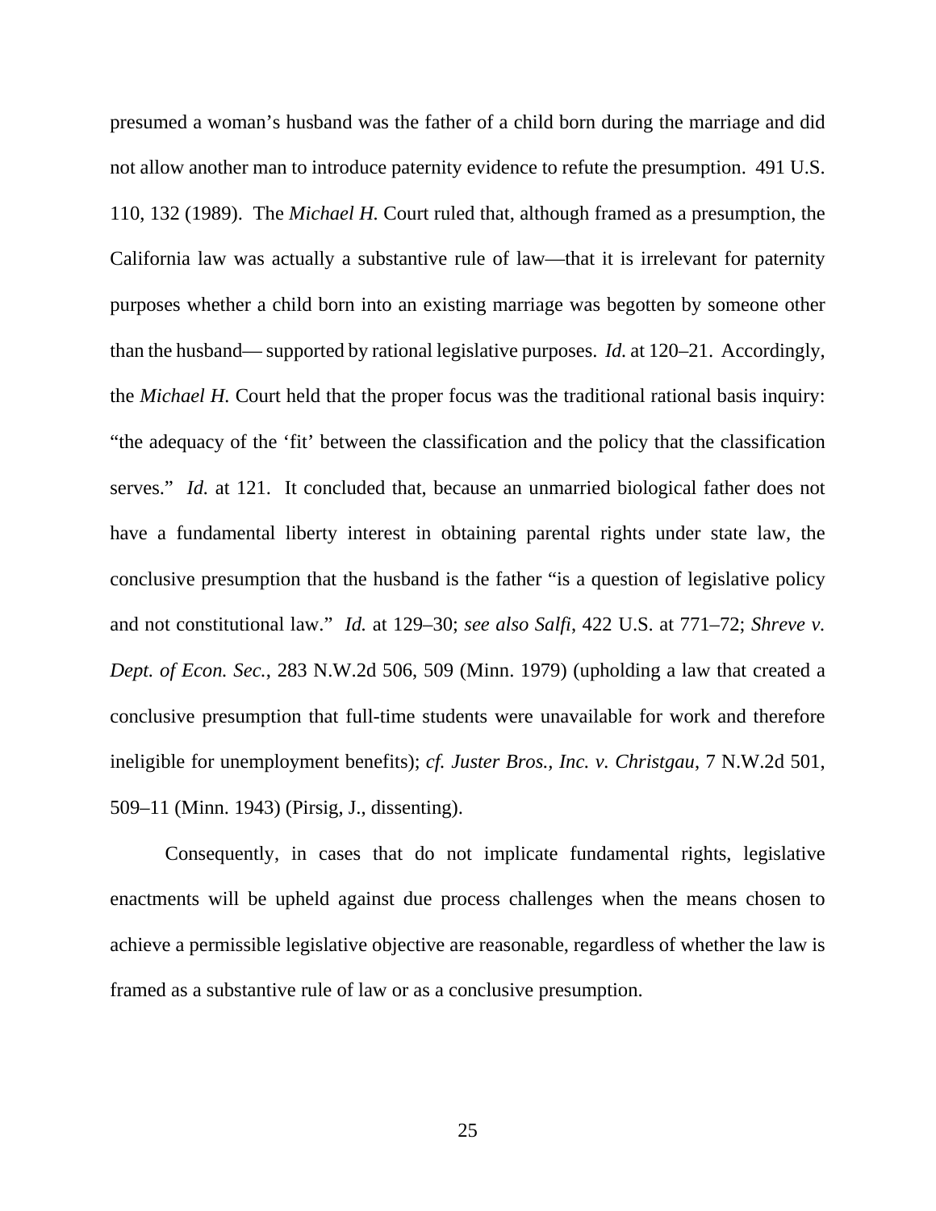presumed a woman's husband was the father of a child born during the marriage and did not allow another man to introduce paternity evidence to refute the presumption. 491 U.S. 110, 132 (1989). The *Michael H.* Court ruled that, although framed as a presumption, the California law was actually a substantive rule of law—that it is irrelevant for paternity purposes whether a child born into an existing marriage was begotten by someone other than the husband— supported by rational legislative purposes. *Id.* at 120–21. Accordingly, the *Michael H.* Court held that the proper focus was the traditional rational basis inquiry: "the adequacy of the 'fit' between the classification and the policy that the classification serves." *Id.* at 121. It concluded that, because an unmarried biological father does not have a fundamental liberty interest in obtaining parental rights under state law, the conclusive presumption that the husband is the father "is a question of legislative policy and not constitutional law." *Id.* at 129–30; *see also Salfi*, 422 U.S. at 771–72; *Shreve v. Dept. of Econ. Sec.*, 283 N.W.2d 506, 509 (Minn. 1979) (upholding a law that created a conclusive presumption that full-time students were unavailable for work and therefore ineligible for unemployment benefits); *cf. Juster Bros., Inc. v. Christgau*, 7 N.W.2d 501, 509–11 (Minn. 1943) (Pirsig, J., dissenting).

Consequently, in cases that do not implicate fundamental rights, legislative enactments will be upheld against due process challenges when the means chosen to achieve a permissible legislative objective are reasonable, regardless of whether the law is framed as a substantive rule of law or as a conclusive presumption.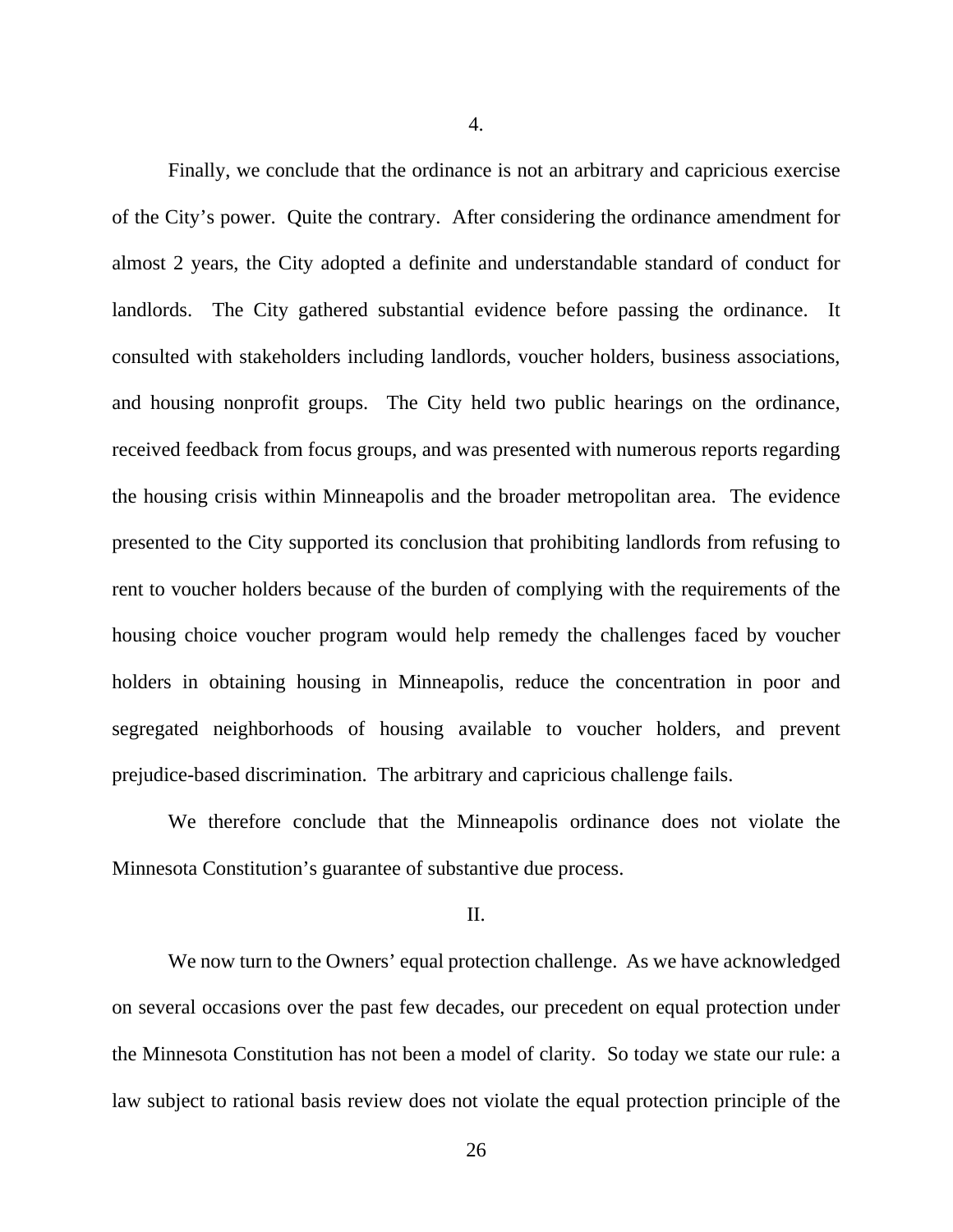4.

Finally, we conclude that the ordinance is not an arbitrary and capricious exercise of the City's power. Quite the contrary. After considering the ordinance amendment for almost 2 years, the City adopted a definite and understandable standard of conduct for landlords. The City gathered substantial evidence before passing the ordinance. It consulted with stakeholders including landlords, voucher holders, business associations, and housing nonprofit groups. The City held two public hearings on the ordinance, received feedback from focus groups, and was presented with numerous reports regarding the housing crisis within Minneapolis and the broader metropolitan area. The evidence presented to the City supported its conclusion that prohibiting landlords from refusing to rent to voucher holders because of the burden of complying with the requirements of the housing choice voucher program would help remedy the challenges faced by voucher holders in obtaining housing in Minneapolis, reduce the concentration in poor and segregated neighborhoods of housing available to voucher holders, and prevent prejudice-based discrimination. The arbitrary and capricious challenge fails.

We therefore conclude that the Minneapolis ordinance does not violate the Minnesota Constitution's guarantee of substantive due process.

II.

We now turn to the Owners' equal protection challenge. As we have acknowledged on several occasions over the past few decades, our precedent on equal protection under the Minnesota Constitution has not been a model of clarity. So today we state our rule: a law subject to rational basis review does not violate the equal protection principle of the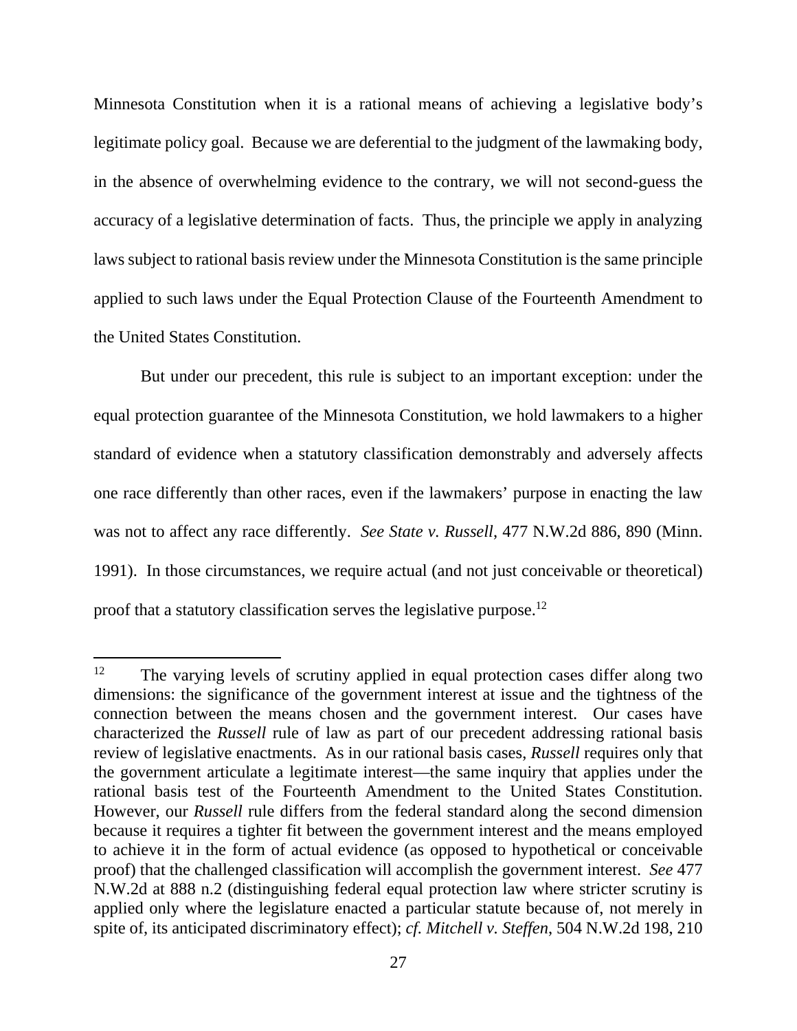Minnesota Constitution when it is a rational means of achieving a legislative body's legitimate policy goal. Because we are deferential to the judgment of the lawmaking body, in the absence of overwhelming evidence to the contrary, we will not second-guess the accuracy of a legislative determination of facts. Thus, the principle we apply in analyzing laws subject to rational basis review under the Minnesota Constitution is the same principle applied to such laws under the Equal Protection Clause of the Fourteenth Amendment to the United States Constitution.

But under our precedent, this rule is subject to an important exception: under the equal protection guarantee of the Minnesota Constitution, we hold lawmakers to a higher standard of evidence when a statutory classification demonstrably and adversely affects one race differently than other races, even if the lawmakers' purpose in enacting the law was not to affect any race differently. *See State v. Russell*, 477 N.W.2d 886, 890 (Minn. 1991). In those circumstances, we require actual (and not just conceivable or theoretical) proof that a statutory classification serves the legislative purpose.[12]

---

[12] The varying levels of scrutiny applied in equal protection cases differ along two dimensions: the significance of the government interest at issue and the tightness of the connection between the means chosen and the government interest. Our cases have characterized the *Russell* rule of law as part of our precedent addressing rational basis review of legislative enactments. As in our rational basis cases, *Russell* requires only that the government articulate a legitimate interest—the same inquiry that applies under the rational basis test of the Fourteenth Amendment to the United States Constitution. However, our *Russell* rule differs from the federal standard along the second dimension because it requires a tighter fit between the government interest and the means employed to achieve it in the form of actual evidence (as opposed to hypothetical or conceivable proof) that the challenged classification will accomplish the government interest. *See* 477 N.W.2d at 888 n.2 (distinguishing federal equal protection law where stricter scrutiny is applied only where the legislature enacted a particular statute because of, not merely in spite of, its anticipated discriminatory effect); *cf. Mitchell v. Steffen*, 504 N.W.2d 198, 210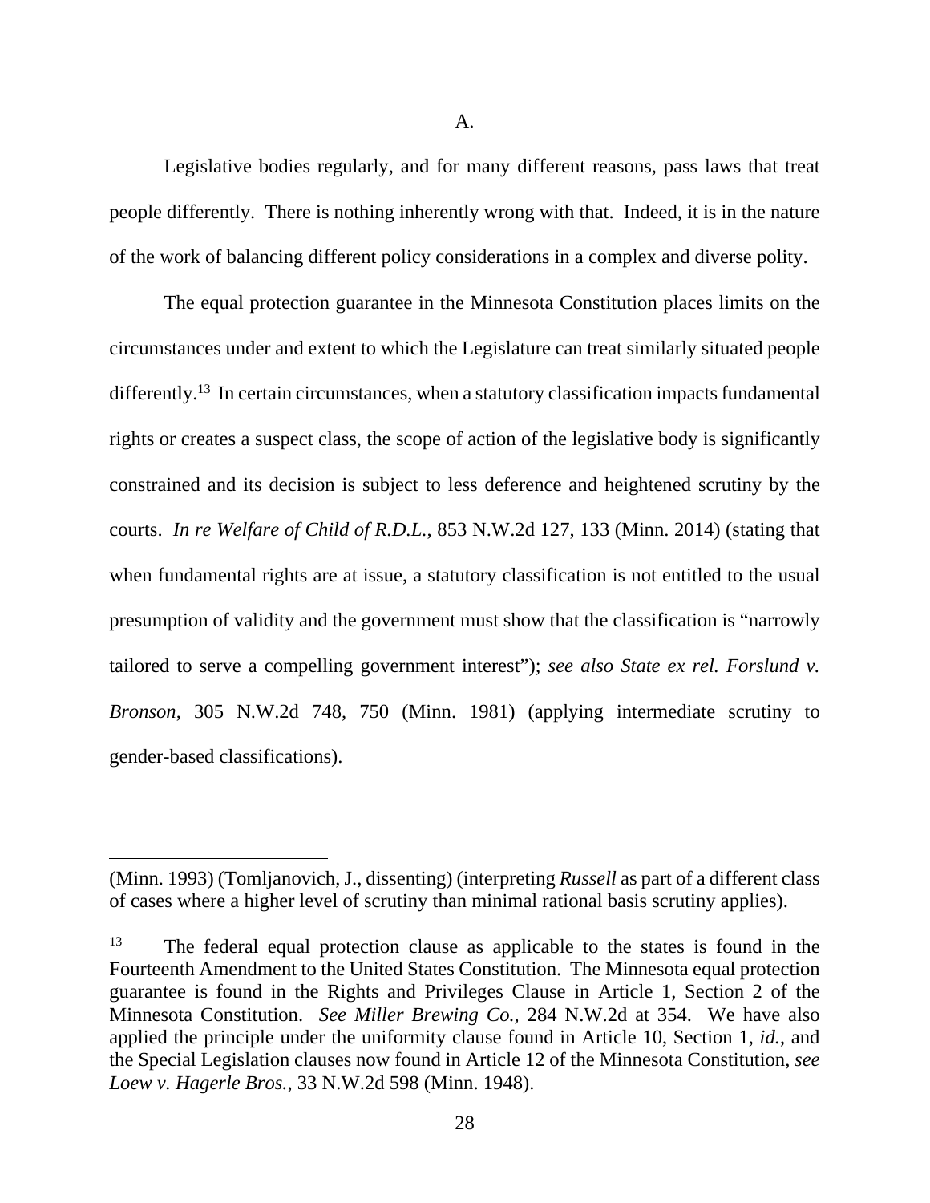A.

Legislative bodies regularly, and for many different reasons, pass laws that treat people differently. There is nothing inherently wrong with that. Indeed, it is in the nature of the work of balancing different policy considerations in a complex and diverse polity.

The equal protection guarantee in the Minnesota Constitution places limits on the circumstances under and extent to which the Legislature can treat similarly situated people differently.[13] In certain circumstances, when a statutory classification impacts fundamental rights or creates a suspect class, the scope of action of the legislative body is significantly constrained and its decision is subject to less deference and heightened scrutiny by the courts. *In re Welfare of Child of R.D.L.*, 853 N.W.2d 127, 133 (Minn. 2014) (stating that when fundamental rights are at issue, a statutory classification is not entitled to the usual presumption of validity and the government must show that the classification is "narrowly tailored to serve a compelling government interest"); *see also State ex rel. Forslund v. Bronson*, 305 N.W.2d 748, 750 (Minn. 1981) (applying intermediate scrutiny to gender-based classifications).

---

(Minn. 1993) (Tomljanovich, J., dissenting) (interpreting *Russell* as part of a different class of cases where a higher level of scrutiny than minimal rational basis scrutiny applies).

[13] The federal equal protection clause as applicable to the states is found in the Fourteenth Amendment to the United States Constitution. The Minnesota equal protection guarantee is found in the Rights and Privileges Clause in Article 1, Section 2 of the Minnesota Constitution. *See Miller Brewing Co.*, 284 N.W.2d at 354. We have also applied the principle under the uniformity clause found in Article 10, Section 1, *id.*, and the Special Legislation clauses now found in Article 12 of the Minnesota Constitution, *see Loew v. Hagerle Bros.*, 33 N.W.2d 598 (Minn. 1948).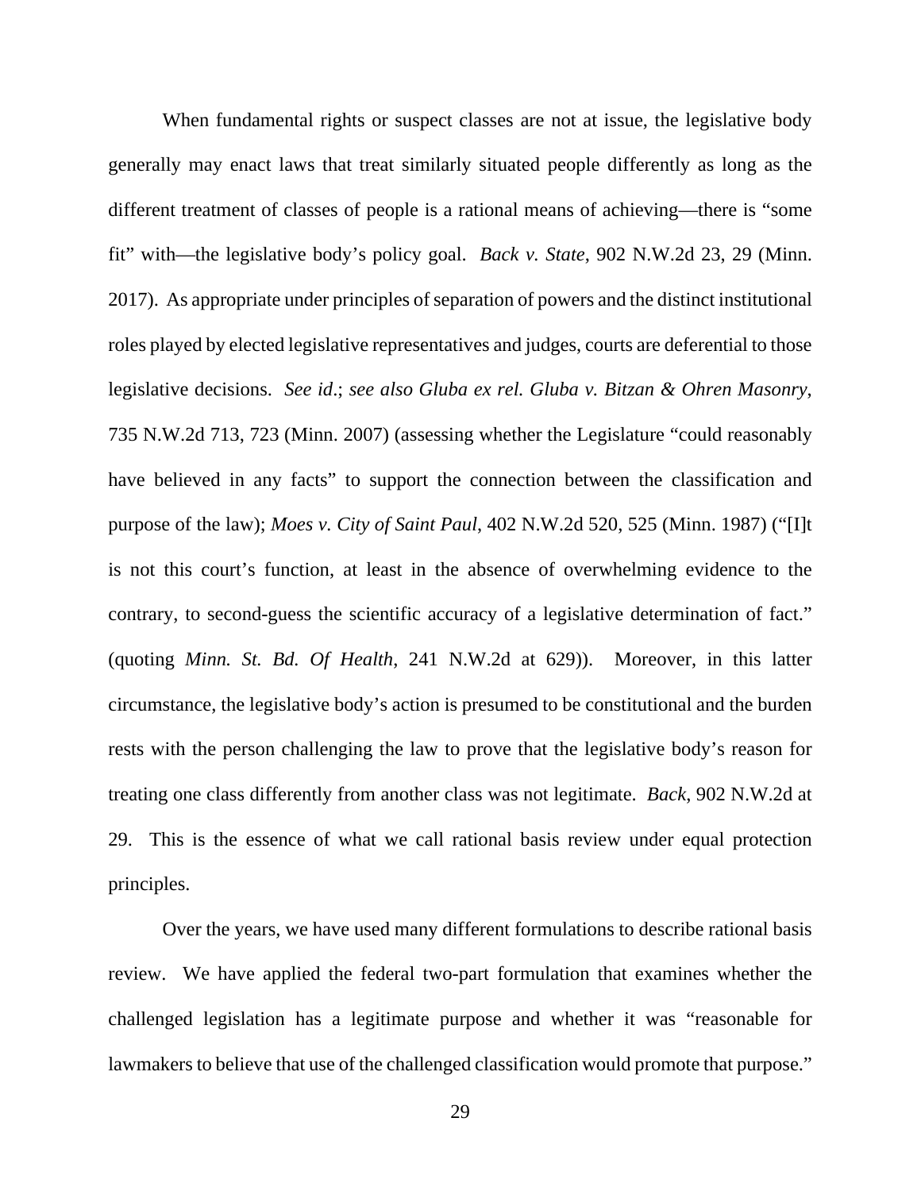When fundamental rights or suspect classes are not at issue, the legislative body generally may enact laws that treat similarly situated people differently as long as the different treatment of classes of people is a rational means of achieving—there is "some fit" with—the legislative body's policy goal. *Back v. State*, 902 N.W.2d 23, 29 (Minn. 2017). As appropriate under principles of separation of powers and the distinct institutional roles played by elected legislative representatives and judges, courts are deferential to those legislative decisions. *See id*.; *see also Gluba ex rel. Gluba v. Bitzan & Ohren Masonry*, 735 N.W.2d 713, 723 (Minn. 2007) (assessing whether the Legislature "could reasonably have believed in any facts" to support the connection between the classification and purpose of the law); *Moes v. City of Saint Paul*, 402 N.W.2d 520, 525 (Minn. 1987) ("[I]t is not this court's function, at least in the absence of overwhelming evidence to the contrary, to second-guess the scientific accuracy of a legislative determination of fact." (quoting *Minn. St. Bd. Of Health*, 241 N.W.2d at 629)). Moreover, in this latter circumstance, the legislative body's action is presumed to be constitutional and the burden rests with the person challenging the law to prove that the legislative body's reason for treating one class differently from another class was not legitimate. *Back*, 902 N.W.2d at 29. This is the essence of what we call rational basis review under equal protection principles.

Over the years, we have used many different formulations to describe rational basis review. We have applied the federal two-part formulation that examines whether the challenged legislation has a legitimate purpose and whether it was "reasonable for lawmakers to believe that use of the challenged classification would promote that purpose."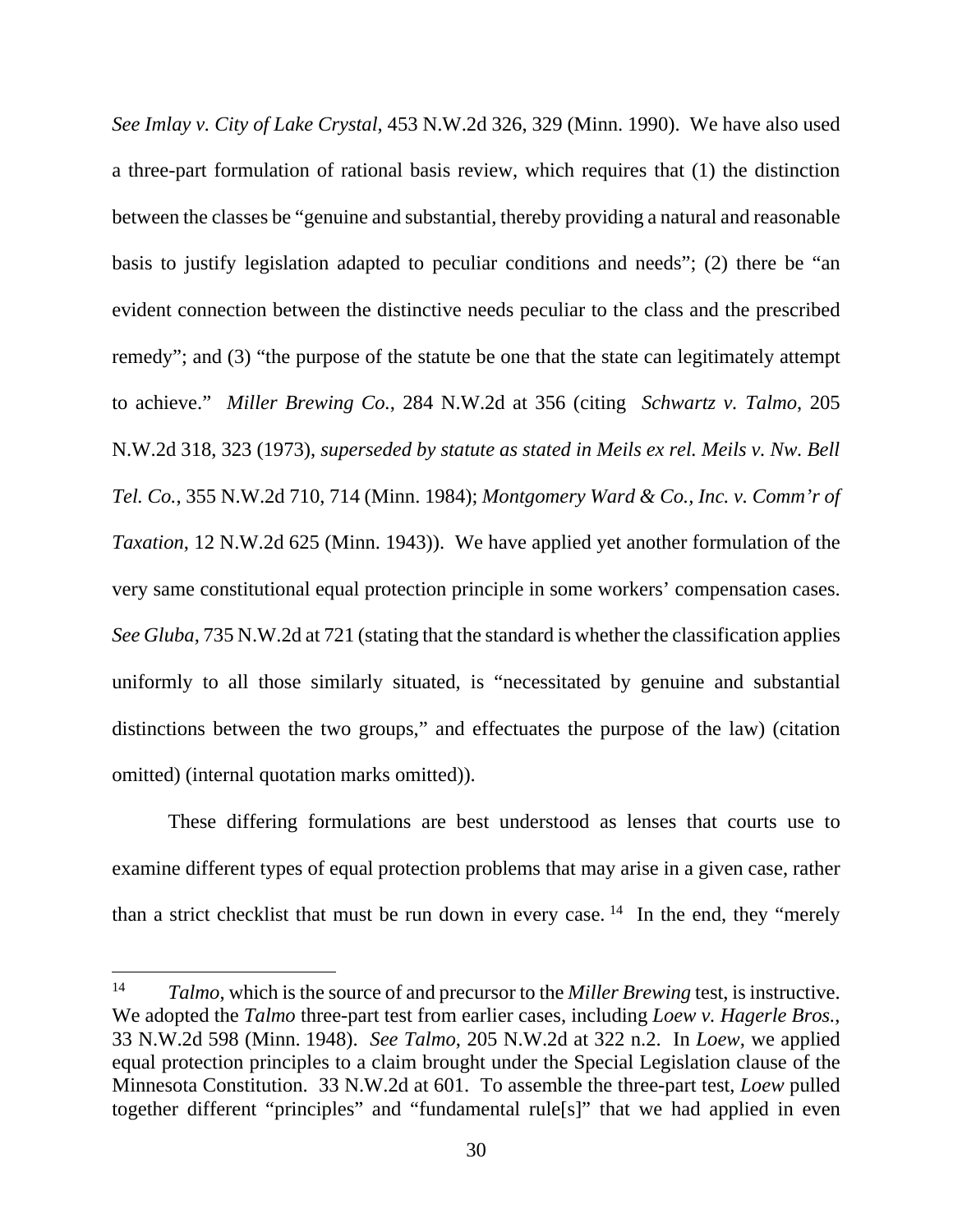*See Imlay v. City of Lake Crystal*, 453 N.W.2d 326, 329 (Minn. 1990). We have also used a three-part formulation of rational basis review, which requires that (1) the distinction between the classes be "genuine and substantial, thereby providing a natural and reasonable basis to justify legislation adapted to peculiar conditions and needs"; (2) there be "an evident connection between the distinctive needs peculiar to the class and the prescribed remedy"; and (3) "the purpose of the statute be one that the state can legitimately attempt to achieve." *Miller Brewing Co.*, 284 N.W.2d at 356 (citing *Schwartz v. Talmo*, 205 N.W.2d 318, 323 (1973), *superseded by statute as stated in Meils ex rel. Meils v. Nw. Bell Tel. Co.*, 355 N.W.2d 710, 714 (Minn. 1984); *Montgomery Ward & Co., Inc. v. Comm'r of Taxation*, 12 N.W.2d 625 (Minn. 1943)). We have applied yet another formulation of the very same constitutional equal protection principle in some workers' compensation cases. *See Gluba*, 735 N.W.2d at 721 (stating that the standard is whether the classification applies uniformly to all those similarly situated, is "necessitated by genuine and substantial distinctions between the two groups," and effectuates the purpose of the law) (citation omitted) (internal quotation marks omitted)).

These differing formulations are best understood as lenses that courts use to examine different types of equal protection problems that may arise in a given case, rather than a strict checklist that must be run down in every case.[14] In the end, they "merely

---

[14] *Talmo*, which is the source of and precursor to the *Miller Brewing* test, is instructive. We adopted the *Talmo* three-part test from earlier cases, including *Loew v. Hagerle Bros.*, 33 N.W.2d 598 (Minn. 1948). *See Talmo*, 205 N.W.2d at 322 n.2. In *Loew*, we applied equal protection principles to a claim brought under the Special Legislation clause of the Minnesota Constitution. 33 N.W.2d at 601. To assemble the three-part test, *Loew* pulled together different "principles" and "fundamental rule[s]" that we had applied in even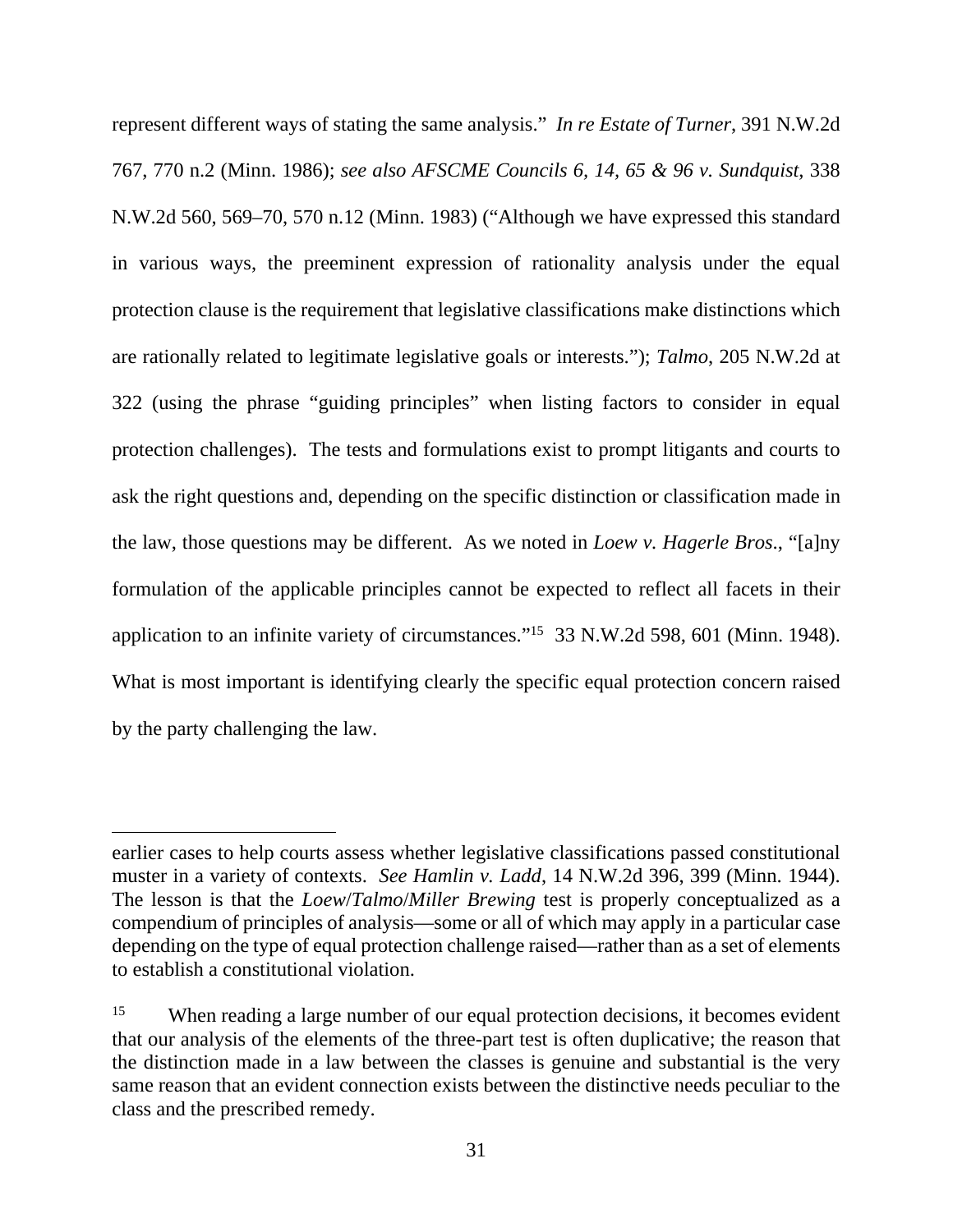represent different ways of stating the same analysis." *In re Estate of Turner*, 391 N.W.2d 767, 770 n.2 (Minn. 1986); *see also AFSCME Councils 6, 14, 65 & 96 v. Sundquist*, 338 N.W.2d 560, 569–70, 570 n.12 (Minn. 1983) ("Although we have expressed this standard in various ways, the preeminent expression of rationality analysis under the equal protection clause is the requirement that legislative classifications make distinctions which are rationally related to legitimate legislative goals or interests."); *Talmo*, 205 N.W.2d at 322 (using the phrase "guiding principles" when listing factors to consider in equal protection challenges). The tests and formulations exist to prompt litigants and courts to ask the right questions and, depending on the specific distinction or classification made in the law, those questions may be different. As we noted in *Loew v. Hagerle Bros*., "[a]ny formulation of the applicable principles cannot be expected to reflect all facets in their application to an infinite variety of circumstances."[15] 33 N.W.2d 598, 601 (Minn. 1948). What is most important is identifying clearly the specific equal protection concern raised by the party challenging the law.

---

earlier cases to help courts assess whether legislative classifications passed constitutional muster in a variety of contexts. *See Hamlin v. Ladd*, 14 N.W.2d 396, 399 (Minn. 1944). The lesson is that the *Loew*/*Talmo*/*Miller Brewing* test is properly conceptualized as a compendium of principles of analysis—some or all of which may apply in a particular case depending on the type of equal protection challenge raised—rather than as a set of elements to establish a constitutional violation.

[15] When reading a large number of our equal protection decisions, it becomes evident that our analysis of the elements of the three-part test is often duplicative; the reason that the distinction made in a law between the classes is genuine and substantial is the very same reason that an evident connection exists between the distinctive needs peculiar to the class and the prescribed remedy.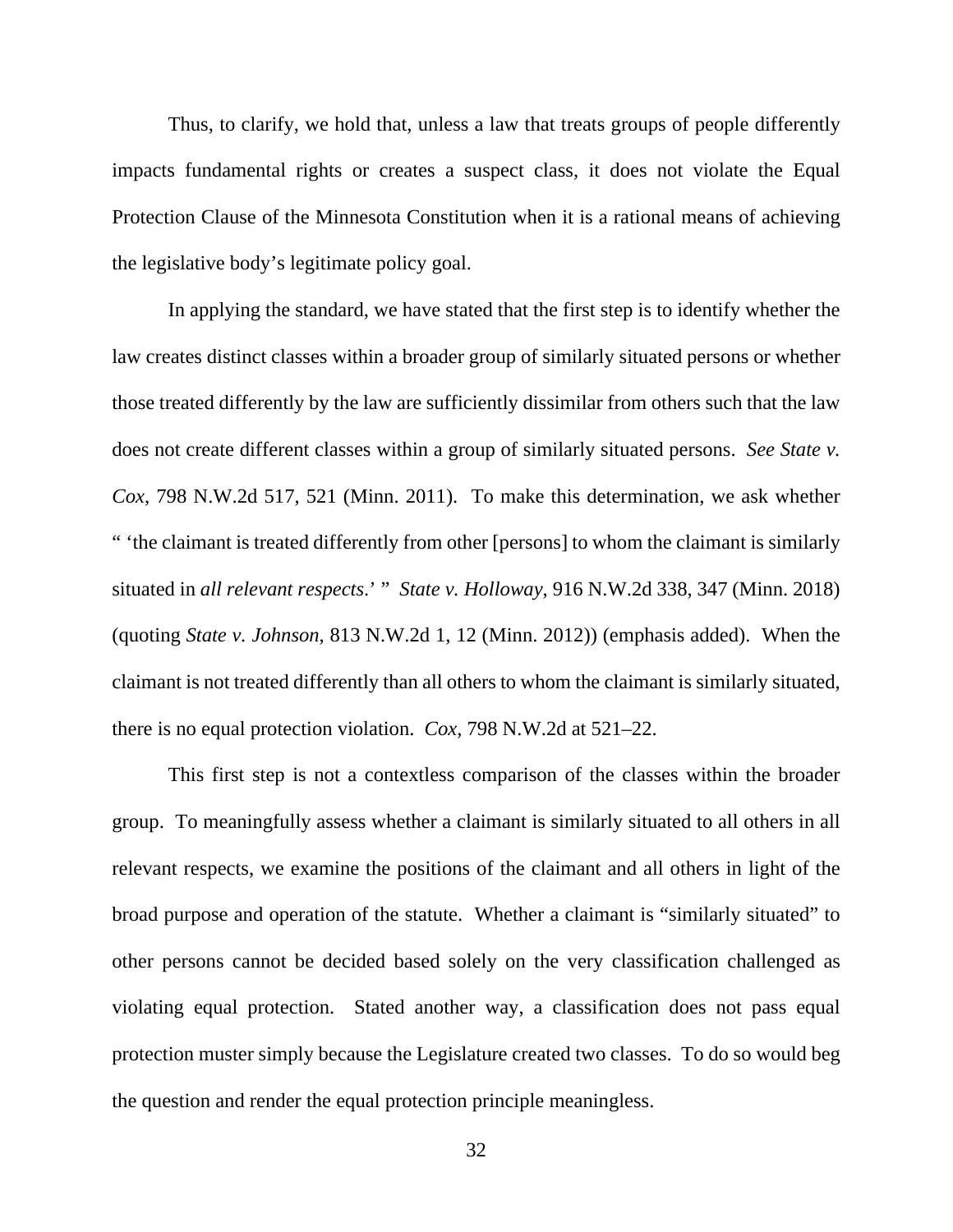Thus, to clarify, we hold that, unless a law that treats groups of people differently impacts fundamental rights or creates a suspect class, it does not violate the Equal Protection Clause of the Minnesota Constitution when it is a rational means of achieving the legislative body's legitimate policy goal.

In applying the standard, we have stated that the first step is to identify whether the law creates distinct classes within a broader group of similarly situated persons or whether those treated differently by the law are sufficiently dissimilar from others such that the law does not create different classes within a group of similarly situated persons. *See State v. Cox*, 798 N.W.2d 517, 521 (Minn. 2011). To make this determination, we ask whether " 'the claimant is treated differently from other [persons] to whom the claimant is similarly situated in *all relevant respects*.' " *State v. Holloway*, 916 N.W.2d 338, 347 (Minn. 2018) (quoting *State v. Johnson*, 813 N.W.2d 1, 12 (Minn. 2012)) (emphasis added). When the claimant is not treated differently than all others to whom the claimant is similarly situated, there is no equal protection violation. *Cox*, 798 N.W.2d at 521–22.

This first step is not a contextless comparison of the classes within the broader group. To meaningfully assess whether a claimant is similarly situated to all others in all relevant respects, we examine the positions of the claimant and all others in light of the broad purpose and operation of the statute. Whether a claimant is "similarly situated" to other persons cannot be decided based solely on the very classification challenged as violating equal protection. Stated another way, a classification does not pass equal protection muster simply because the Legislature created two classes. To do so would beg the question and render the equal protection principle meaningless.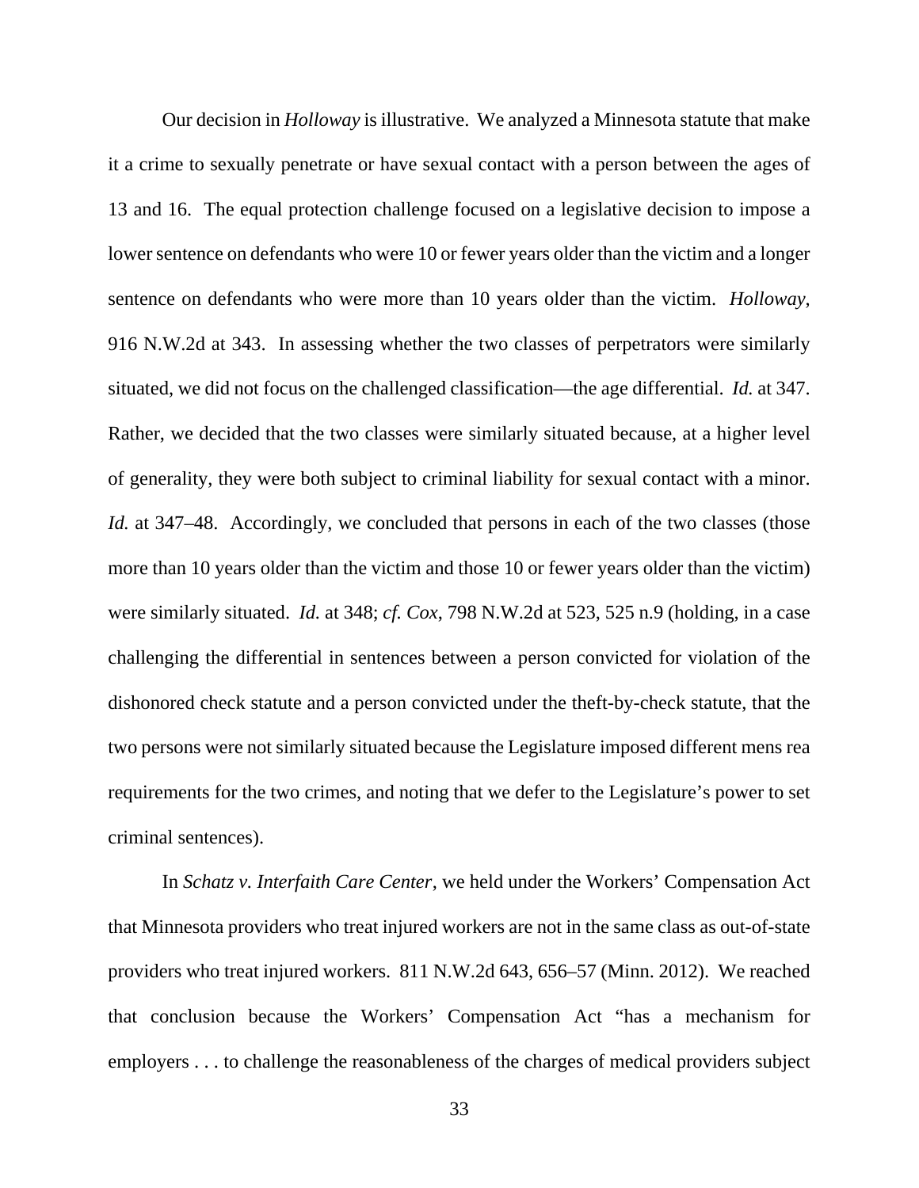Our decision in *Holloway* is illustrative. We analyzed a Minnesota statute that make it a crime to sexually penetrate or have sexual contact with a person between the ages of 13 and 16. The equal protection challenge focused on a legislative decision to impose a lower sentence on defendants who were 10 or fewer years older than the victim and a longer sentence on defendants who were more than 10 years older than the victim. *Holloway*, 916 N.W.2d at 343. In assessing whether the two classes of perpetrators were similarly situated, we did not focus on the challenged classification—the age differential. *Id.* at 347. Rather, we decided that the two classes were similarly situated because, at a higher level of generality, they were both subject to criminal liability for sexual contact with a minor. *Id.* at 347–48. Accordingly, we concluded that persons in each of the two classes (those more than 10 years older than the victim and those 10 or fewer years older than the victim) were similarly situated. *Id.* at 348; *cf. Cox*, 798 N.W.2d at 523, 525 n.9 (holding, in a case challenging the differential in sentences between a person convicted for violation of the dishonored check statute and a person convicted under the theft-by-check statute, that the two persons were not similarly situated because the Legislature imposed different mens rea requirements for the two crimes, and noting that we defer to the Legislature's power to set criminal sentences).

In *Schatz v. Interfaith Care Center*, we held under the Workers' Compensation Act that Minnesota providers who treat injured workers are not in the same class as out-of-state providers who treat injured workers. 811 N.W.2d 643, 656–57 (Minn. 2012). We reached that conclusion because the Workers' Compensation Act "has a mechanism for employers . . . to challenge the reasonableness of the charges of medical providers subject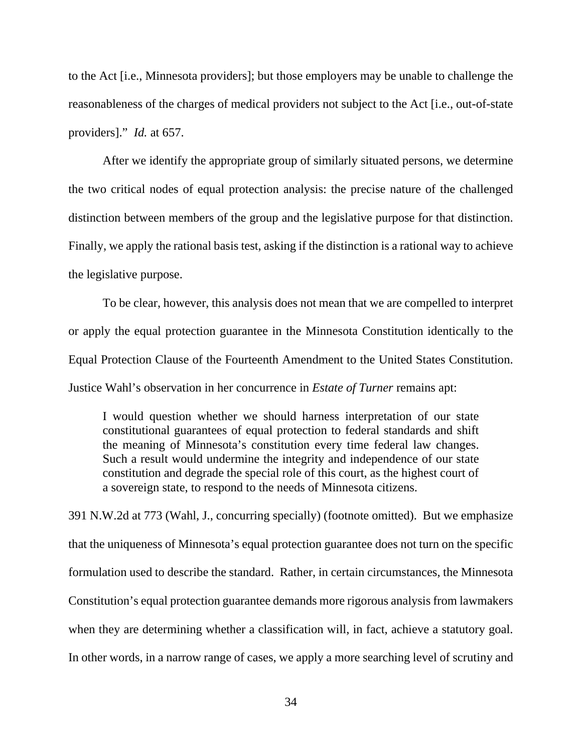to the Act [i.e., Minnesota providers]; but those employers may be unable to challenge the reasonableness of the charges of medical providers not subject to the Act [i.e., out-of-state providers]." *Id.* at 657.

After we identify the appropriate group of similarly situated persons, we determine the two critical nodes of equal protection analysis: the precise nature of the challenged distinction between members of the group and the legislative purpose for that distinction. Finally, we apply the rational basis test, asking if the distinction is a rational way to achieve the legislative purpose.

To be clear, however, this analysis does not mean that we are compelled to interpret or apply the equal protection guarantee in the Minnesota Constitution identically to the Equal Protection Clause of the Fourteenth Amendment to the United States Constitution. Justice Wahl's observation in her concurrence in *Estate of Turner* remains apt:

> I would question whether we should harness interpretation of our state constitutional guarantees of equal protection to federal standards and shift the meaning of Minnesota's constitution every time federal law changes. Such a result would undermine the integrity and independence of our state constitution and degrade the special role of this court, as the highest court of a sovereign state, to respond to the needs of Minnesota citizens.

391 N.W.2d at 773 (Wahl, J., concurring specially) (footnote omitted). But we emphasize that the uniqueness of Minnesota's equal protection guarantee does not turn on the specific formulation used to describe the standard. Rather, in certain circumstances, the Minnesota Constitution's equal protection guarantee demands more rigorous analysis from lawmakers when they are determining whether a classification will, in fact, achieve a statutory goal. In other words, in a narrow range of cases, we apply a more searching level of scrutiny and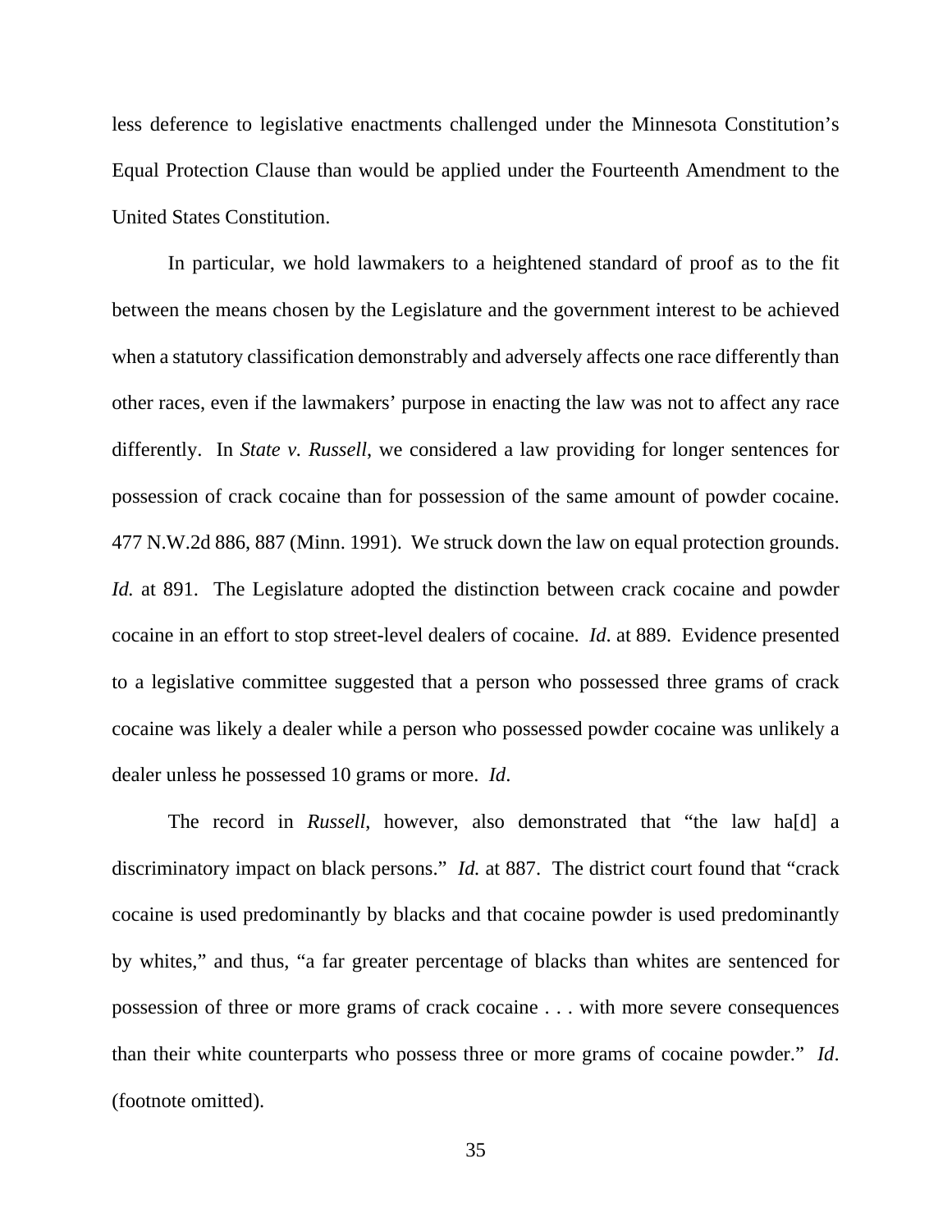less deference to legislative enactments challenged under the Minnesota Constitution's Equal Protection Clause than would be applied under the Fourteenth Amendment to the United States Constitution.

In particular, we hold lawmakers to a heightened standard of proof as to the fit between the means chosen by the Legislature and the government interest to be achieved when a statutory classification demonstrably and adversely affects one race differently than other races, even if the lawmakers' purpose in enacting the law was not to affect any race differently. In *State v. Russell*, we considered a law providing for longer sentences for possession of crack cocaine than for possession of the same amount of powder cocaine. 477 N.W.2d 886, 887 (Minn. 1991). We struck down the law on equal protection grounds. *Id.* at 891. The Legislature adopted the distinction between crack cocaine and powder cocaine in an effort to stop street-level dealers of cocaine. *Id*. at 889. Evidence presented to a legislative committee suggested that a person who possessed three grams of crack cocaine was likely a dealer while a person who possessed powder cocaine was unlikely a dealer unless he possessed 10 grams or more. *Id*.

The record in *Russell*, however, also demonstrated that "the law ha[d] a discriminatory impact on black persons." *Id.* at 887. The district court found that "crack cocaine is used predominantly by blacks and that cocaine powder is used predominantly by whites," and thus, "a far greater percentage of blacks than whites are sentenced for possession of three or more grams of crack cocaine . . . with more severe consequences than their white counterparts who possess three or more grams of cocaine powder." *Id*. (footnote omitted).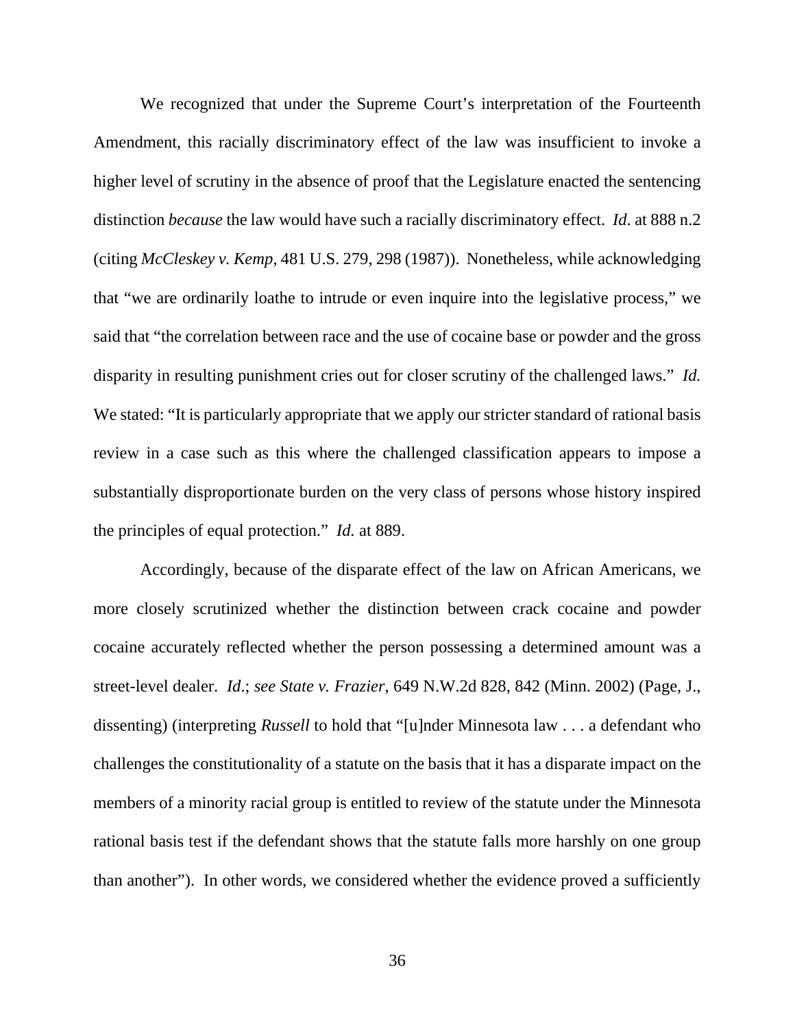We recognized that under the Supreme Court's interpretation of the Fourteenth Amendment, this racially discriminatory effect of the law was insufficient to invoke a higher level of scrutiny in the absence of proof that the Legislature enacted the sentencing distinction *because* the law would have such a racially discriminatory effect. *Id*. at 888 n.2 (citing *McCleskey v. Kemp*, 481 U.S. 279, 298 (1987)). Nonetheless, while acknowledging that "we are ordinarily loathe to intrude or even inquire into the legislative process," we said that "the correlation between race and the use of cocaine base or powder and the gross disparity in resulting punishment cries out for closer scrutiny of the challenged laws." *Id.* We stated: "It is particularly appropriate that we apply our stricter standard of rational basis review in a case such as this where the challenged classification appears to impose a substantially disproportionate burden on the very class of persons whose history inspired the principles of equal protection." *Id.* at 889.

Accordingly, because of the disparate effect of the law on African Americans, we more closely scrutinized whether the distinction between crack cocaine and powder cocaine accurately reflected whether the person possessing a determined amount was a street-level dealer. *Id*.; *see State v. Frazier*, 649 N.W.2d 828, 842 (Minn. 2002) (Page, J., dissenting) (interpreting *Russell* to hold that "[u]nder Minnesota law . . . a defendant who challenges the constitutionality of a statute on the basis that it has a disparate impact on the members of a minority racial group is entitled to review of the statute under the Minnesota rational basis test if the defendant shows that the statute falls more harshly on one group than another"). In other words, we considered whether the evidence proved a sufficiently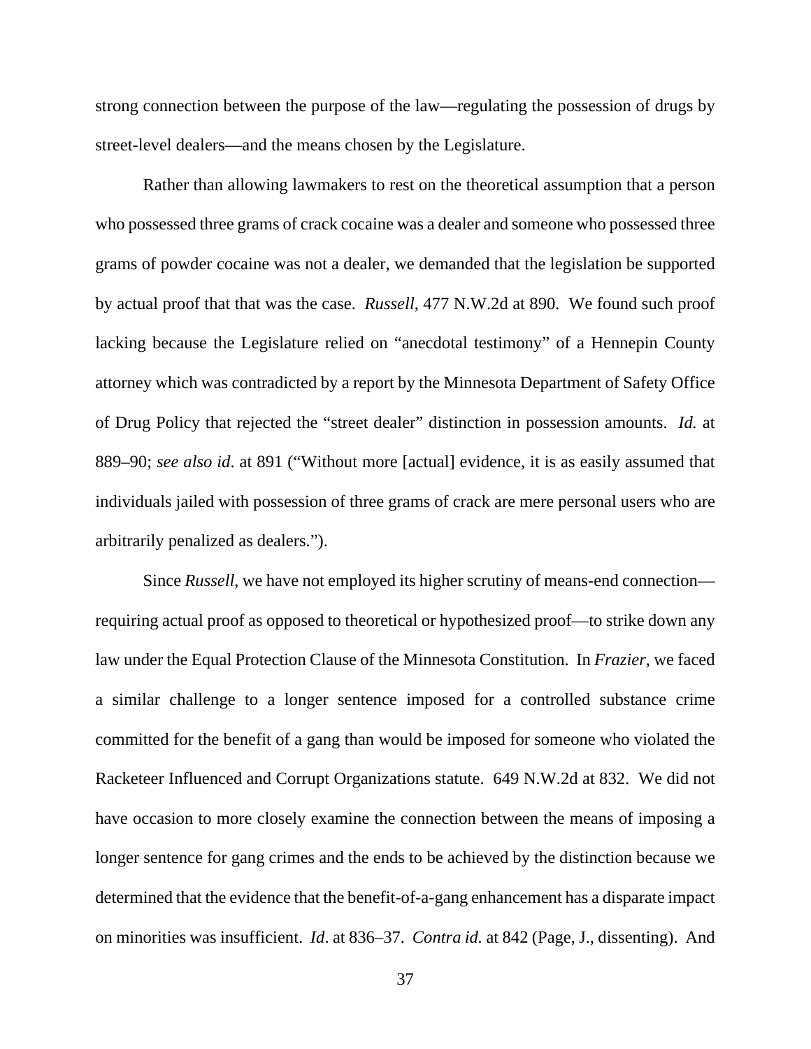strong connection between the purpose of the law—regulating the possession of drugs by street-level dealers—and the means chosen by the Legislature.

Rather than allowing lawmakers to rest on the theoretical assumption that a person who possessed three grams of crack cocaine was a dealer and someone who possessed three grams of powder cocaine was not a dealer, we demanded that the legislation be supported by actual proof that that was the case. *Russell*, 477 N.W.2d at 890. We found such proof lacking because the Legislature relied on "anecdotal testimony" of a Hennepin County attorney which was contradicted by a report by the Minnesota Department of Safety Office of Drug Policy that rejected the "street dealer" distinction in possession amounts. *Id.* at 889–90; *see also id*. at 891 ("Without more [actual] evidence, it is as easily assumed that individuals jailed with possession of three grams of crack are mere personal users who are arbitrarily penalized as dealers.").

Since *Russell*, we have not employed its higher scrutiny of means-end connection—requiring actual proof as opposed to theoretical or hypothesized proof—to strike down any law under the Equal Protection Clause of the Minnesota Constitution. In *Frazier*, we faced a similar challenge to a longer sentence imposed for a controlled substance crime committed for the benefit of a gang than would be imposed for someone who violated the Racketeer Influenced and Corrupt Organizations statute. 649 N.W.2d at 832. We did not have occasion to more closely examine the connection between the means of imposing a longer sentence for gang crimes and the ends to be achieved by the distinction because we determined that the evidence that the benefit-of-a-gang enhancement has a disparate impact on minorities was insufficient. *Id*. at 836–37. *Contra id.* at 842 (Page, J., dissenting). And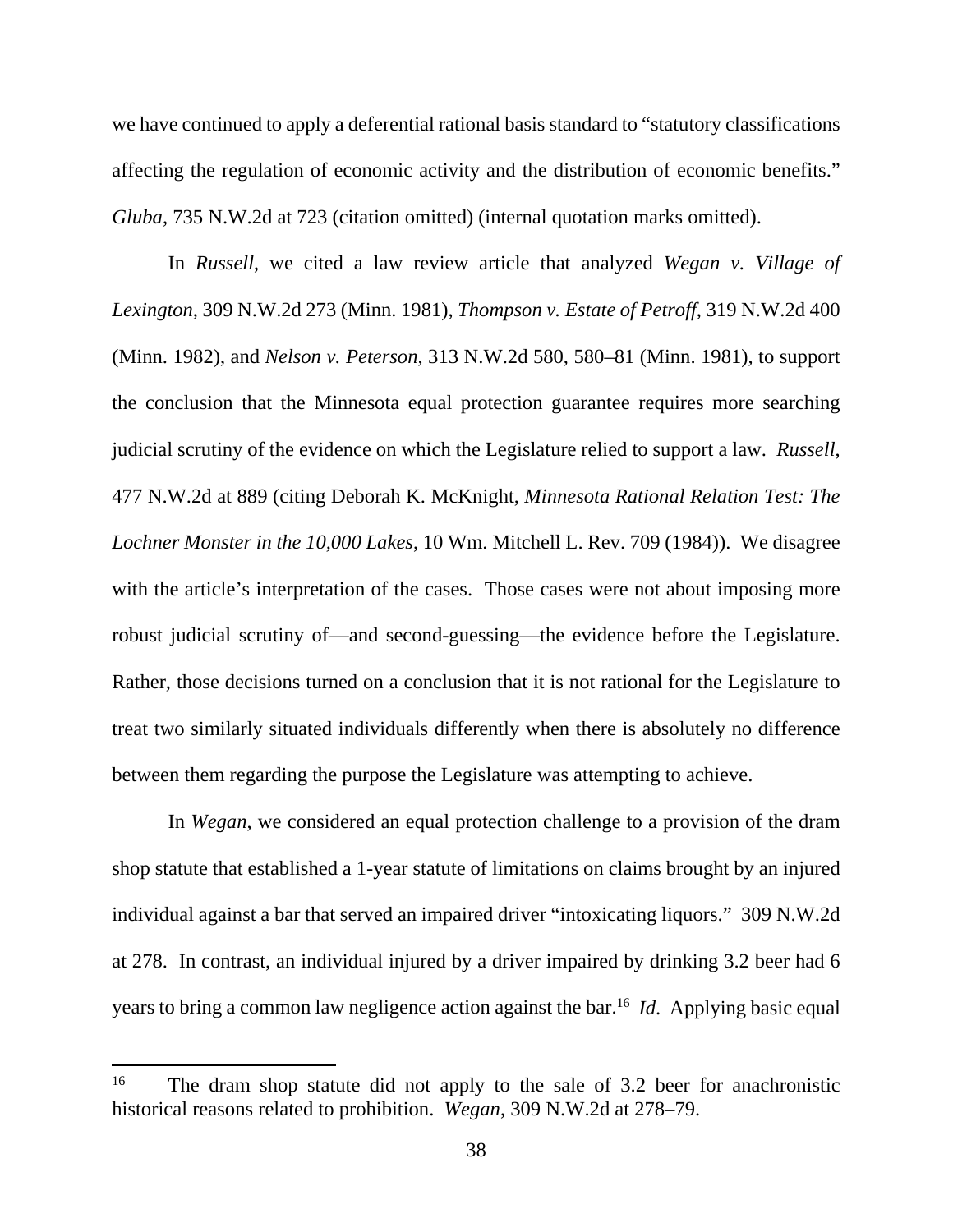we have continued to apply a deferential rational basis standard to "statutory classifications affecting the regulation of economic activity and the distribution of economic benefits." *Gluba*, 735 N.W.2d at 723 (citation omitted) (internal quotation marks omitted).

In *Russell*, we cited a law review article that analyzed *Wegan v. Village of Lexington*, 309 N.W.2d 273 (Minn. 1981), *Thompson v. Estate of Petroff*, 319 N.W.2d 400 (Minn. 1982), and *Nelson v. Peterson*, 313 N.W.2d 580, 580–81 (Minn. 1981), to support the conclusion that the Minnesota equal protection guarantee requires more searching judicial scrutiny of the evidence on which the Legislature relied to support a law. *Russell*, 477 N.W.2d at 889 (citing Deborah K. McKnight, *Minnesota Rational Relation Test: The Lochner Monster in the 10,000 Lakes*, 10 Wm. Mitchell L. Rev. 709 (1984)). We disagree with the article's interpretation of the cases. Those cases were not about imposing more robust judicial scrutiny of—and second-guessing—the evidence before the Legislature. Rather, those decisions turned on a conclusion that it is not rational for the Legislature to treat two similarly situated individuals differently when there is absolutely no difference between them regarding the purpose the Legislature was attempting to achieve.

In *Wegan*, we considered an equal protection challenge to a provision of the dram shop statute that established a 1-year statute of limitations on claims brought by an injured individual against a bar that served an impaired driver "intoxicating liquors." 309 N.W.2d at 278. In contrast, an individual injured by a driver impaired by drinking 3.2 beer had 6 years to bring a common law negligence action against the bar.[16] *Id*. Applying basic equal

[16] The dram shop statute did not apply to the sale of 3.2 beer for anachronistic historical reasons related to prohibition. *Wegan*, 309 N.W.2d at 278–79.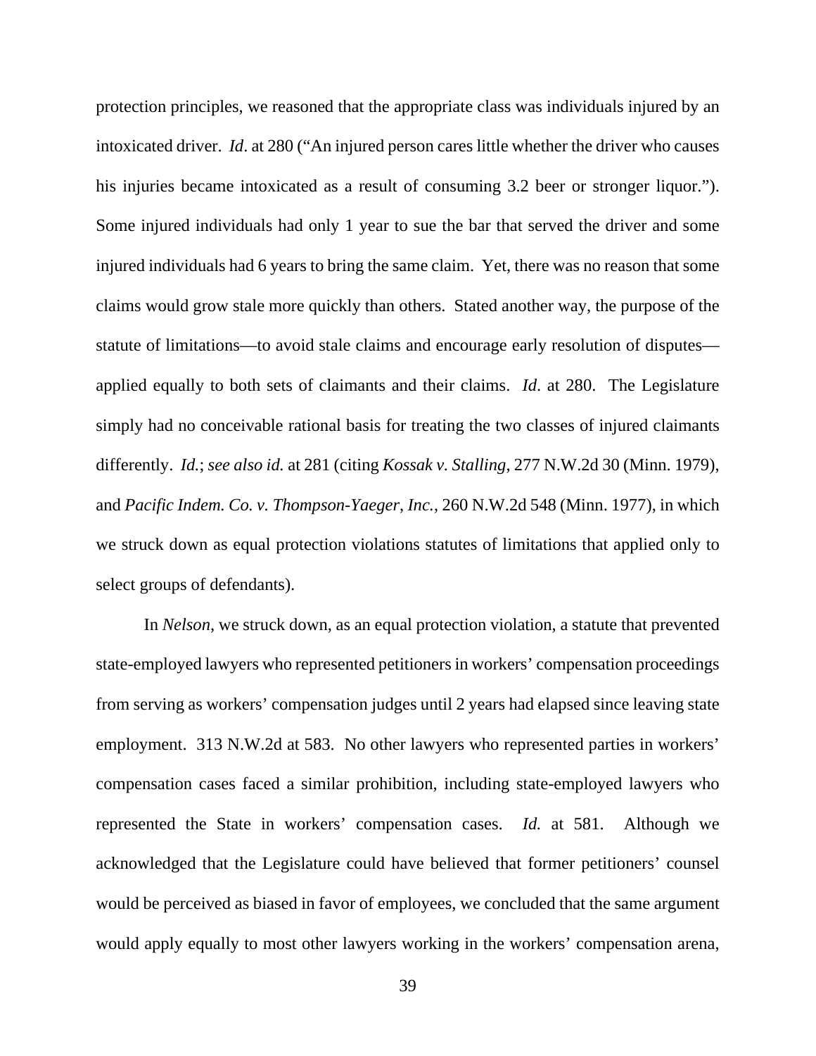protection principles, we reasoned that the appropriate class was individuals injured by an intoxicated driver. *Id*. at 280 ("An injured person cares little whether the driver who causes his injuries became intoxicated as a result of consuming 3.2 beer or stronger liquor."). Some injured individuals had only 1 year to sue the bar that served the driver and some injured individuals had 6 years to bring the same claim. Yet, there was no reason that some claims would grow stale more quickly than others. Stated another way, the purpose of the statute of limitations—to avoid stale claims and encourage early resolution of disputes—applied equally to both sets of claimants and their claims. *Id*. at 280. The Legislature simply had no conceivable rational basis for treating the two classes of injured claimants differently. *Id.*; *see also id.* at 281 (citing *Kossak v. Stalling*, 277 N.W.2d 30 (Minn. 1979), and *Pacific Indem. Co. v. Thompson-Yaeger, Inc.*, 260 N.W.2d 548 (Minn. 1977), in which we struck down as equal protection violations statutes of limitations that applied only to select groups of defendants).

In *Nelson*, we struck down, as an equal protection violation, a statute that prevented state-employed lawyers who represented petitioners in workers' compensation proceedings from serving as workers' compensation judges until 2 years had elapsed since leaving state employment. 313 N.W.2d at 583. No other lawyers who represented parties in workers' compensation cases faced a similar prohibition, including state-employed lawyers who represented the State in workers' compensation cases. *Id.* at 581. Although we acknowledged that the Legislature could have believed that former petitioners' counsel would be perceived as biased in favor of employees, we concluded that the same argument would apply equally to most other lawyers working in the workers' compensation arena,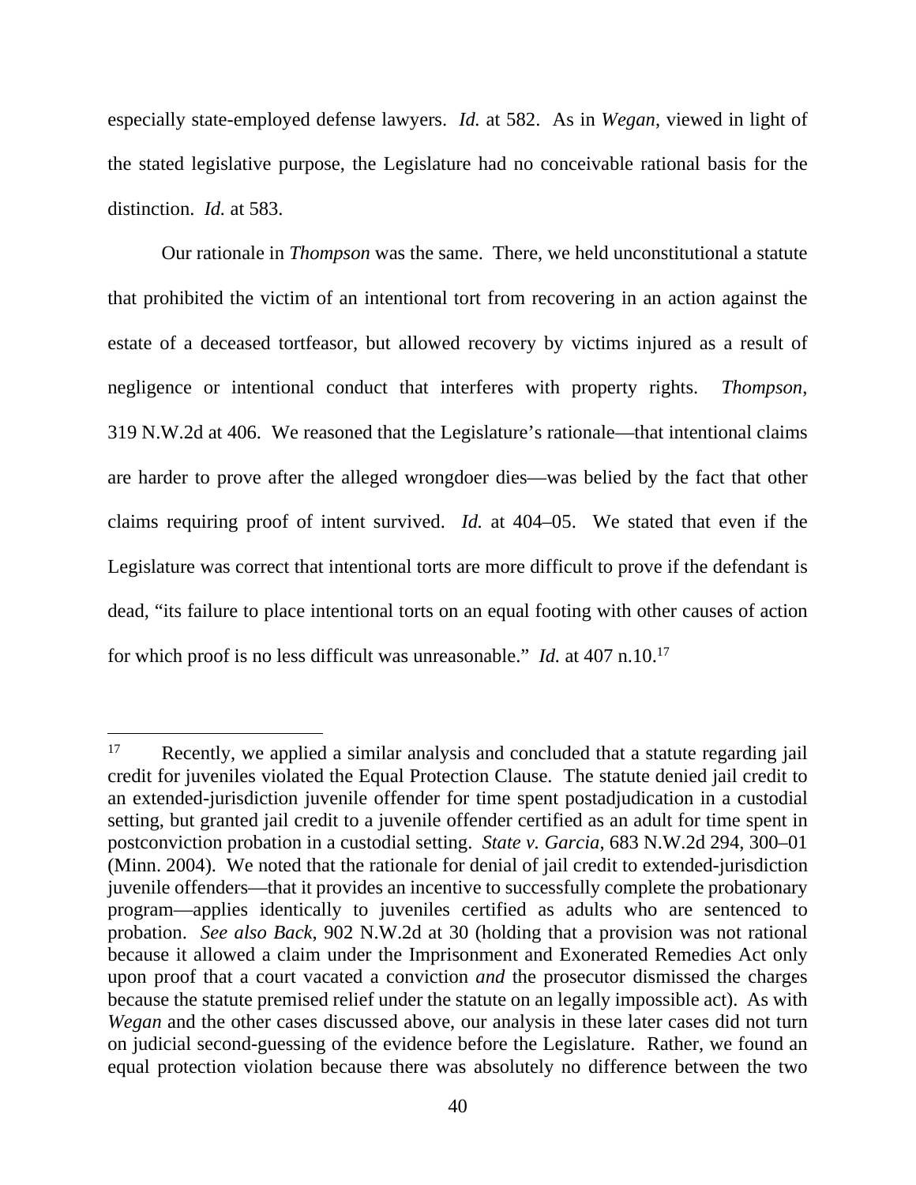especially state-employed defense lawyers. *Id.* at 582. As in *Wegan*, viewed in light of the stated legislative purpose, the Legislature had no conceivable rational basis for the distinction. *Id.* at 583.

Our rationale in *Thompson* was the same. There, we held unconstitutional a statute that prohibited the victim of an intentional tort from recovering in an action against the estate of a deceased tortfeasor, but allowed recovery by victims injured as a result of negligence or intentional conduct that interferes with property rights. *Thompson*, 319 N.W.2d at 406. We reasoned that the Legislature's rationale—that intentional claims are harder to prove after the alleged wrongdoer dies—was belied by the fact that other claims requiring proof of intent survived. *Id.* at 404–05. We stated that even if the Legislature was correct that intentional torts are more difficult to prove if the defendant is dead, "its failure to place intentional torts on an equal footing with other causes of action for which proof is no less difficult was unreasonable." *Id.* at 407 n.10.[17]

---

[17] Recently, we applied a similar analysis and concluded that a statute regarding jail credit for juveniles violated the Equal Protection Clause. The statute denied jail credit to an extended-jurisdiction juvenile offender for time spent postadjudication in a custodial setting, but granted jail credit to a juvenile offender certified as an adult for time spent in postconviction probation in a custodial setting. *State v. Garcia*, 683 N.W.2d 294, 300–01 (Minn. 2004). We noted that the rationale for denial of jail credit to extended-jurisdiction juvenile offenders—that it provides an incentive to successfully complete the probationary program—applies identically to juveniles certified as adults who are sentenced to probation. *See also Back*, 902 N.W.2d at 30 (holding that a provision was not rational because it allowed a claim under the Imprisonment and Exonerated Remedies Act only upon proof that a court vacated a conviction *and* the prosecutor dismissed the charges because the statute premised relief under the statute on an legally impossible act). As with *Wegan* and the other cases discussed above, our analysis in these later cases did not turn on judicial second-guessing of the evidence before the Legislature. Rather, we found an equal protection violation because there was absolutely no difference between the two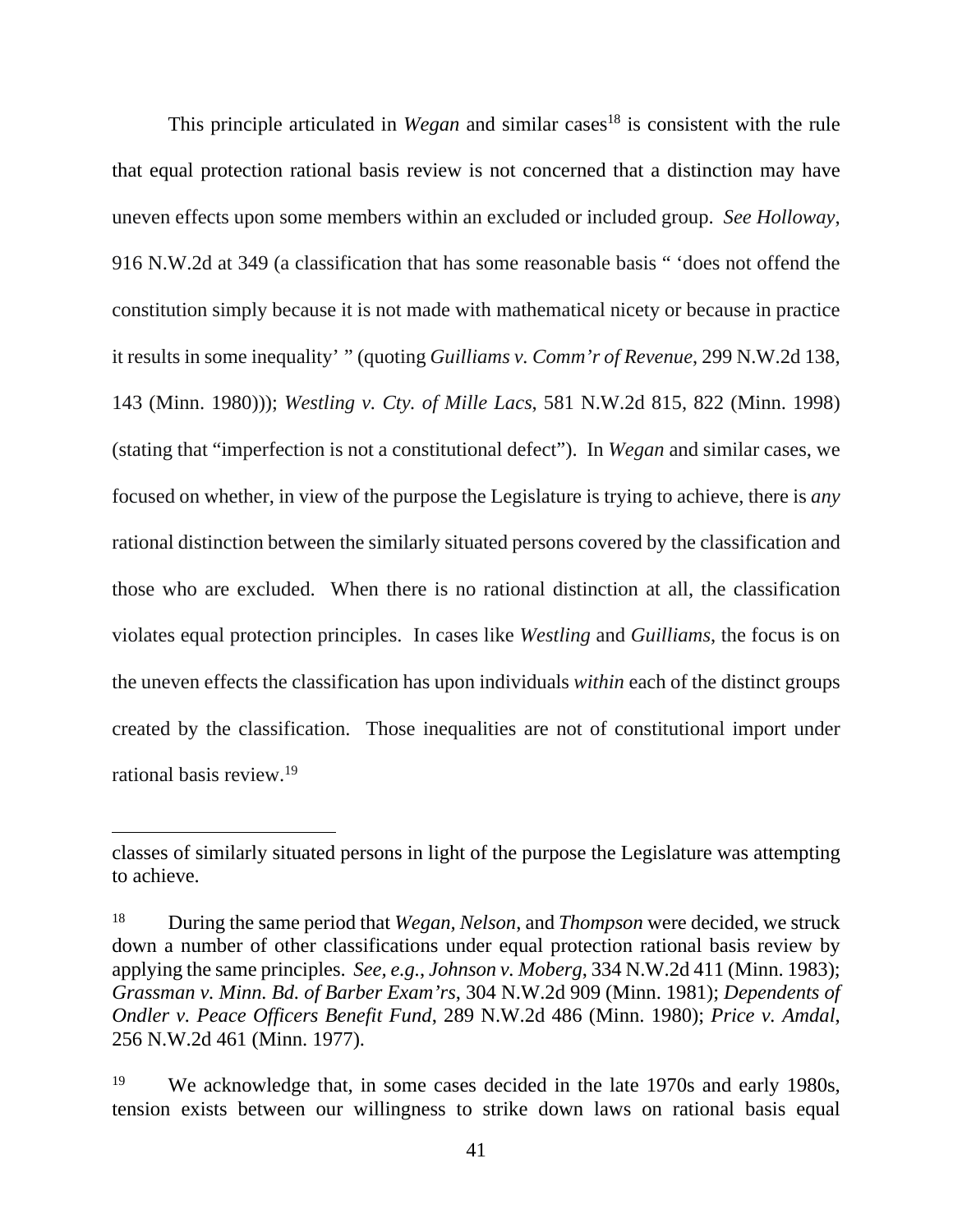This principle articulated in *Wegan* and similar cases[18] is consistent with the rule that equal protection rational basis review is not concerned that a distinction may have uneven effects upon some members within an excluded or included group. *See Holloway*, 916 N.W.2d at 349 (a classification that has some reasonable basis " 'does not offend the constitution simply because it is not made with mathematical nicety or because in practice it results in some inequality' " (quoting *Guilliams v. Comm'r of Revenue*, 299 N.W.2d 138, 143 (Minn. 1980))); *Westling v. Cty. of Mille Lacs*, 581 N.W.2d 815, 822 (Minn. 1998) (stating that "imperfection is not a constitutional defect"). In *Wegan* and similar cases, we focused on whether, in view of the purpose the Legislature is trying to achieve, there is *any* rational distinction between the similarly situated persons covered by the classification and those who are excluded. When there is no rational distinction at all, the classification violates equal protection principles. In cases like *Westling* and *Guilliams*, the focus is on the uneven effects the classification has upon individuals *within* each of the distinct groups created by the classification. Those inequalities are not of constitutional import under rational basis review.[19]

---

classes of similarly situated persons in light of the purpose the Legislature was attempting to achieve.

[18] During the same period that *Wegan*, *Nelson*, and *Thompson* were decided, we struck down a number of other classifications under equal protection rational basis review by applying the same principles. *See, e.g.*, *Johnson v. Moberg*, 334 N.W.2d 411 (Minn. 1983); *Grassman v. Minn. Bd. of Barber Exam'rs*, 304 N.W.2d 909 (Minn. 1981); *Dependents of Ondler v. Peace Officers Benefit Fund*, 289 N.W.2d 486 (Minn. 1980); *Price v. Amdal*, 256 N.W.2d 461 (Minn. 1977).

[19] We acknowledge that, in some cases decided in the late 1970s and early 1980s, tension exists between our willingness to strike down laws on rational basis equal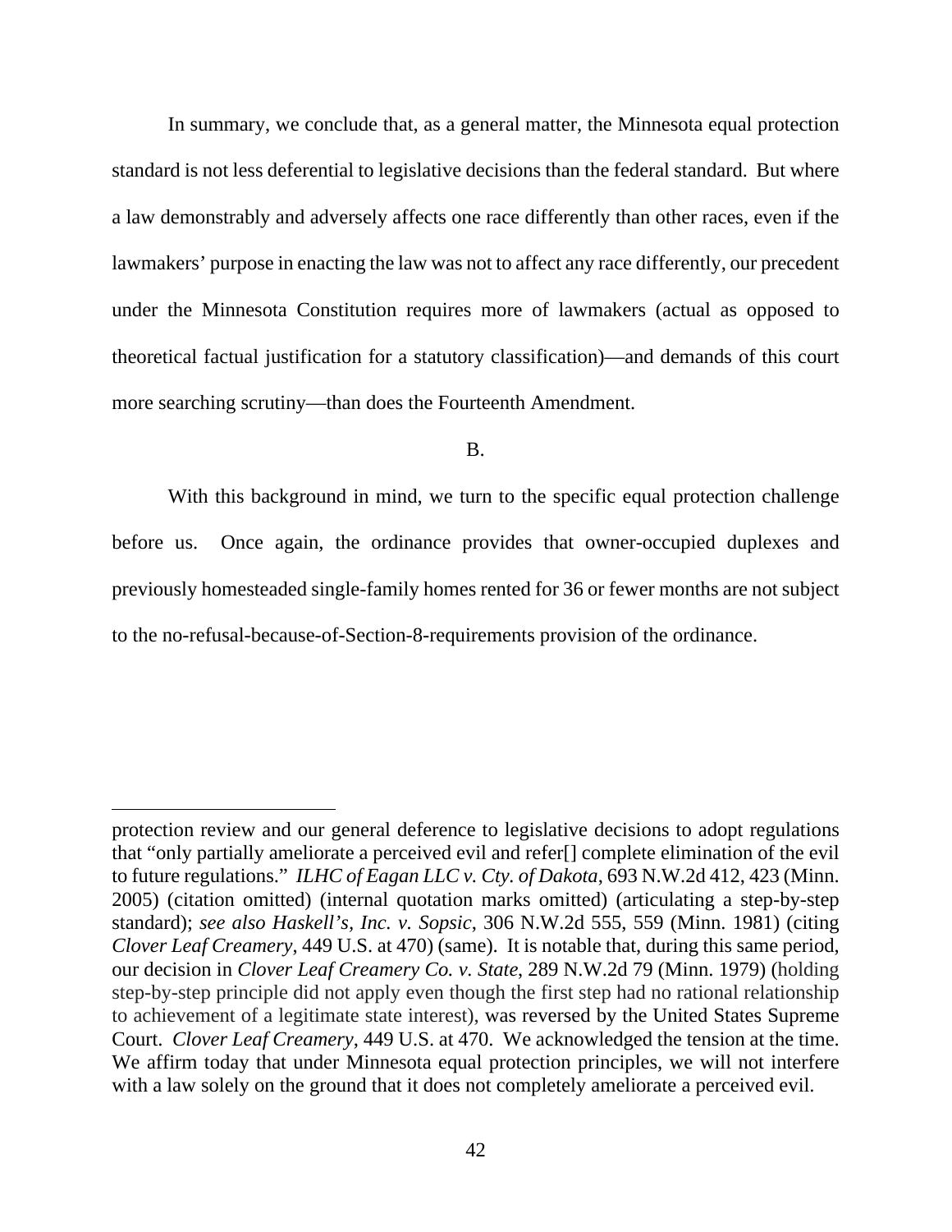In summary, we conclude that, as a general matter, the Minnesota equal protection standard is not less deferential to legislative decisions than the federal standard. But where a law demonstrably and adversely affects one race differently than other races, even if the lawmakers' purpose in enacting the law was not to affect any race differently, our precedent under the Minnesota Constitution requires more of lawmakers (actual as opposed to theoretical factual justification for a statutory classification)—and demands of this court more searching scrutiny—than does the Fourteenth Amendment.

B.

With this background in mind, we turn to the specific equal protection challenge before us. Once again, the ordinance provides that owner-occupied duplexes and previously homesteaded single-family homes rented for 36 or fewer months are not subject to the no-refusal-because-of-Section-8-requirements provision of the ordinance.

---

protection review and our general deference to legislative decisions to adopt regulations that "only partially ameliorate a perceived evil and refer[] complete elimination of the evil to future regulations." *ILHC of Eagan LLC v. Cty. of Dakota*, 693 N.W.2d 412, 423 (Minn. 2005) (citation omitted) (internal quotation marks omitted) (articulating a step-by-step standard); *see also Haskell's, Inc. v. Sopsic*, 306 N.W.2d 555, 559 (Minn. 1981) (citing *Clover Leaf Creamery*, 449 U.S. at 470) (same). It is notable that, during this same period, our decision in *Clover Leaf Creamery Co. v. State*, 289 N.W.2d 79 (Minn. 1979) (holding step-by-step principle did not apply even though the first step had no rational relationship to achievement of a legitimate state interest), was reversed by the United States Supreme Court. *Clover Leaf Creamery*, 449 U.S. at 470. We acknowledged the tension at the time. We affirm today that under Minnesota equal protection principles, we will not interfere with a law solely on the ground that it does not completely ameliorate a perceived evil.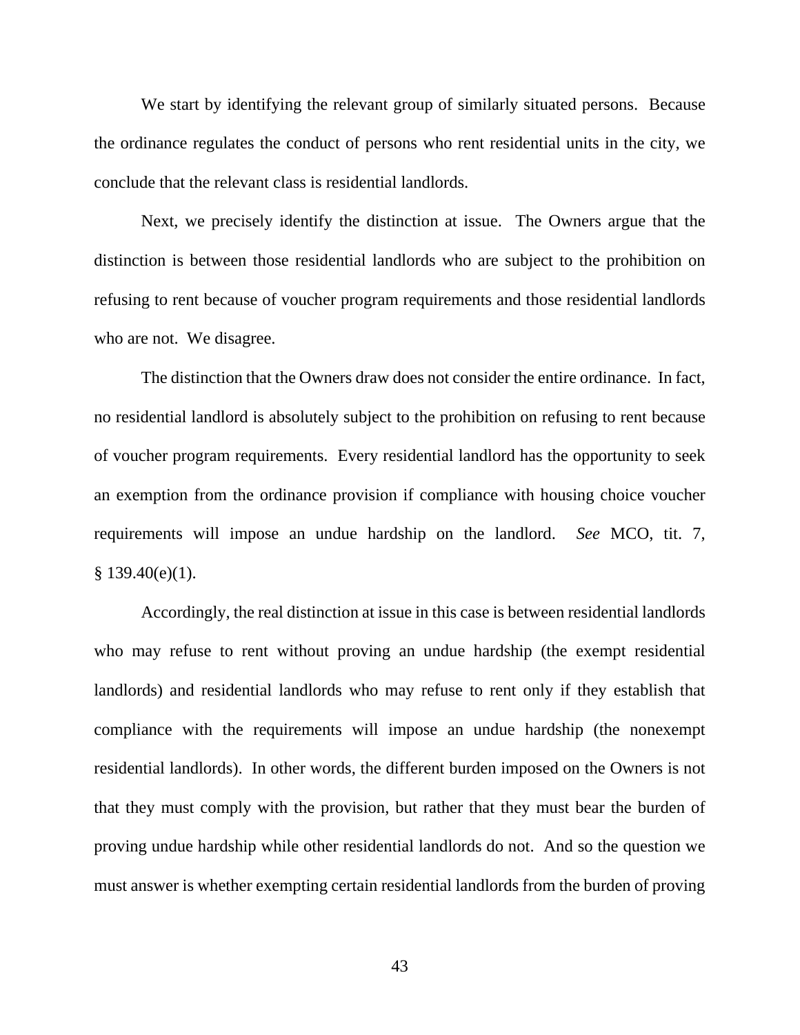We start by identifying the relevant group of similarly situated persons. Because the ordinance regulates the conduct of persons who rent residential units in the city, we conclude that the relevant class is residential landlords.

Next, we precisely identify the distinction at issue. The Owners argue that the distinction is between those residential landlords who are subject to the prohibition on refusing to rent because of voucher program requirements and those residential landlords who are not. We disagree.

The distinction that the Owners draw does not consider the entire ordinance. In fact, no residential landlord is absolutely subject to the prohibition on refusing to rent because of voucher program requirements. Every residential landlord has the opportunity to seek an exemption from the ordinance provision if compliance with housing choice voucher requirements will impose an undue hardship on the landlord. *See* MCO, tit. 7, § 139.40(e)(1).

Accordingly, the real distinction at issue in this case is between residential landlords who may refuse to rent without proving an undue hardship (the exempt residential landlords) and residential landlords who may refuse to rent only if they establish that compliance with the requirements will impose an undue hardship (the nonexempt residential landlords). In other words, the different burden imposed on the Owners is not that they must comply with the provision, but rather that they must bear the burden of proving undue hardship while other residential landlords do not. And so the question we must answer is whether exempting certain residential landlords from the burden of proving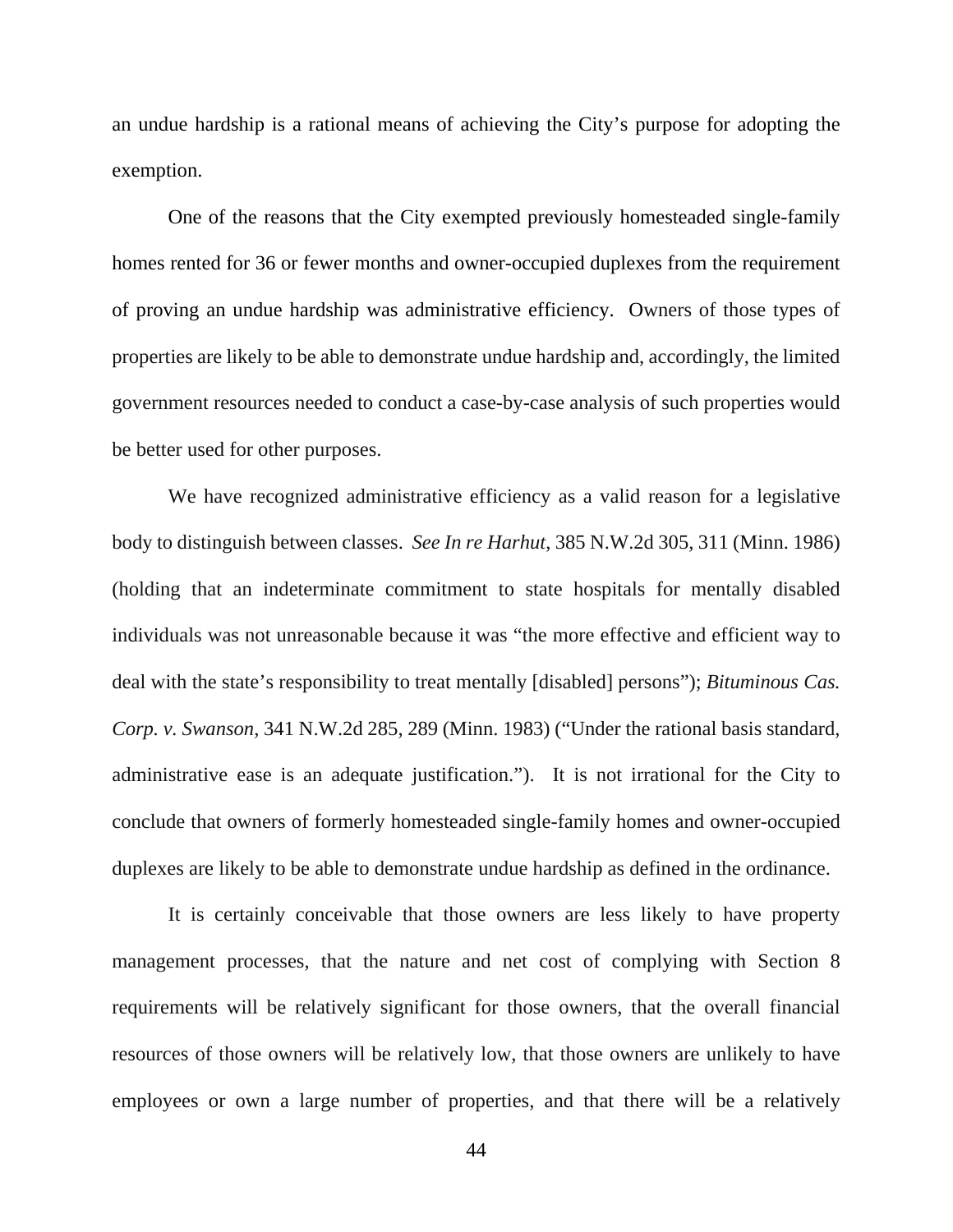an undue hardship is a rational means of achieving the City's purpose for adopting the exemption.

One of the reasons that the City exempted previously homesteaded single-family homes rented for 36 or fewer months and owner-occupied duplexes from the requirement of proving an undue hardship was administrative efficiency. Owners of those types of properties are likely to be able to demonstrate undue hardship and, accordingly, the limited government resources needed to conduct a case-by-case analysis of such properties would be better used for other purposes.

We have recognized administrative efficiency as a valid reason for a legislative body to distinguish between classes. *See In re Harhut*, 385 N.W.2d 305, 311 (Minn. 1986) (holding that an indeterminate commitment to state hospitals for mentally disabled individuals was not unreasonable because it was "the more effective and efficient way to deal with the state's responsibility to treat mentally [disabled] persons"); *Bituminous Cas. Corp. v. Swanson*, 341 N.W.2d 285, 289 (Minn. 1983) ("Under the rational basis standard, administrative ease is an adequate justification."). It is not irrational for the City to conclude that owners of formerly homesteaded single-family homes and owner-occupied duplexes are likely to be able to demonstrate undue hardship as defined in the ordinance.

It is certainly conceivable that those owners are less likely to have property management processes, that the nature and net cost of complying with Section 8 requirements will be relatively significant for those owners, that the overall financial resources of those owners will be relatively low, that those owners are unlikely to have employees or own a large number of properties, and that there will be a relatively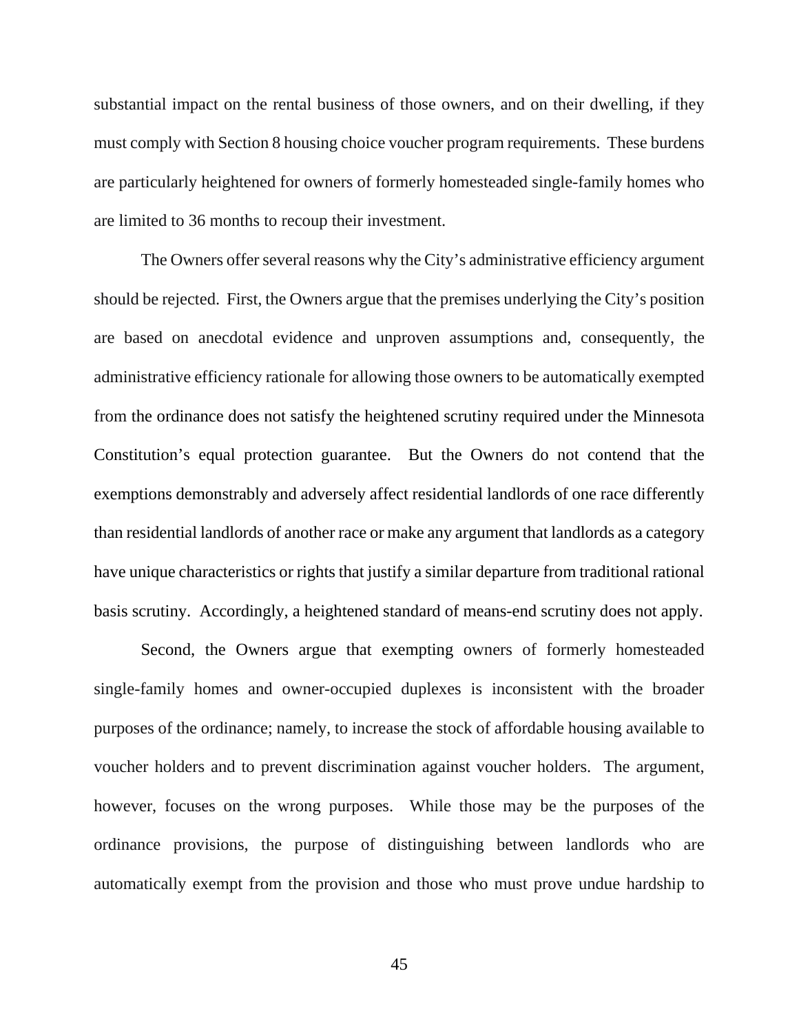substantial impact on the rental business of those owners, and on their dwelling, if they must comply with Section 8 housing choice voucher program requirements. These burdens are particularly heightened for owners of formerly homesteaded single-family homes who are limited to 36 months to recoup their investment.

The Owners offer several reasons why the City's administrative efficiency argument should be rejected. First, the Owners argue that the premises underlying the City's position are based on anecdotal evidence and unproven assumptions and, consequently, the administrative efficiency rationale for allowing those owners to be automatically exempted from the ordinance does not satisfy the heightened scrutiny required under the Minnesota Constitution's equal protection guarantee. But the Owners do not contend that the exemptions demonstrably and adversely affect residential landlords of one race differently than residential landlords of another race or make any argument that landlords as a category have unique characteristics or rights that justify a similar departure from traditional rational basis scrutiny. Accordingly, a heightened standard of means-end scrutiny does not apply.

Second, the Owners argue that exempting owners of formerly homesteaded single-family homes and owner-occupied duplexes is inconsistent with the broader purposes of the ordinance; namely, to increase the stock of affordable housing available to voucher holders and to prevent discrimination against voucher holders. The argument, however, focuses on the wrong purposes. While those may be the purposes of the ordinance provisions, the purpose of distinguishing between landlords who are automatically exempt from the provision and those who must prove undue hardship to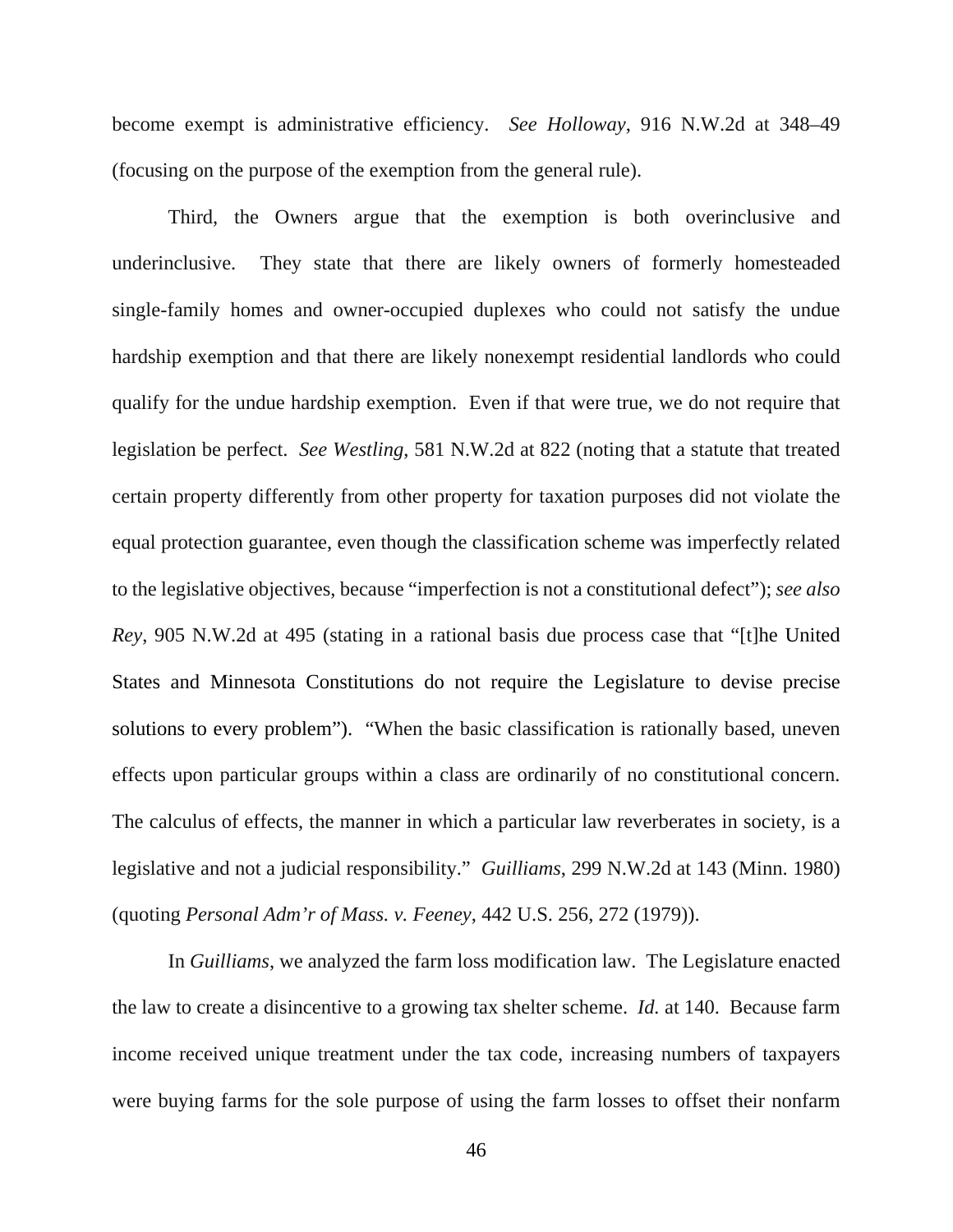become exempt is administrative efficiency. *See Holloway*, 916 N.W.2d at 348–49 (focusing on the purpose of the exemption from the general rule).

Third, the Owners argue that the exemption is both overinclusive and underinclusive. They state that there are likely owners of formerly homesteaded single-family homes and owner-occupied duplexes who could not satisfy the undue hardship exemption and that there are likely nonexempt residential landlords who could qualify for the undue hardship exemption. Even if that were true, we do not require that legislation be perfect. *See Westling*, 581 N.W.2d at 822 (noting that a statute that treated certain property differently from other property for taxation purposes did not violate the equal protection guarantee, even though the classification scheme was imperfectly related to the legislative objectives, because "imperfection is not a constitutional defect"); *see also Rey*, 905 N.W.2d at 495 (stating in a rational basis due process case that "[t]he United States and Minnesota Constitutions do not require the Legislature to devise precise solutions to every problem"). "When the basic classification is rationally based, uneven effects upon particular groups within a class are ordinarily of no constitutional concern. The calculus of effects, the manner in which a particular law reverberates in society, is a legislative and not a judicial responsibility." *Guilliams*, 299 N.W.2d at 143 (Minn. 1980) (quoting *Personal Adm'r of Mass. v. Feeney*, 442 U.S. 256, 272 (1979)).

In *Guilliams*, we analyzed the farm loss modification law. The Legislature enacted the law to create a disincentive to a growing tax shelter scheme. *Id.* at 140. Because farm income received unique treatment under the tax code, increasing numbers of taxpayers were buying farms for the sole purpose of using the farm losses to offset their nonfarm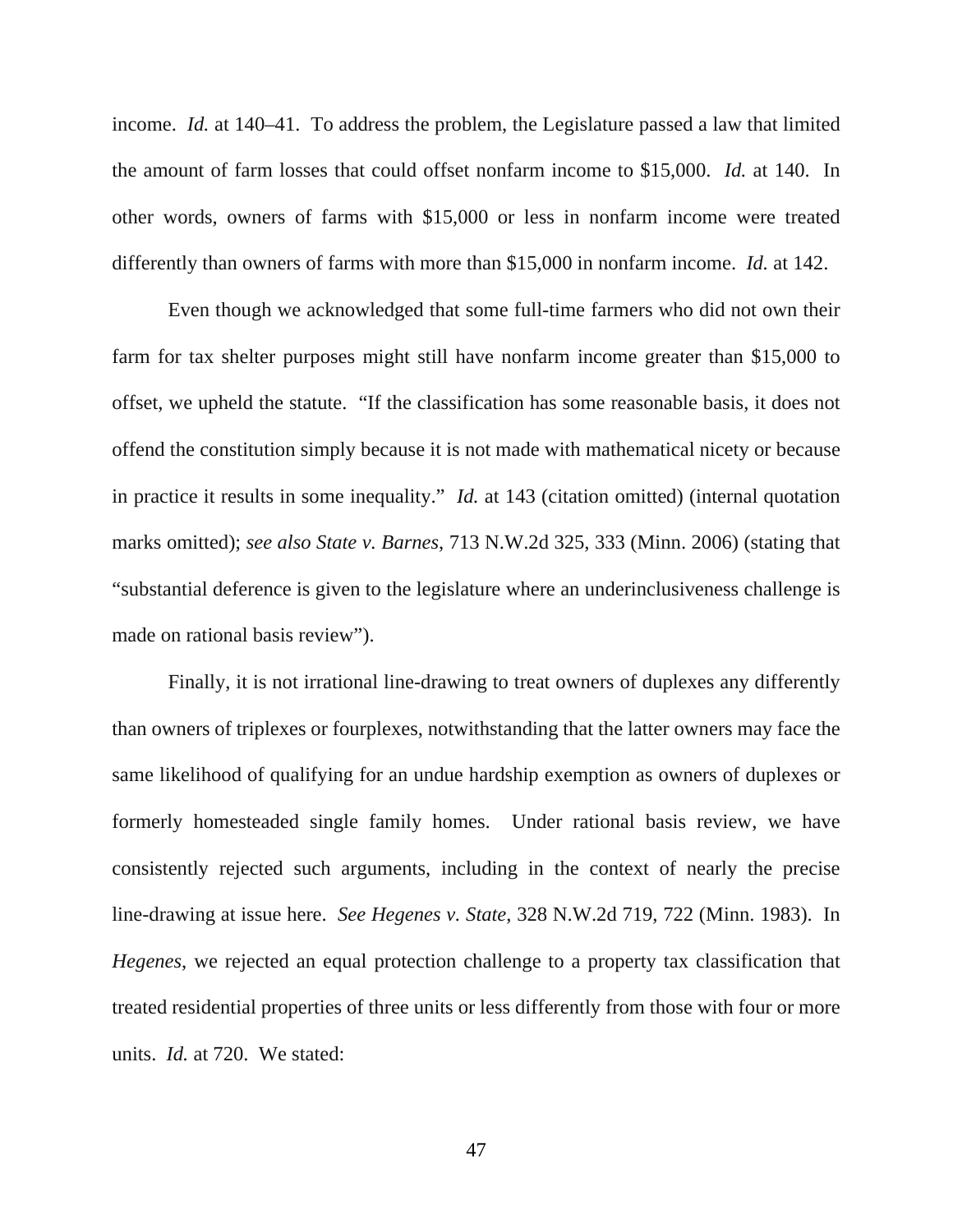income. *Id.* at 140–41. To address the problem, the Legislature passed a law that limited the amount of farm losses that could offset nonfarm income to $15,000. *Id.* at 140. In other words, owners of farms with $15,000 or less in nonfarm income were treated differently than owners of farms with more than $15,000 in nonfarm income. *Id.* at 142.

Even though we acknowledged that some full-time farmers who did not own their farm for tax shelter purposes might still have nonfarm income greater than $15,000 to offset, we upheld the statute. "If the classification has some reasonable basis, it does not offend the constitution simply because it is not made with mathematical nicety or because in practice it results in some inequality." *Id.* at 143 (citation omitted) (internal quotation marks omitted); *see also State v. Barnes*, 713 N.W.2d 325, 333 (Minn. 2006) (stating that "substantial deference is given to the legislature where an underinclusiveness challenge is made on rational basis review").

Finally, it is not irrational line-drawing to treat owners of duplexes any differently than owners of triplexes or fourplexes, notwithstanding that the latter owners may face the same likelihood of qualifying for an undue hardship exemption as owners of duplexes or formerly homesteaded single family homes. Under rational basis review, we have consistently rejected such arguments, including in the context of nearly the precise line-drawing at issue here. *See Hegenes v. State*, 328 N.W.2d 719, 722 (Minn. 1983). In *Hegenes*, we rejected an equal protection challenge to a property tax classification that treated residential properties of three units or less differently from those with four or more units. *Id.* at 720. We stated: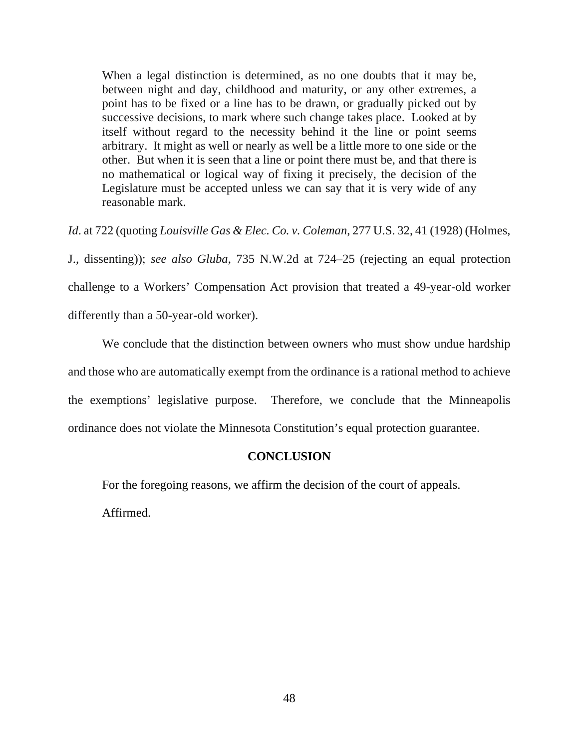> When a legal distinction is determined, as no one doubts that it may be, between night and day, childhood and maturity, or any other extremes, a point has to be fixed or a line has to be drawn, or gradually picked out by successive decisions, to mark where such change takes place. Looked at by itself without regard to the necessity behind it the line or point seems arbitrary. It might as well or nearly as well be a little more to one side or the other. But when it is seen that a line or point there must be, and that there is no mathematical or logical way of fixing it precisely, the decision of the Legislature must be accepted unless we can say that it is very wide of any reasonable mark.

*Id*. at 722 (quoting *Louisville Gas & Elec. Co. v. Coleman*, 277 U.S. 32, 41 (1928) (Holmes, J., dissenting)); *see also Gluba*, 735 N.W.2d at 724–25 (rejecting an equal protection challenge to a Workers' Compensation Act provision that treated a 49-year-old worker differently than a 50-year-old worker).

We conclude that the distinction between owners who must show undue hardship and those who are automatically exempt from the ordinance is a rational method to achieve the exemptions' legislative purpose. Therefore, we conclude that the Minneapolis ordinance does not violate the Minnesota Constitution's equal protection guarantee.

## CONCLUSION

For the foregoing reasons, we affirm the decision of the court of appeals.

Affirmed.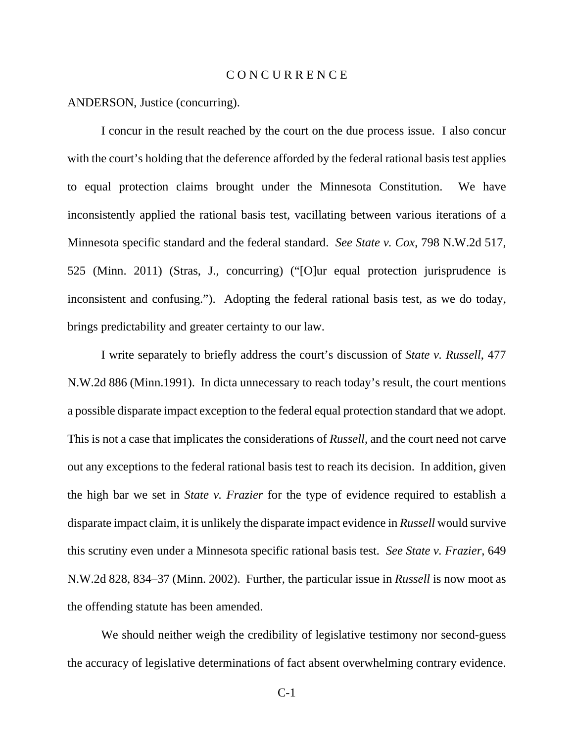# C O N C U R R E N C E

ANDERSON, Justice (concurring).

I concur in the result reached by the court on the due process issue. I also concur with the court's holding that the deference afforded by the federal rational basis test applies to equal protection claims brought under the Minnesota Constitution. We have inconsistently applied the rational basis test, vacillating between various iterations of a Minnesota specific standard and the federal standard. *See State v. Cox*, 798 N.W.2d 517, 525 (Minn. 2011) (Stras, J., concurring) ("[O]ur equal protection jurisprudence is inconsistent and confusing."). Adopting the federal rational basis test, as we do today, brings predictability and greater certainty to our law.

I write separately to briefly address the court's discussion of *State v. Russell*, 477 N.W.2d 886 (Minn.1991). In dicta unnecessary to reach today's result, the court mentions a possible disparate impact exception to the federal equal protection standard that we adopt. This is not a case that implicates the considerations of *Russell*, and the court need not carve out any exceptions to the federal rational basis test to reach its decision. In addition, given the high bar we set in *State v. Frazier* for the type of evidence required to establish a disparate impact claim, it is unlikely the disparate impact evidence in *Russell* would survive this scrutiny even under a Minnesota specific rational basis test. *See State v. Frazier*, 649 N.W.2d 828, 834–37 (Minn. 2002). Further, the particular issue in *Russell* is now moot as the offending statute has been amended.

We should neither weigh the credibility of legislative testimony nor second-guess the accuracy of legislative determinations of fact absent overwhelming contrary evidence.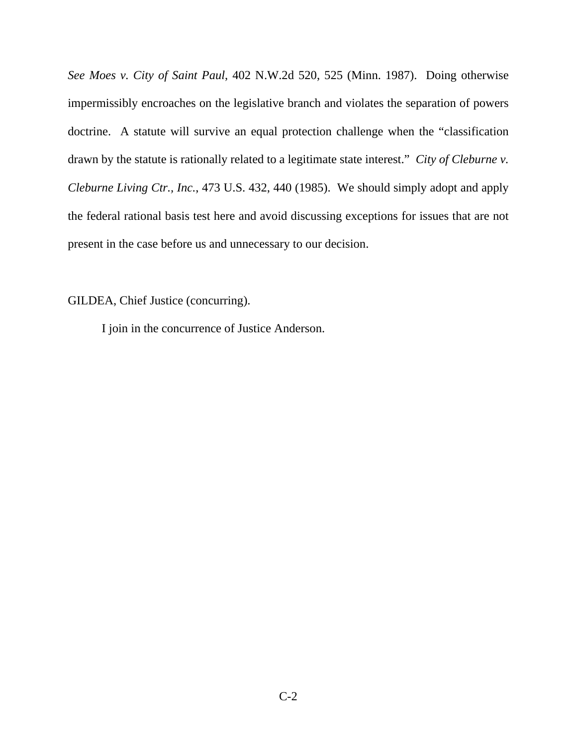*See Moes v. City of Saint Paul*, 402 N.W.2d 520, 525 (Minn. 1987). Doing otherwise impermissibly encroaches on the legislative branch and violates the separation of powers doctrine. A statute will survive an equal protection challenge when the "classification drawn by the statute is rationally related to a legitimate state interest." *City of Cleburne v. Cleburne Living Ctr., Inc.*, 473 U.S. 432, 440 (1985). We should simply adopt and apply the federal rational basis test here and avoid discussing exceptions for issues that are not present in the case before us and unnecessary to our decision.

GILDEA, Chief Justice (concurring).

I join in the concurrence of Justice Anderson.